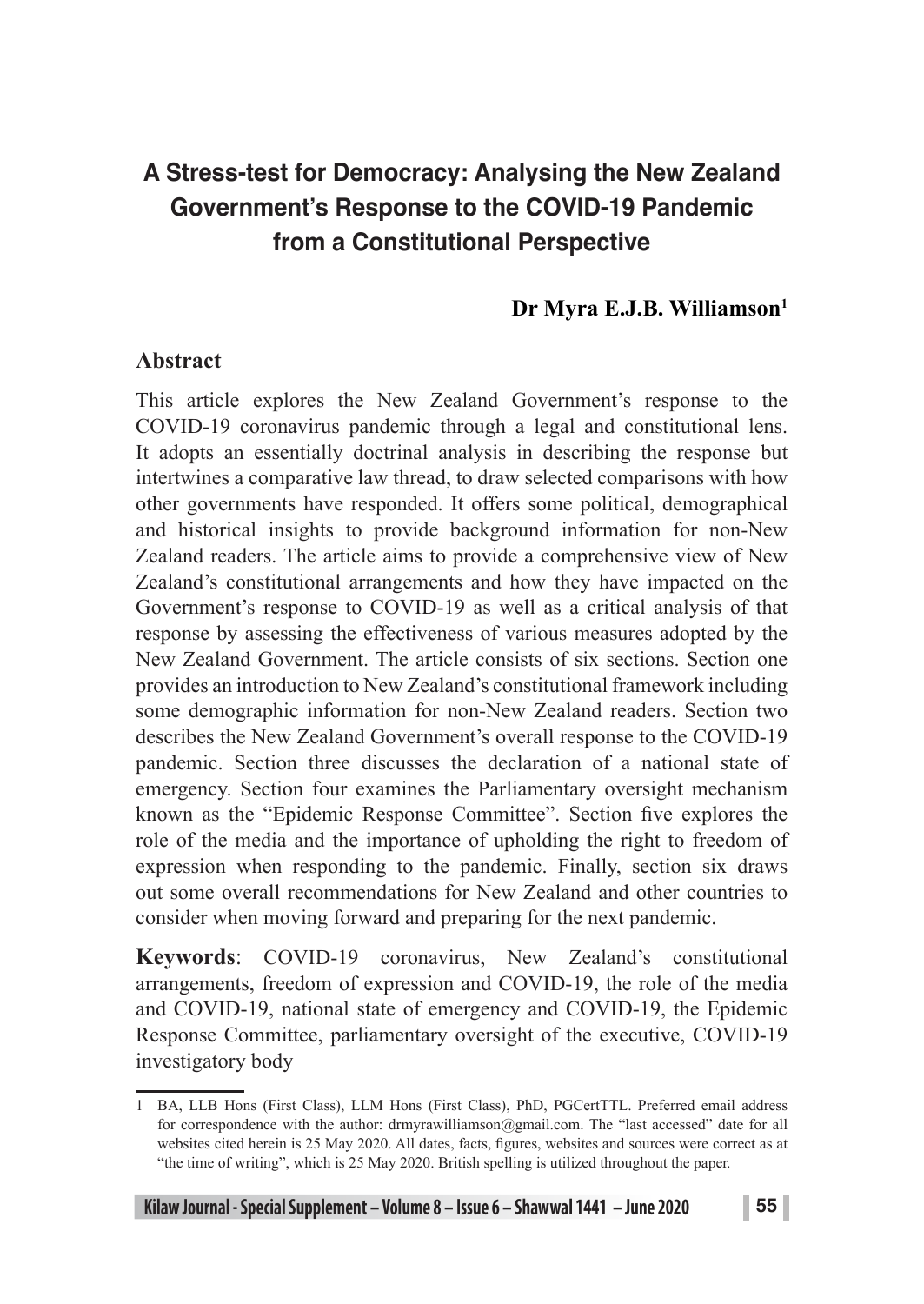# A Stress-test for Democracy: Analysing the New Zealand Government's Response to the COVID-19 Pandemic from a Constitutional Perspective

**Dr Myra E.J.B. Williamson**[1]

## Abstract

This article explores the New Zealand Government's response to the COVID-19 coronavirus pandemic through a legal and constitutional lens. It adopts an essentially doctrinal analysis in describing the response but intertwines a comparative law thread, to draw selected comparisons with how other governments have responded. It offers some political, demographical and historical insights to provide background information for non-New Zealand readers. The article aims to provide a comprehensive view of New Zealand's constitutional arrangements and how they have impacted on the Government's response to COVID-19 as well as a critical analysis of that response by assessing the effectiveness of various measures adopted by the New Zealand Government. The article consists of six sections. Section one provides an introduction to New Zealand's constitutional framework including some demographic information for non-New Zealand readers. Section two describes the New Zealand Government's overall response to the COVID-19 pandemic. Section three discusses the declaration of a national state of emergency. Section four examines the Parliamentary oversight mechanism known as the "Epidemic Response Committee". Section five explores the role of the media and the importance of upholding the right to freedom of expression when responding to the pandemic. Finally, section six draws out some overall recommendations for New Zealand and other countries to consider when moving forward and preparing for the next pandemic.

**Keywords**: COVID-19 coronavirus, New Zealand's constitutional arrangements, freedom of expression and COVID-19, the role of the media and COVID-19, national state of emergency and COVID-19, the Epidemic Response Committee, parliamentary oversight of the executive, COVID-19 investigatory body

---

1 BA, LLB Hons (First Class), LLM Hons (First Class), PhD, PGCertTTL. Preferred email address for correspondence with the author: drmyrawilliamson@gmail.com. The "last accessed" date for all websites cited herein is 25 May 2020. All dates, facts, figures, websites and sources were correct as at "the time of writing", which is 25 May 2020. British spelling is utilized throughout the paper.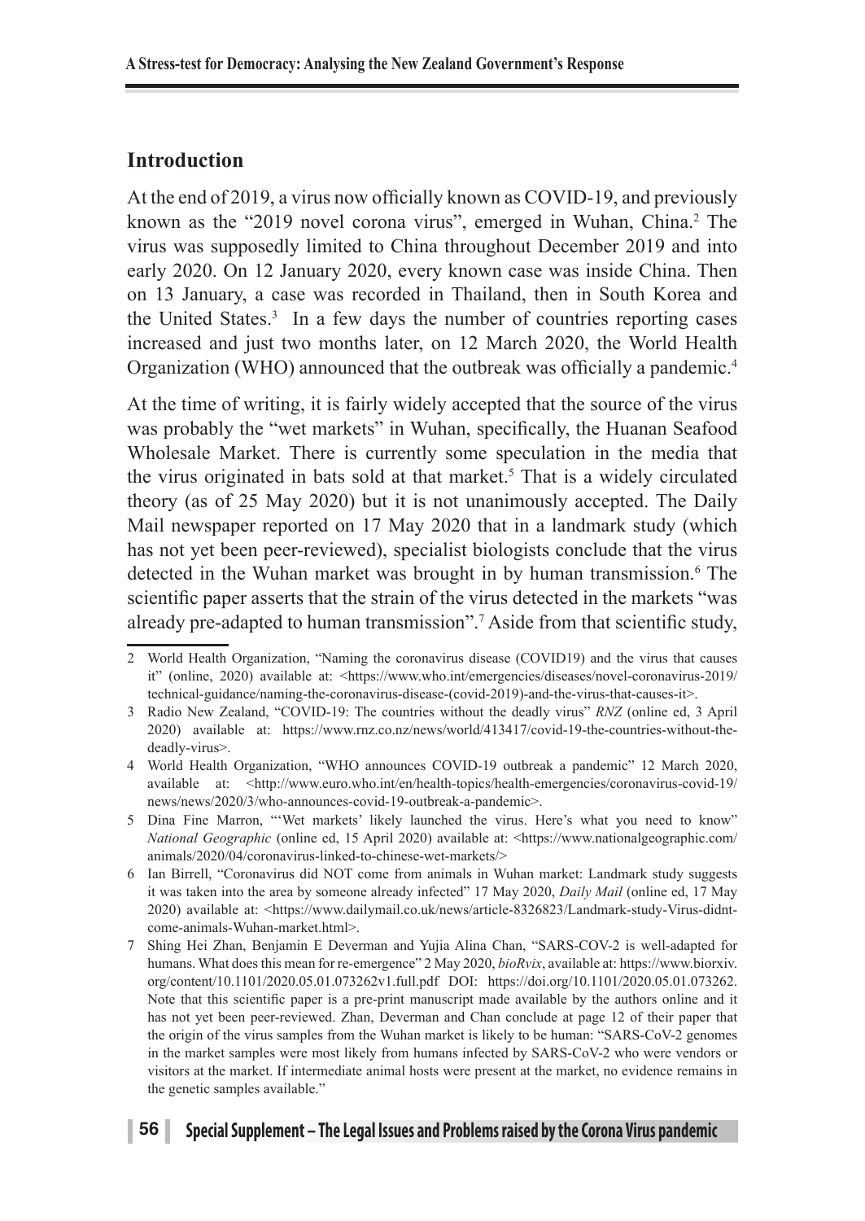## Introduction

At the end of 2019, a virus now officially known as COVID-19, and previously known as the "2019 novel corona virus", emerged in Wuhan, China.[2] The virus was supposedly limited to China throughout December 2019 and into early 2020. On 12 January 2020, every known case was inside China. Then on 13 January, a case was recorded in Thailand, then in South Korea and the United States.[3] In a few days the number of countries reporting cases increased and just two months later, on 12 March 2020, the World Health Organization (WHO) announced that the outbreak was officially a pandemic.[4]

At the time of writing, it is fairly widely accepted that the source of the virus was probably the "wet markets" in Wuhan, specifically, the Huanan Seafood Wholesale Market. There is currently some speculation in the media that the virus originated in bats sold at that market.[5] That is a widely circulated theory (as of 25 May 2020) but it is not unanimously accepted. The Daily Mail newspaper reported on 17 May 2020 that in a landmark study (which has not yet been peer-reviewed), specialist biologists conclude that the virus detected in the Wuhan market was brought in by human transmission.[6] The scientific paper asserts that the strain of the virus detected in the markets "was already pre-adapted to human transmission".[7] Aside from that scientific study,

---

2 World Health Organization, "Naming the coronavirus disease (COVID19) and the virus that causes it" (online, 2020) available at: <https://www.who.int/emergencies/diseases/novel-coronavirus-2019/technical-guidance/naming-the-coronavirus-disease-(covid-2019)-and-the-virus-that-causes-it>.

3 Radio New Zealand, "COVID-19: The countries without the deadly virus" *RNZ* (online ed, 3 April 2020) available at: https://www.rnz.co.nz/news/world/413417/covid-19-the-countries-without-the-deadly-virus>.

4 World Health Organization, "WHO announces COVID-19 outbreak a pandemic" 12 March 2020, available at: <http://www.euro.who.int/en/health-topics/health-emergencies/coronavirus-covid-19/news/news/2020/3/who-announces-covid-19-outbreak-a-pandemic>.

5 Dina Fine Marron, "'Wet markets' likely launched the virus. Here's what you need to know" *National Geographic* (online ed, 15 April 2020) available at: <https://www.nationalgeographic.com/animals/2020/04/coronavirus-linked-to-chinese-wet-markets/>

6 Ian Birrell, "Coronavirus did NOT come from animals in Wuhan market: Landmark study suggests it was taken into the area by someone already infected" 17 May 2020, *Daily Mail* (online ed, 17 May 2020) available at: <https://www.dailymail.co.uk/news/article-8326823/Landmark-study-Virus-didnt-come-animals-Wuhan-market.html>.

7 Shing Hei Zhan, Benjamin E Deverman and Yujia Alina Chan, "SARS-COV-2 is well-adapted for humans. What does this mean for re-emergence" 2 May 2020, *bioRvix*, available at: https://www.biorxiv.org/content/10.1101/2020.05.01.073262v1.full.pdf DOI: https://doi.org/10.1101/2020.05.01.073262. Note that this scientific paper is a pre-print manuscript made available by the authors online and it has not yet been peer-reviewed. Zhan, Deverman and Chan conclude at page 12 of their paper that the origin of the virus samples from the Wuhan market is likely to be human: "SARS-CoV-2 genomes in the market samples were most likely from humans infected by SARS-CoV-2 who were vendors or visitors at the market. If intermediate animal hosts were present at the market, no evidence remains in the genetic samples available."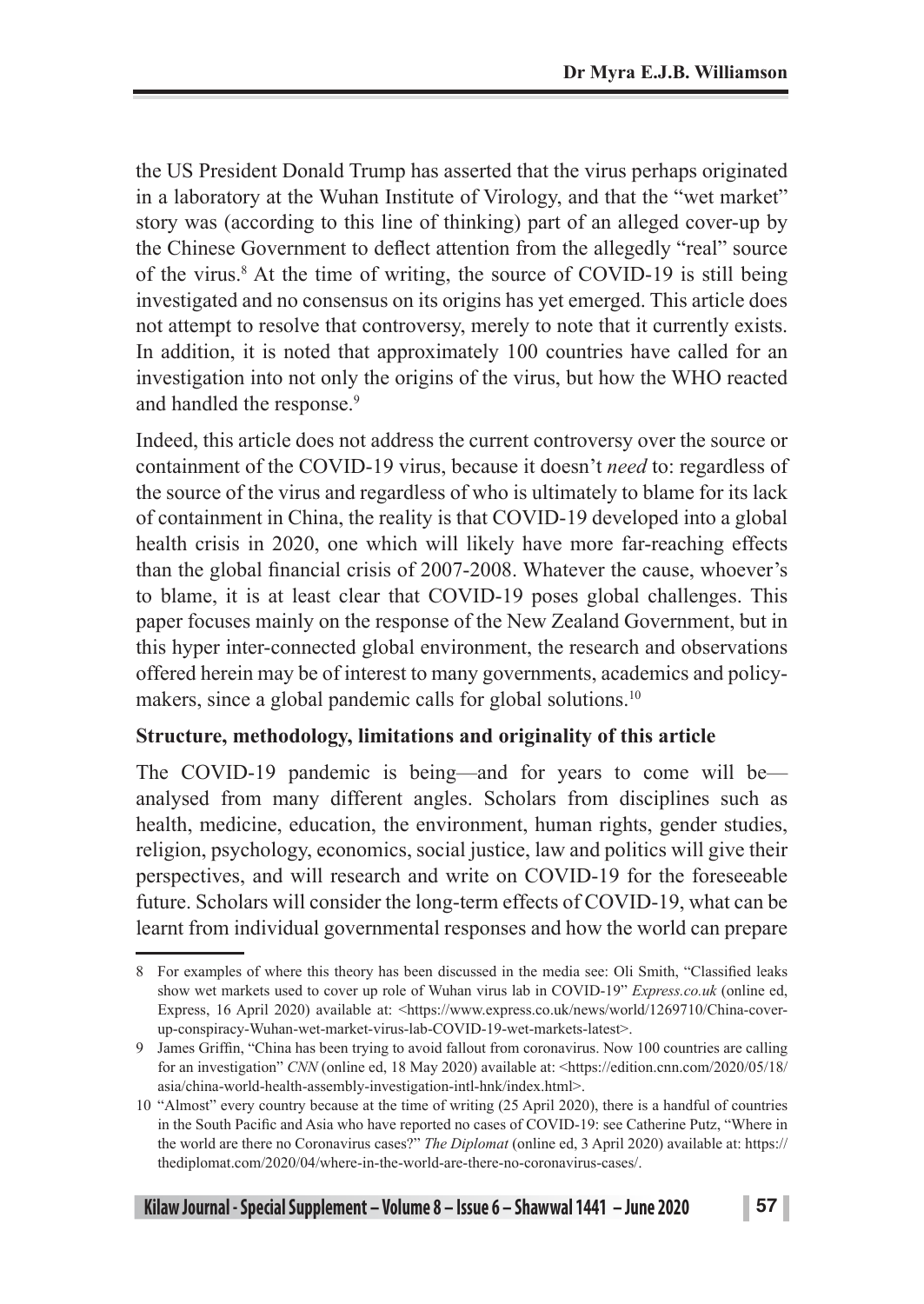the US President Donald Trump has asserted that the virus perhaps originated in a laboratory at the Wuhan Institute of Virology, and that the "wet market" story was (according to this line of thinking) part of an alleged cover-up by the Chinese Government to deflect attention from the allegedly "real" source of the virus.[8] At the time of writing, the source of COVID-19 is still being investigated and no consensus on its origins has yet emerged. This article does not attempt to resolve that controversy, merely to note that it currently exists. In addition, it is noted that approximately 100 countries have called for an investigation into not only the origins of the virus, but how the WHO reacted and handled the response.[9]

Indeed, this article does not address the current controversy over the source or containment of the COVID-19 virus, because it doesn't *need* to: regardless of the source of the virus and regardless of who is ultimately to blame for its lack of containment in China, the reality is that COVID-19 developed into a global health crisis in 2020, one which will likely have more far-reaching effects than the global financial crisis of 2007-2008. Whatever the cause, whoever's to blame, it is at least clear that COVID-19 poses global challenges. This paper focuses mainly on the response of the New Zealand Government, but in this hyper inter-connected global environment, the research and observations offered herein may be of interest to many governments, academics and policy-makers, since a global pandemic calls for global solutions.[10]

**Structure, methodology, limitations and originality of this article**

The COVID-19 pandemic is being—and for years to come will be—analysed from many different angles. Scholars from disciplines such as health, medicine, education, the environment, human rights, gender studies, religion, psychology, economics, social justice, law and politics will give their perspectives, and will research and write on COVID-19 for the foreseeable future. Scholars will consider the long-term effects of COVID-19, what can be learnt from individual governmental responses and how the world can prepare

---

8 For examples of where this theory has been discussed in the media see: Oli Smith, "Classified leaks show wet markets used to cover up role of Wuhan virus lab in COVID-19" *Express.co.uk* (online ed, Express, 16 April 2020) available at: <https://www.express.co.uk/news/world/1269710/China-cover-up-conspiracy-Wuhan-wet-market-virus-lab-COVID-19-wet-markets-latest>.

9 James Griffin, "China has been trying to avoid fallout from coronavirus. Now 100 countries are calling for an investigation" *CNN* (online ed, 18 May 2020) available at: <https://edition.cnn.com/2020/05/18/asia/china-world-health-assembly-investigation-intl-hnk/index.html>.

10 "Almost" every country because at the time of writing (25 April 2020), there is a handful of countries in the South Pacific and Asia who have reported no cases of COVID-19: see Catherine Putz, "Where in the world are there no Coronavirus cases?" *The Diplomat* (online ed, 3 April 2020) available at: https://thediplomat.com/2020/04/where-in-the-world-are-there-no-coronavirus-cases/.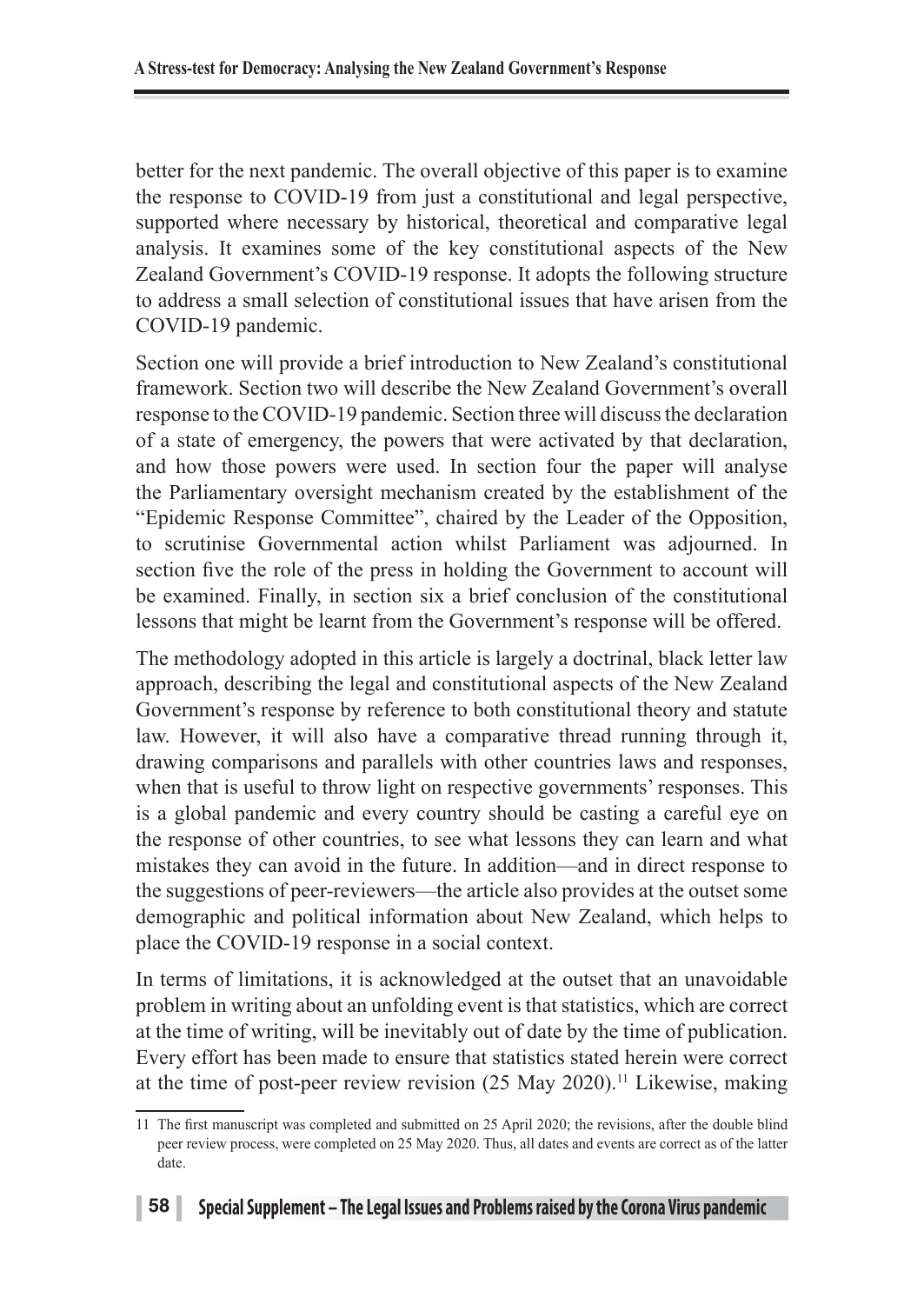better for the next pandemic. The overall objective of this paper is to examine the response to COVID-19 from just a constitutional and legal perspective, supported where necessary by historical, theoretical and comparative legal analysis. It examines some of the key constitutional aspects of the New Zealand Government's COVID-19 response. It adopts the following structure to address a small selection of constitutional issues that have arisen from the COVID-19 pandemic.

Section one will provide a brief introduction to New Zealand's constitutional framework. Section two will describe the New Zealand Government's overall response to the COVID-19 pandemic. Section three will discuss the declaration of a state of emergency, the powers that were activated by that declaration, and how those powers were used. In section four the paper will analyse the Parliamentary oversight mechanism created by the establishment of the "Epidemic Response Committee", chaired by the Leader of the Opposition, to scrutinise Governmental action whilst Parliament was adjourned. In section five the role of the press in holding the Government to account will be examined. Finally, in section six a brief conclusion of the constitutional lessons that might be learnt from the Government's response will be offered.

The methodology adopted in this article is largely a doctrinal, black letter law approach, describing the legal and constitutional aspects of the New Zealand Government's response by reference to both constitutional theory and statute law. However, it will also have a comparative thread running through it, drawing comparisons and parallels with other countries laws and responses, when that is useful to throw light on respective governments' responses. This is a global pandemic and every country should be casting a careful eye on the response of other countries, to see what lessons they can learn and what mistakes they can avoid in the future. In addition—and in direct response to the suggestions of peer-reviewers—the article also provides at the outset some demographic and political information about New Zealand, which helps to place the COVID-19 response in a social context.

In terms of limitations, it is acknowledged at the outset that an unavoidable problem in writing about an unfolding event is that statistics, which are correct at the time of writing, will be inevitably out of date by the time of publication. Every effort has been made to ensure that statistics stated herein were correct at the time of post-peer review revision (25 May 2020).[11] Likewise, making

---

11 The first manuscript was completed and submitted on 25 April 2020; the revisions, after the double blind peer review process, were completed on 25 May 2020. Thus, all dates and events are correct as of the latter date.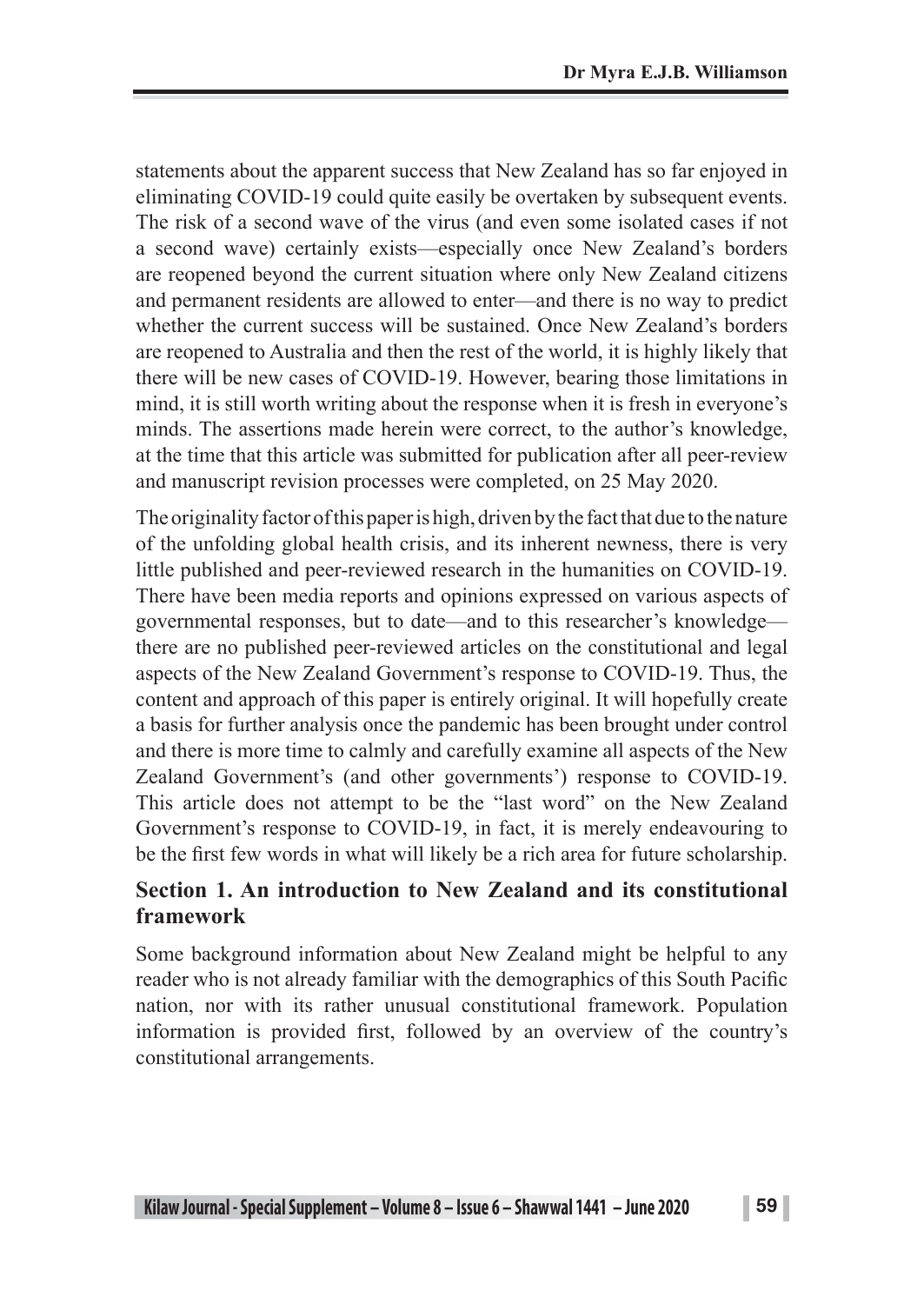statements about the apparent success that New Zealand has so far enjoyed in eliminating COVID-19 could quite easily be overtaken by subsequent events. The risk of a second wave of the virus (and even some isolated cases if not a second wave) certainly exists—especially once New Zealand's borders are reopened beyond the current situation where only New Zealand citizens and permanent residents are allowed to enter—and there is no way to predict whether the current success will be sustained. Once New Zealand's borders are reopened to Australia and then the rest of the world, it is highly likely that there will be new cases of COVID-19. However, bearing those limitations in mind, it is still worth writing about the response when it is fresh in everyone's minds. The assertions made herein were correct, to the author's knowledge, at the time that this article was submitted for publication after all peer-review and manuscript revision processes were completed, on 25 May 2020.

The originality factor of this paper is high, driven by the fact that due to the nature of the unfolding global health crisis, and its inherent newness, there is very little published and peer-reviewed research in the humanities on COVID-19. There have been media reports and opinions expressed on various aspects of governmental responses, but to date—and to this researcher's knowledge—there are no published peer-reviewed articles on the constitutional and legal aspects of the New Zealand Government's response to COVID-19. Thus, the content and approach of this paper is entirely original. It will hopefully create a basis for further analysis once the pandemic has been brought under control and there is more time to calmly and carefully examine all aspects of the New Zealand Government's (and other governments') response to COVID-19. This article does not attempt to be the "last word" on the New Zealand Government's response to COVID-19, in fact, it is merely endeavouring to be the first few words in what will likely be a rich area for future scholarship.

## Section 1. An introduction to New Zealand and its constitutional framework

Some background information about New Zealand might be helpful to any reader who is not already familiar with the demographics of this South Pacific nation, nor with its rather unusual constitutional framework. Population information is provided first, followed by an overview of the country's constitutional arrangements.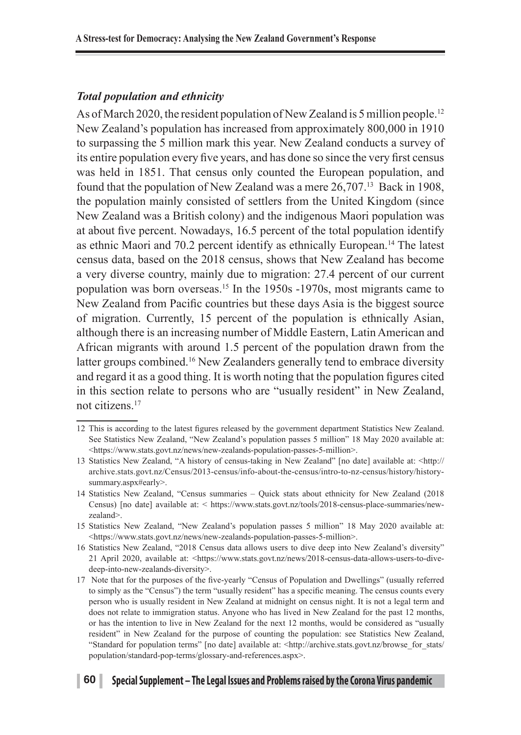### *Total population and ethnicity*

As of March 2020, the resident population of New Zealand is 5 million people.[12] New Zealand's population has increased from approximately 800,000 in 1910 to surpassing the 5 million mark this year. New Zealand conducts a survey of its entire population every five years, and has done so since the very first census was held in 1851. That census only counted the European population, and found that the population of New Zealand was a mere 26,707.[13] Back in 1908, the population mainly consisted of settlers from the United Kingdom (since New Zealand was a British colony) and the indigenous Maori population was at about five percent. Nowadays, 16.5 percent of the total population identify as ethnic Maori and 70.2 percent identify as ethnically European.[14] The latest census data, based on the 2018 census, shows that New Zealand has become a very diverse country, mainly due to migration: 27.4 percent of our current population was born overseas.[15] In the 1950s -1970s, most migrants came to New Zealand from Pacific countries but these days Asia is the biggest source of migration. Currently, 15 percent of the population is ethnically Asian, although there is an increasing number of Middle Eastern, Latin American and African migrants with around 1.5 percent of the population drawn from the latter groups combined.[16] New Zealanders generally tend to embrace diversity and regard it as a good thing. It is worth noting that the population figures cited in this section relate to persons who are "usually resident" in New Zealand, not citizens.[17]

---

12 This is according to the latest figures released by the government department Statistics New Zealand. See Statistics New Zealand, "New Zealand's population passes 5 million" 18 May 2020 available at: <https://www.stats.govt.nz/news/new-zealands-population-passes-5-million>.

13 Statistics New Zealand, "A history of census-taking in New Zealand" [no date] available at: <http://archive.stats.govt.nz/Census/2013-census/info-about-the-census/intro-to-nz-census/history/history-summary.aspx#early>.

14 Statistics New Zealand, "Census summaries – Quick stats about ethnicity for New Zealand (2018 Census) [no date] available at: < https://www.stats.govt.nz/tools/2018-census-place-summaries/new-zealand>.

15 Statistics New Zealand, "New Zealand's population passes 5 million" 18 May 2020 available at: <https://www.stats.govt.nz/news/new-zealands-population-passes-5-million>.

16 Statistics New Zealand, "2018 Census data allows users to dive deep into New Zealand's diversity" 21 April 2020, available at: <https://www.stats.govt.nz/news/2018-census-data-allows-users-to-dive-deep-into-new-zealands-diversity>.

17 Note that for the purposes of the five-yearly "Census of Population and Dwellings" (usually referred to simply as the "Census") the term "usually resident" has a specific meaning. The census counts every person who is usually resident in New Zealand at midnight on census night. It is not a legal term and does not relate to immigration status. Anyone who has lived in New Zealand for the past 12 months, or has the intention to live in New Zealand for the next 12 months, would be considered as "usually resident" in New Zealand for the purpose of counting the population: see Statistics New Zealand, "Standard for population terms" [no date] available at: <http://archive.stats.govt.nz/browse_for_stats/population/standard-pop-terms/glossary-and-references.aspx>.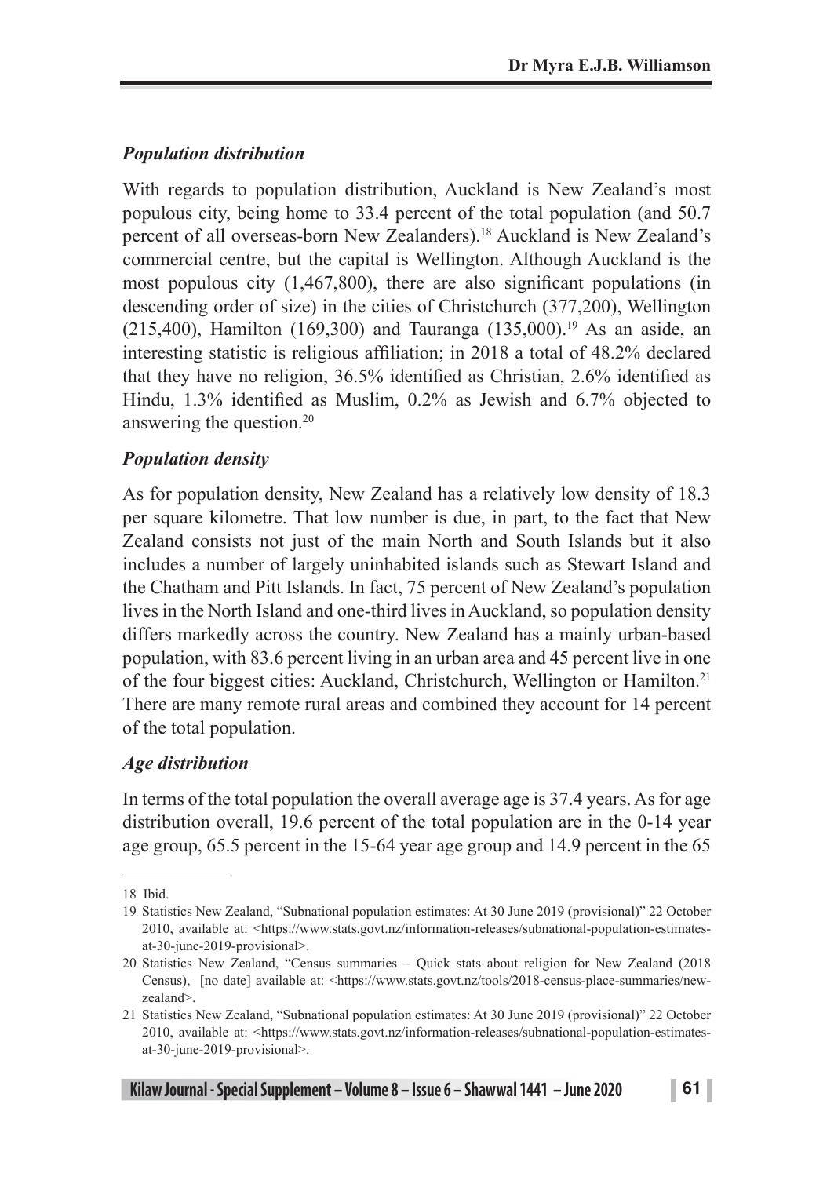### *Population distribution*

With regards to population distribution, Auckland is New Zealand's most populous city, being home to 33.4 percent of the total population (and 50.7 percent of all overseas-born New Zealanders).[18] Auckland is New Zealand's commercial centre, but the capital is Wellington. Although Auckland is the most populous city (1,467,800), there are also significant populations (in descending order of size) in the cities of Christchurch (377,200), Wellington (215,400), Hamilton (169,300) and Tauranga (135,000).[19] As an aside, an interesting statistic is religious affiliation; in 2018 a total of 48.2% declared that they have no religion, 36.5% identified as Christian, 2.6% identified as Hindu, 1.3% identified as Muslim, 0.2% as Jewish and 6.7% objected to answering the question.[20]

### *Population density*

As for population density, New Zealand has a relatively low density of 18.3 per square kilometre. That low number is due, in part, to the fact that New Zealand consists not just of the main North and South Islands but it also includes a number of largely uninhabited islands such as Stewart Island and the Chatham and Pitt Islands. In fact, 75 percent of New Zealand's population lives in the North Island and one-third lives in Auckland, so population density differs markedly across the country. New Zealand has a mainly urban-based population, with 83.6 percent living in an urban area and 45 percent live in one of the four biggest cities: Auckland, Christchurch, Wellington or Hamilton.[21] There are many remote rural areas and combined they account for 14 percent of the total population.

### *Age distribution*

In terms of the total population the overall average age is 37.4 years. As for age distribution overall, 19.6 percent of the total population are in the 0-14 year age group, 65.5 percent in the 15-64 year age group and 14.9 percent in the 65

---

18 Ibid.

19 Statistics New Zealand, "Subnational population estimates: At 30 June 2019 (provisional)" 22 October 2010, available at: <https://www.stats.govt.nz/information-releases/subnational-population-estimates-at-30-june-2019-provisional>.

20 Statistics New Zealand, "Census summaries – Quick stats about religion for New Zealand (2018 Census), [no date] available at: <https://www.stats.govt.nz/tools/2018-census-place-summaries/new-zealand>.

21 Statistics New Zealand, "Subnational population estimates: At 30 June 2019 (provisional)" 22 October 2010, available at: <https://www.stats.govt.nz/information-releases/subnational-population-estimates-at-30-june-2019-provisional>.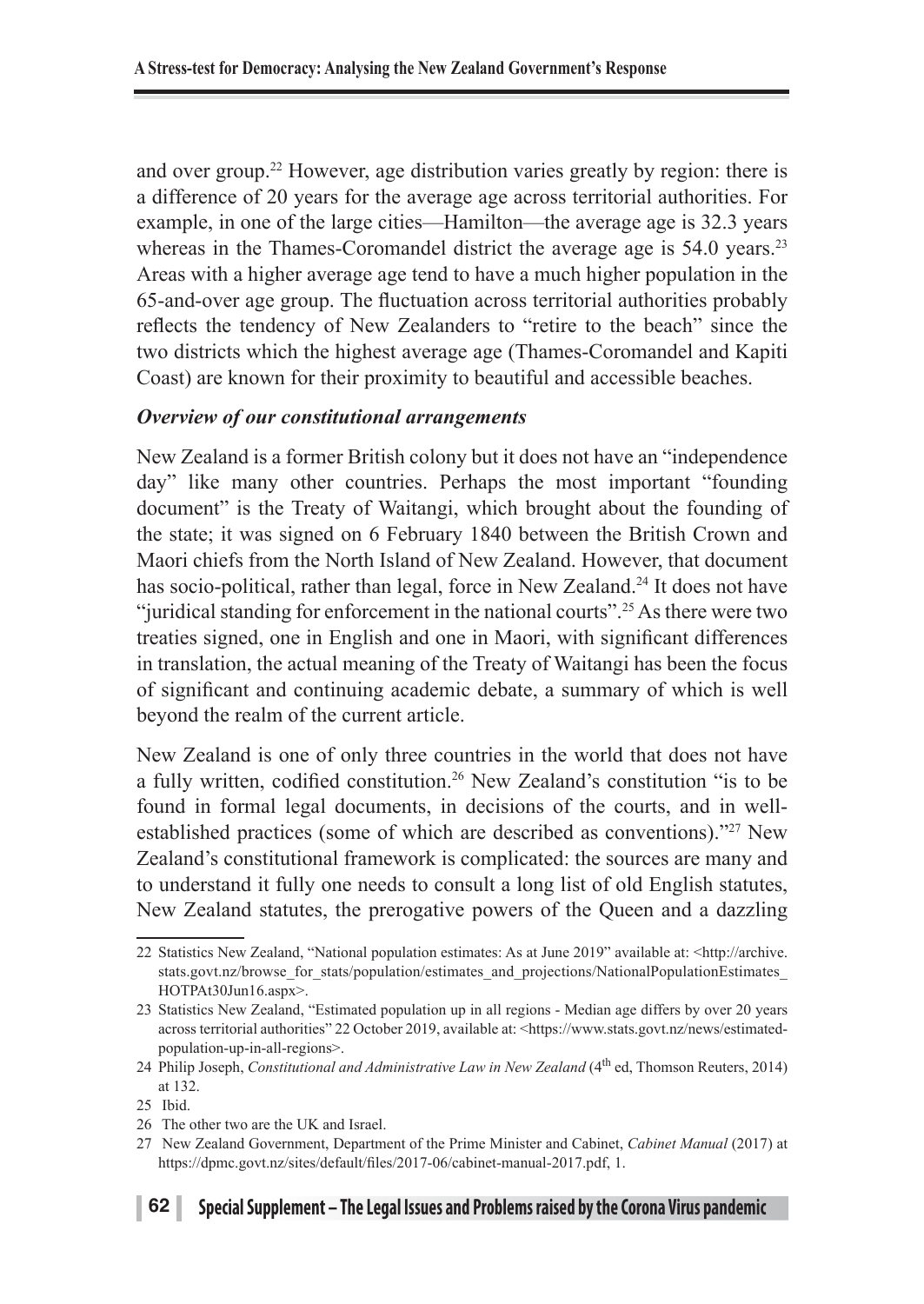and over group.[22] However, age distribution varies greatly by region: there is a difference of 20 years for the average age across territorial authorities. For example, in one of the large cities—Hamilton—the average age is 32.3 years whereas in the Thames-Coromandel district the average age is 54.0 years.[23] Areas with a higher average age tend to have a much higher population in the 65-and-over age group. The fluctuation across territorial authorities probably reflects the tendency of New Zealanders to "retire to the beach" since the two districts which the highest average age (Thames-Coromandel and Kapiti Coast) are known for their proximity to beautiful and accessible beaches.

### *Overview of our constitutional arrangements*

New Zealand is a former British colony but it does not have an "independence day" like many other countries. Perhaps the most important "founding document" is the Treaty of Waitangi, which brought about the founding of the state; it was signed on 6 February 1840 between the British Crown and Maori chiefs from the North Island of New Zealand. However, that document has socio-political, rather than legal, force in New Zealand.[24] It does not have "juridical standing for enforcement in the national courts".[25] As there were two treaties signed, one in English and one in Maori, with significant differences in translation, the actual meaning of the Treaty of Waitangi has been the focus of significant and continuing academic debate, a summary of which is well beyond the realm of the current article.

New Zealand is one of only three countries in the world that does not have a fully written, codified constitution.[26] New Zealand's constitution "is to be found in formal legal documents, in decisions of the courts, and in well-established practices (some of which are described as conventions)."[27] New Zealand's constitutional framework is complicated: the sources are many and to understand it fully one needs to consult a long list of old English statutes, New Zealand statutes, the prerogative powers of the Queen and a dazzling

---

22 Statistics New Zealand, "National population estimates: As at June 2019" available at: <http://archive.stats.govt.nz/browse_for_stats/population/estimates_and_projections/NationalPopulationEstimates_HOTPAt30Jun16.aspx>.

23 Statistics New Zealand, "Estimated population up in all regions - Median age differs by over 20 years across territorial authorities" 22 October 2019, available at: <https://www.stats.govt.nz/news/estimated-population-up-in-all-regions>.

24 Philip Joseph, *Constitutional and Administrative Law in New Zealand* (4th ed, Thomson Reuters, 2014) at 132.

25 Ibid.

26 The other two are the UK and Israel.

27 New Zealand Government, Department of the Prime Minister and Cabinet, *Cabinet Manual* (2017) at https://dpmc.govt.nz/sites/default/files/2017-06/cabinet-manual-2017.pdf, 1.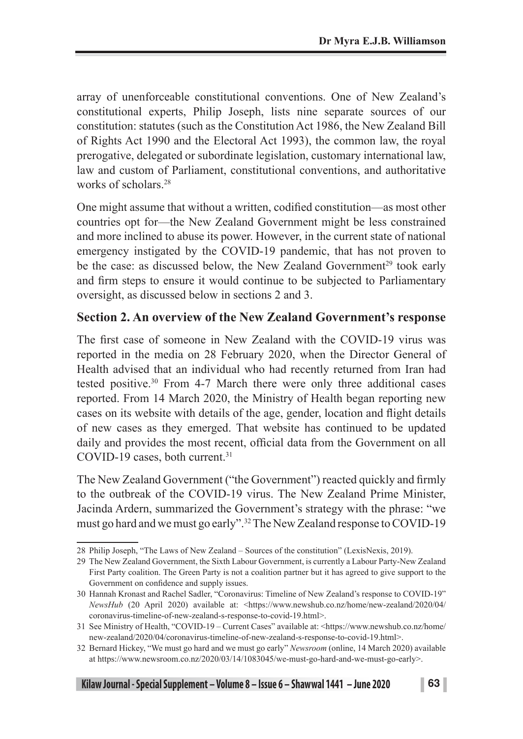array of unenforceable constitutional conventions. One of New Zealand's constitutional experts, Philip Joseph, lists nine separate sources of our constitution: statutes (such as the Constitution Act 1986, the New Zealand Bill of Rights Act 1990 and the Electoral Act 1993), the common law, the royal prerogative, delegated or subordinate legislation, customary international law, law and custom of Parliament, constitutional conventions, and authoritative works of scholars.[28]

One might assume that without a written, codified constitution—as most other countries opt for—the New Zealand Government might be less constrained and more inclined to abuse its power. However, in the current state of national emergency instigated by the COVID-19 pandemic, that has not proven to be the case: as discussed below, the New Zealand Government[29] took early and firm steps to ensure it would continue to be subjected to Parliamentary oversight, as discussed below in sections 2 and 3.

## Section 2. An overview of the New Zealand Government's response

The first case of someone in New Zealand with the COVID-19 virus was reported in the media on 28 February 2020, when the Director General of Health advised that an individual who had recently returned from Iran had tested positive.[30] From 4-7 March there were only three additional cases reported. From 14 March 2020, the Ministry of Health began reporting new cases on its website with details of the age, gender, location and flight details of new cases as they emerged. That website has continued to be updated daily and provides the most recent, official data from the Government on all COVID-19 cases, both current.[31]

The New Zealand Government ("the Government") reacted quickly and firmly to the outbreak of the COVID-19 virus. The New Zealand Prime Minister, Jacinda Ardern, summarized the Government's strategy with the phrase: "we must go hard and we must go early".[32] The New Zealand response to COVID-19

---

28 Philip Joseph, "The Laws of New Zealand – Sources of the constitution" (LexisNexis, 2019).

29 The New Zealand Government, the Sixth Labour Government, is currently a Labour Party-New Zealand First Party coalition. The Green Party is not a coalition partner but it has agreed to give support to the Government on confidence and supply issues.

30 Hannah Kronast and Rachel Sadler, "Coronavirus: Timeline of New Zealand's response to COVID-19" *NewsHub* (20 April 2020) available at: <https://www.newshub.co.nz/home/new-zealand/2020/04/coronavirus-timeline-of-new-zealand-s-response-to-covid-19.html>.

31 See Ministry of Health, "COVID-19 – Current Cases" available at: <https://www.newshub.co.nz/home/new-zealand/2020/04/coronavirus-timeline-of-new-zealand-s-response-to-covid-19.html>.

32 Bernard Hickey, "We must go hard and we must go early" *Newsroom* (online, 14 March 2020) available at https://www.newsroom.co.nz/2020/03/14/1083045/we-must-go-hard-and-we-must-go-early>.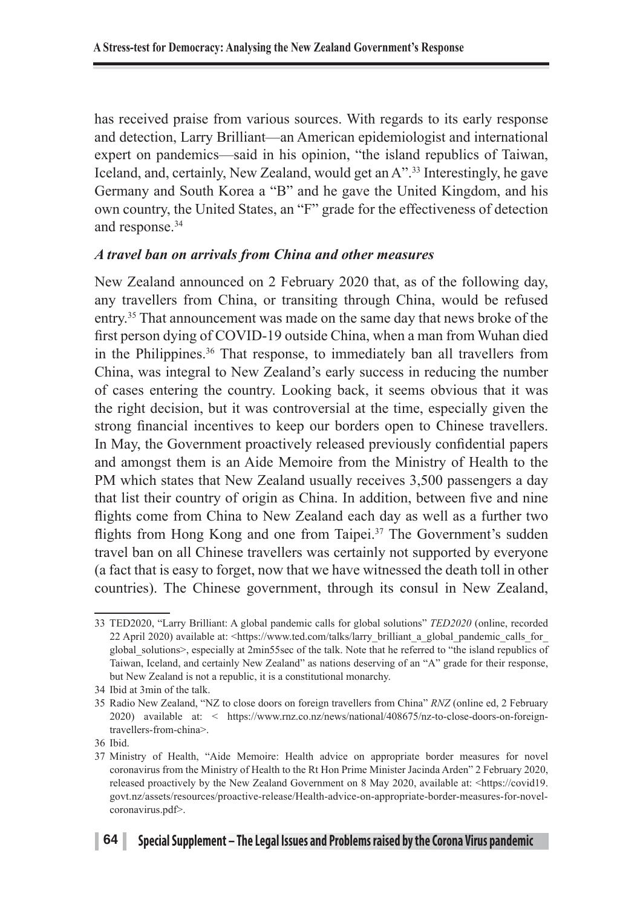has received praise from various sources. With regards to its early response and detection, Larry Brilliant—an American epidemiologist and international expert on pandemics—said in his opinion, "the island republics of Taiwan, Iceland, and, certainly, New Zealand, would get an A".[33] Interestingly, he gave Germany and South Korea a "B" and he gave the United Kingdom, and his own country, the United States, an "F" grade for the effectiveness of detection and response.[34]

### *A travel ban on arrivals from China and other measures*

New Zealand announced on 2 February 2020 that, as of the following day, any travellers from China, or transiting through China, would be refused entry.[35] That announcement was made on the same day that news broke of the first person dying of COVID-19 outside China, when a man from Wuhan died in the Philippines.[36] That response, to immediately ban all travellers from China, was integral to New Zealand's early success in reducing the number of cases entering the country. Looking back, it seems obvious that it was the right decision, but it was controversial at the time, especially given the strong financial incentives to keep our borders open to Chinese travellers. In May, the Government proactively released previously confidential papers and amongst them is an Aide Memoire from the Ministry of Health to the PM which states that New Zealand usually receives 3,500 passengers a day that list their country of origin as China. In addition, between five and nine flights come from China to New Zealand each day as well as a further two flights from Hong Kong and one from Taipei.[37] The Government's sudden travel ban on all Chinese travellers was certainly not supported by everyone (a fact that is easy to forget, now that we have witnessed the death toll in other countries). The Chinese government, through its consul in New Zealand,

---

33 TED2020, "Larry Brilliant: A global pandemic calls for global solutions" *TED2020* (online, recorded 22 April 2020) available at: <https://www.ted.com/talks/larry_brilliant_a_global_pandemic_calls_for_global_solutions>, especially at 2min55sec of the talk. Note that he referred to "the island republics of Taiwan, Iceland, and certainly New Zealand" as nations deserving of an "A" grade for their response, but New Zealand is not a republic, it is a constitutional monarchy.

34 Ibid at 3min of the talk.

35 Radio New Zealand, "NZ to close doors on foreign travellers from China" *RNZ* (online ed, 2 February 2020) available at: < https://www.rnz.co.nz/news/national/408675/nz-to-close-doors-on-foreign-travellers-from-china>.

36 Ibid.

37 Ministry of Health, "Aide Memoire: Health advice on appropriate border measures for novel coronavirus from the Ministry of Health to the Rt Hon Prime Minister Jacinda Arden" 2 February 2020, released proactively by the New Zealand Government on 8 May 2020, available at: <https://covid19.govt.nz/assets/resources/proactive-release/Health-advice-on-appropriate-border-measures-for-novel-coronavirus.pdf>.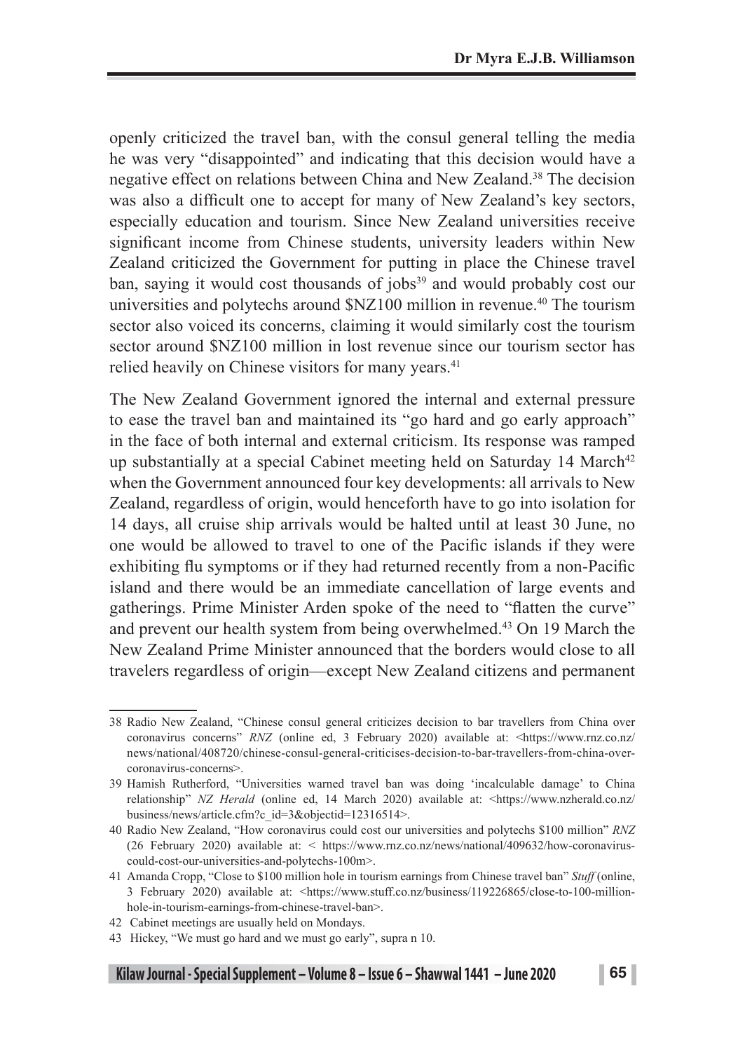openly criticized the travel ban, with the consul general telling the media he was very “disappointed” and indicating that this decision would have a negative effect on relations between China and New Zealand.[38] The decision was also a difficult one to accept for many of New Zealand’s key sectors, especially education and tourism. Since New Zealand universities receive significant income from Chinese students, university leaders within New Zealand criticized the Government for putting in place the Chinese travel ban, saying it would cost thousands of jobs[39] and would probably cost our universities and polytechs around $NZ100 million in revenue.[40] The tourism sector also voiced its concerns, claiming it would similarly cost the tourism sector around $NZ100 million in lost revenue since our tourism sector has relied heavily on Chinese visitors for many years.[41]

The New Zealand Government ignored the internal and external pressure to ease the travel ban and maintained its “go hard and go early approach” in the face of both internal and external criticism. Its response was ramped up substantially at a special Cabinet meeting held on Saturday 14 March[42] when the Government announced four key developments: all arrivals to New Zealand, regardless of origin, would henceforth have to go into isolation for 14 days, all cruise ship arrivals would be halted until at least 30 June, no one would be allowed to travel to one of the Pacific islands if they were exhibiting flu symptoms or if they had returned recently from a non-Pacific island and there would be an immediate cancellation of large events and gatherings. Prime Minister Arden spoke of the need to “flatten the curve” and prevent our health system from being overwhelmed.[43] On 19 March the New Zealand Prime Minister announced that the borders would close to all travelers regardless of origin—except New Zealand citizens and permanent

---

38 Radio New Zealand, “Chinese consul general criticizes decision to bar travellers from China over coronavirus concerns” *RNZ* (online ed, 3 February 2020) available at: <https://www.rnz.co.nz/news/national/408720/chinese-consul-general-criticises-decision-to-bar-travellers-from-china-over-coronavirus-concerns>.

39 Hamish Rutherford, “Universities warned travel ban was doing ‘incalculable damage’ to China relationship” *NZ Herald* (online ed, 14 March 2020) available at: <https://www.nzherald.co.nz/business/news/article.cfm?c_id=3&objectid=12316514>.

40 Radio New Zealand, “How coronavirus could cost our universities and polytechs $100 million” *RNZ* (26 February 2020) available at: < https://www.rnz.co.nz/news/national/409632/how-coronavirus-could-cost-our-universities-and-polytechs-100m>.

41 Amanda Cropp, “Close to $100 million hole in tourism earnings from Chinese travel ban” *Stuff* (online, 3 February 2020) available at: <https://www.stuff.co.nz/business/119226865/close-to-100-million-hole-in-tourism-earnings-from-chinese-travel-ban>.

42 Cabinet meetings are usually held on Mondays.

43 Hickey, “We must go hard and we must go early”, supra n 10.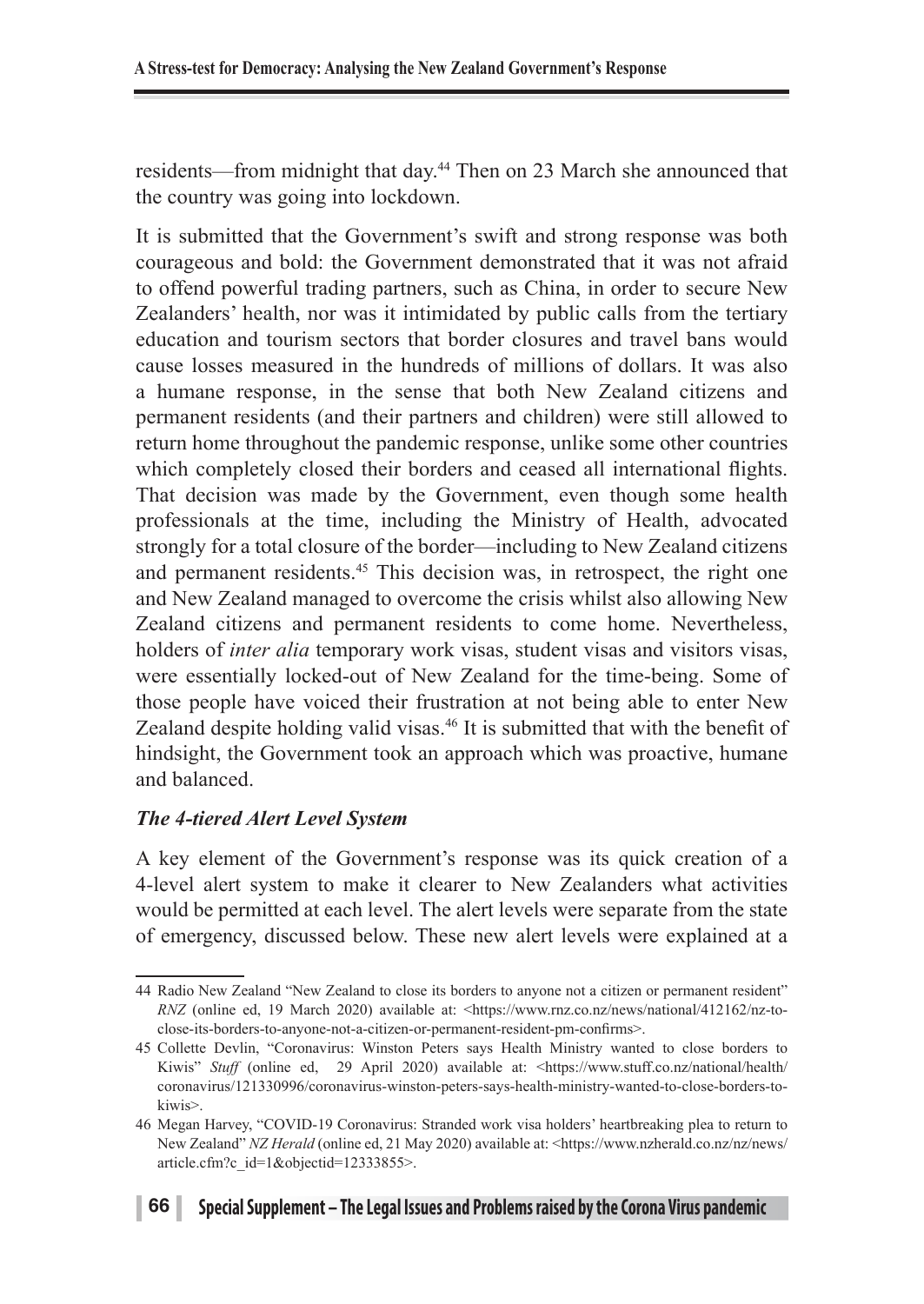residents—from midnight that day.[44] Then on 23 March she announced that the country was going into lockdown.

It is submitted that the Government's swift and strong response was both courageous and bold: the Government demonstrated that it was not afraid to offend powerful trading partners, such as China, in order to secure New Zealanders' health, nor was it intimidated by public calls from the tertiary education and tourism sectors that border closures and travel bans would cause losses measured in the hundreds of millions of dollars. It was also a humane response, in the sense that both New Zealand citizens and permanent residents (and their partners and children) were still allowed to return home throughout the pandemic response, unlike some other countries which completely closed their borders and ceased all international flights. That decision was made by the Government, even though some health professionals at the time, including the Ministry of Health, advocated strongly for a total closure of the border—including to New Zealand citizens and permanent residents.[45] This decision was, in retrospect, the right one and New Zealand managed to overcome the crisis whilst also allowing New Zealand citizens and permanent residents to come home. Nevertheless, holders of *inter alia* temporary work visas, student visas and visitors visas, were essentially locked-out of New Zealand for the time-being. Some of those people have voiced their frustration at not being able to enter New Zealand despite holding valid visas.[46] It is submitted that with the benefit of hindsight, the Government took an approach which was proactive, humane and balanced.

### *The 4-tiered Alert Level System*

A key element of the Government's response was its quick creation of a 4-level alert system to make it clearer to New Zealanders what activities would be permitted at each level. The alert levels were separate from the state of emergency, discussed below. These new alert levels were explained at a

---

44 Radio New Zealand "New Zealand to close its borders to anyone not a citizen or permanent resident" *RNZ* (online ed, 19 March 2020) available at: <https://www.rnz.co.nz/news/national/412162/nz-to-close-its-borders-to-anyone-not-a-citizen-or-permanent-resident-pm-confirms>.

45 Collette Devlin, "Coronavirus: Winston Peters says Health Ministry wanted to close borders to Kiwis" *Stuff* (online ed, 29 April 2020) available at: <https://www.stuff.co.nz/national/health/coronavirus/121330996/coronavirus-winston-peters-says-health-ministry-wanted-to-close-borders-to-kiwis>.

46 Megan Harvey, "COVID-19 Coronavirus: Stranded work visa holders' heartbreaking plea to return to New Zealand" *NZ Herald* (online ed, 21 May 2020) available at: <https://www.nzherald.co.nz/nz/news/article.cfm?c_id=1&objectid=12333855>.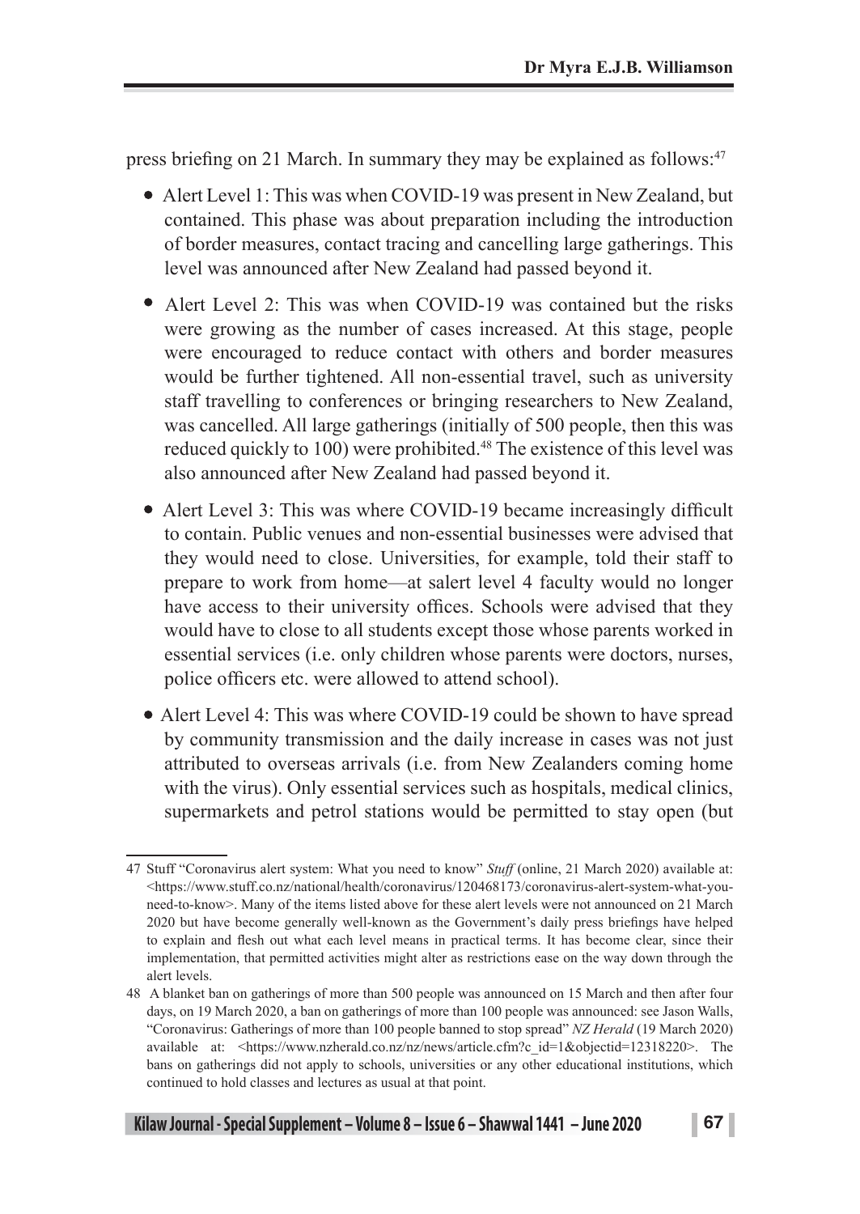press briefing on 21 March. In summary they may be explained as follows:[47]

- Alert Level 1: This was when COVID-19 was present in New Zealand, but contained. This phase was about preparation including the introduction of border measures, contact tracing and cancelling large gatherings. This level was announced after New Zealand had passed beyond it.
- Alert Level 2: This was when COVID-19 was contained but the risks were growing as the number of cases increased. At this stage, people were encouraged to reduce contact with others and border measures would be further tightened. All non-essential travel, such as university staff travelling to conferences or bringing researchers to New Zealand, was cancelled. All large gatherings (initially of 500 people, then this was reduced quickly to 100) were prohibited.[48] The existence of this level was also announced after New Zealand had passed beyond it.
- Alert Level 3: This was where COVID-19 became increasingly difficult to contain. Public venues and non-essential businesses were advised that they would need to close. Universities, for example, told their staff to prepare to work from home—at salert level 4 faculty would no longer have access to their university offices. Schools were advised that they would have to close to all students except those whose parents worked in essential services (i.e. only children whose parents were doctors, nurses, police officers etc. were allowed to attend school).
- Alert Level 4: This was where COVID-19 could be shown to have spread by community transmission and the daily increase in cases was not just attributed to overseas arrivals (i.e. from New Zealanders coming home with the virus). Only essential services such as hospitals, medical clinics, supermarkets and petrol stations would be permitted to stay open (but

---

47 Stuff "Coronavirus alert system: What you need to know" *Stuff* (online, 21 March 2020) available at: <https://www.stuff.co.nz/national/health/coronavirus/120468173/coronavirus-alert-system-what-you-need-to-know>. Many of the items listed above for these alert levels were not announced on 21 March 2020 but have become generally well-known as the Government's daily press briefings have helped to explain and flesh out what each level means in practical terms. It has become clear, since their implementation, that permitted activities might alter as restrictions ease on the way down through the alert levels.

48 A blanket ban on gatherings of more than 500 people was announced on 15 March and then after four days, on 19 March 2020, a ban on gatherings of more than 100 people was announced: see Jason Walls, "Coronavirus: Gatherings of more than 100 people banned to stop spread" *NZ Herald* (19 March 2020) available at: <https://www.nzherald.co.nz/nz/news/article.cfm?c_id=1&objectid=12318220>. The bans on gatherings did not apply to schools, universities or any other educational institutions, which continued to hold classes and lectures as usual at that point.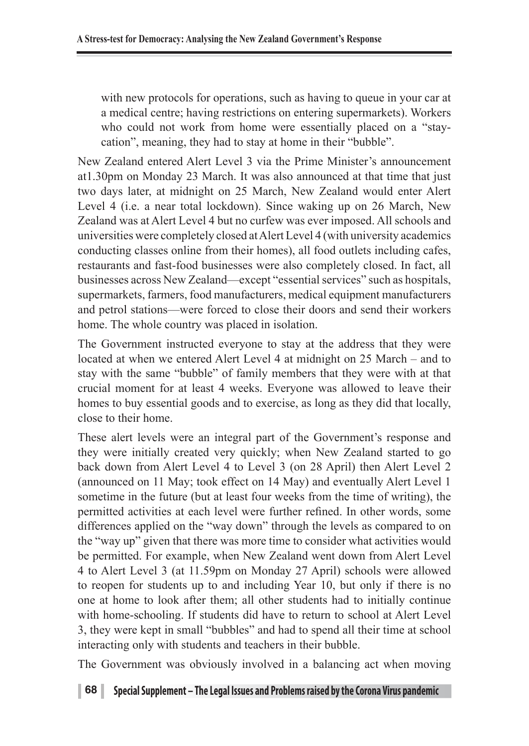with new protocols for operations, such as having to queue in your car at a medical centre; having restrictions on entering supermarkets). Workers who could not work from home were essentially placed on a "stay-cation", meaning, they had to stay at home in their "bubble".

New Zealand entered Alert Level 3 via the Prime Minister's announcement at1.30pm on Monday 23 March. It was also announced at that time that just two days later, at midnight on 25 March, New Zealand would enter Alert Level 4 (i.e. a near total lockdown). Since waking up on 26 March, New Zealand was at Alert Level 4 but no curfew was ever imposed. All schools and universities were completely closed at Alert Level 4 (with university academics conducting classes online from their homes), all food outlets including cafes, restaurants and fast-food businesses were also completely closed. In fact, all businesses across New Zealand—except "essential services" such as hospitals, supermarkets, farmers, food manufacturers, medical equipment manufacturers and petrol stations—were forced to close their doors and send their workers home. The whole country was placed in isolation.

The Government instructed everyone to stay at the address that they were located at when we entered Alert Level 4 at midnight on 25 March – and to stay with the same "bubble" of family members that they were with at that crucial moment for at least 4 weeks. Everyone was allowed to leave their homes to buy essential goods and to exercise, as long as they did that locally, close to their home.

These alert levels were an integral part of the Government's response and they were initially created very quickly; when New Zealand started to go back down from Alert Level 4 to Level 3 (on 28 April) then Alert Level 2 (announced on 11 May; took effect on 14 May) and eventually Alert Level 1 sometime in the future (but at least four weeks from the time of writing), the permitted activities at each level were further refined. In other words, some differences applied on the "way down" through the levels as compared to on the "way up" given that there was more time to consider what activities would be permitted. For example, when New Zealand went down from Alert Level 4 to Alert Level 3 (at 11.59pm on Monday 27 April) schools were allowed to reopen for students up to and including Year 10, but only if there is no one at home to look after them; all other students had to initially continue with home-schooling. If students did have to return to school at Alert Level 3, they were kept in small "bubbles" and had to spend all their time at school interacting only with students and teachers in their bubble.

The Government was obviously involved in a balancing act when moving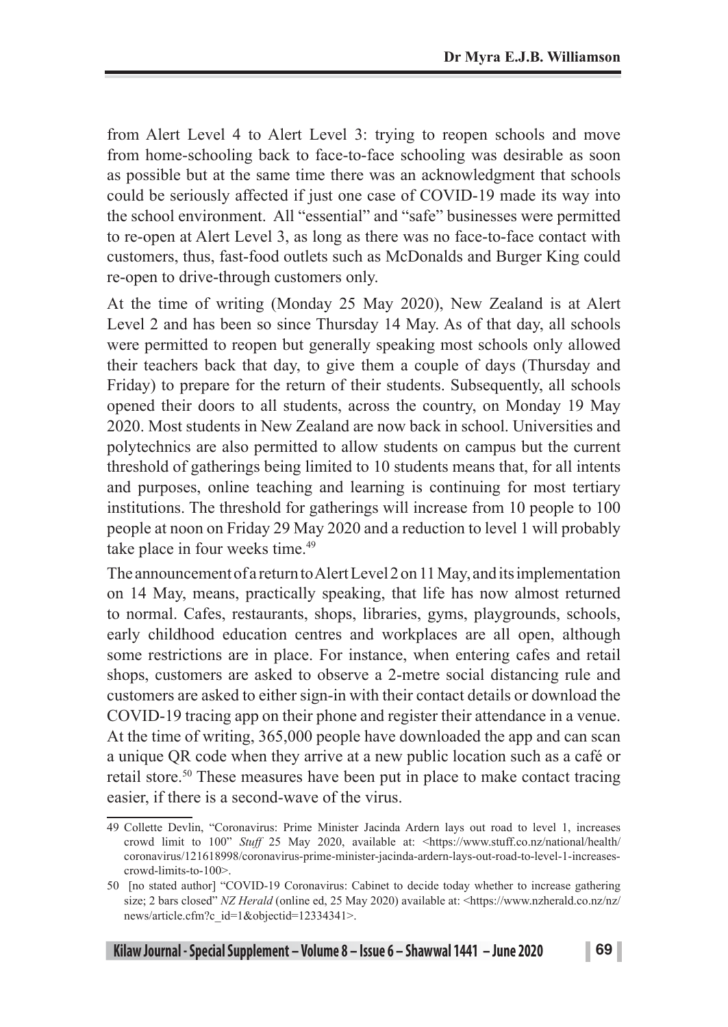from Alert Level 4 to Alert Level 3: trying to reopen schools and move from home-schooling back to face-to-face schooling was desirable as soon as possible but at the same time there was an acknowledgment that schools could be seriously affected if just one case of COVID-19 made its way into the school environment. All "essential" and "safe" businesses were permitted to re-open at Alert Level 3, as long as there was no face-to-face contact with customers, thus, fast-food outlets such as McDonalds and Burger King could re-open to drive-through customers only.

At the time of writing (Monday 25 May 2020), New Zealand is at Alert Level 2 and has been so since Thursday 14 May. As of that day, all schools were permitted to reopen but generally speaking most schools only allowed their teachers back that day, to give them a couple of days (Thursday and Friday) to prepare for the return of their students. Subsequently, all schools opened their doors to all students, across the country, on Monday 19 May 2020. Most students in New Zealand are now back in school. Universities and polytechnics are also permitted to allow students on campus but the current threshold of gatherings being limited to 10 students means that, for all intents and purposes, online teaching and learning is continuing for most tertiary institutions. The threshold for gatherings will increase from 10 people to 100 people at noon on Friday 29 May 2020 and a reduction to level 1 will probably take place in four weeks time.[49]

The announcement of a return to Alert Level 2 on 11 May, and its implementation on 14 May, means, practically speaking, that life has now almost returned to normal. Cafes, restaurants, shops, libraries, gyms, playgrounds, schools, early childhood education centres and workplaces are all open, although some restrictions are in place. For instance, when entering cafes and retail shops, customers are asked to observe a 2-metre social distancing rule and customers are asked to either sign-in with their contact details or download the COVID-19 tracing app on their phone and register their attendance in a venue. At the time of writing, 365,000 people have downloaded the app and can scan a unique QR code when they arrive at a new public location such as a café or retail store.[50] These measures have been put in place to make contact tracing easier, if there is a second-wave of the virus.

49 Collette Devlin, "Coronavirus: Prime Minister Jacinda Ardern lays out road to level 1, increases crowd limit to 100" *Stuff* 25 May 2020, available at: <https://www.stuff.co.nz/national/health/coronavirus/121618998/coronavirus-prime-minister-jacinda-ardern-lays-out-road-to-level-1-increases-crowd-limits-to-100>.

50 [no stated author] "COVID-19 Coronavirus: Cabinet to decide today whether to increase gathering size; 2 bars closed" *NZ Herald* (online ed, 25 May 2020) available at: <https://www.nzherald.co.nz/nz/news/article.cfm?c_id=1&objectid=12334341>.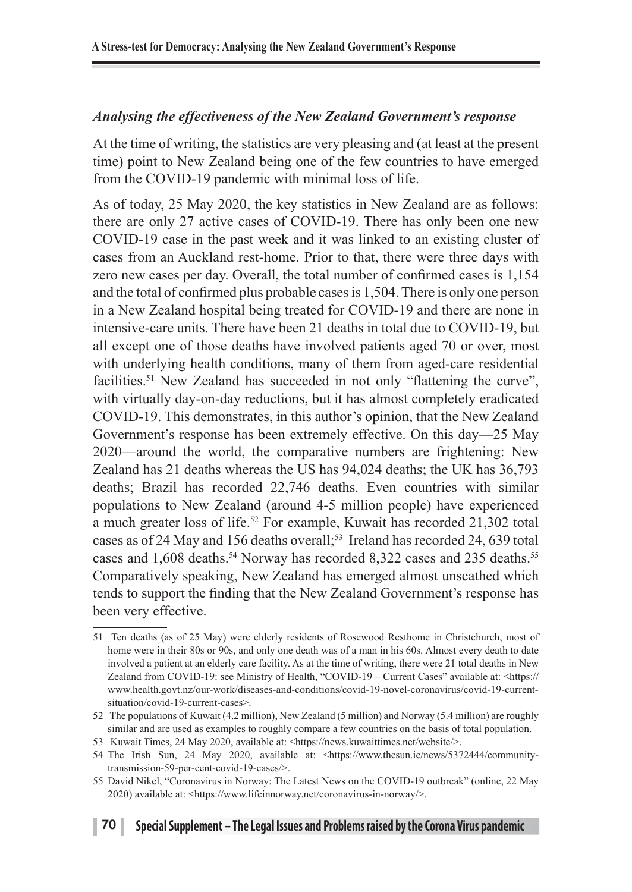### *Analysing the effectiveness of the New Zealand Government's response*

At the time of writing, the statistics are very pleasing and (at least at the present time) point to New Zealand being one of the few countries to have emerged from the COVID-19 pandemic with minimal loss of life.

As of today, 25 May 2020, the key statistics in New Zealand are as follows: there are only 27 active cases of COVID-19. There has only been one new COVID-19 case in the past week and it was linked to an existing cluster of cases from an Auckland rest-home. Prior to that, there were three days with zero new cases per day. Overall, the total number of confirmed cases is 1,154 and the total of confirmed plus probable cases is 1,504. There is only one person in a New Zealand hospital being treated for COVID-19 and there are none in intensive-care units. There have been 21 deaths in total due to COVID-19, but all except one of those deaths have involved patients aged 70 or over, most with underlying health conditions, many of them from aged-care residential facilities.[51] New Zealand has succeeded in not only "flattening the curve", with virtually day-on-day reductions, but it has almost completely eradicated COVID-19. This demonstrates, in this author's opinion, that the New Zealand Government's response has been extremely effective. On this day—25 May 2020—around the world, the comparative numbers are frightening: New Zealand has 21 deaths whereas the US has 94,024 deaths; the UK has 36,793 deaths; Brazil has recorded 22,746 deaths. Even countries with similar populations to New Zealand (around 4-5 million people) have experienced a much greater loss of life.[52] For example, Kuwait has recorded 21,302 total cases as of 24 May and 156 deaths overall;[53] Ireland has recorded 24, 639 total cases and 1,608 deaths.[54] Norway has recorded 8,322 cases and 235 deaths.[55] Comparatively speaking, New Zealand has emerged almost unscathed which tends to support the finding that the New Zealand Government's response has been very effective.

---

51 Ten deaths (as of 25 May) were elderly residents of Rosewood Resthome in Christchurch, most of home were in their 80s or 90s, and only one death was of a man in his 60s. Almost every death to date involved a patient at an elderly care facility. As at the time of writing, there were 21 total deaths in New Zealand from COVID-19: see Ministry of Health, "COVID-19 – Current Cases" available at: <https://www.health.govt.nz/our-work/diseases-and-conditions/covid-19-novel-coronavirus/covid-19-current-situation/covid-19-current-cases>.

52 The populations of Kuwait (4.2 million), New Zealand (5 million) and Norway (5.4 million) are roughly similar and are used as examples to roughly compare a few countries on the basis of total population.

53 Kuwait Times, 24 May 2020, available at: <https://news.kuwaittimes.net/website/>.

54 The Irish Sun, 24 May 2020, available at: <https://www.thesun.ie/news/5372444/community-transmission-59-per-cent-covid-19-cases/>.

55 David Nikel, "Coronavirus in Norway: The Latest News on the COVID-19 outbreak" (online, 22 May 2020) available at: <https://www.lifeinnorway.net/coronavirus-in-norway/>.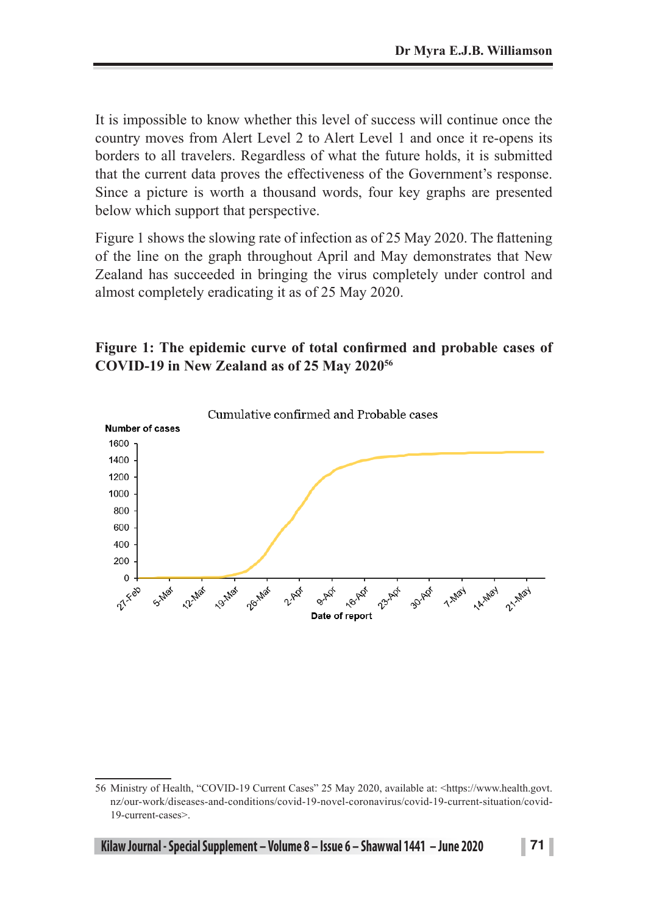It is impossible to know whether this level of success will continue once the country moves from Alert Level 2 to Alert Level 1 and once it re-opens its borders to all travelers. Regardless of what the future holds, it is submitted that the current data proves the effectiveness of the Government's response. Since a picture is worth a thousand words, four key graphs are presented below which support that perspective.

Figure 1 shows the slowing rate of infection as of 25 May 2020. The flattening of the line on the graph throughout April and May demonstrates that New Zealand has succeeded in bringing the virus completely under control and almost completely eradicating it as of 25 May 2020.

**Figure 1: The epidemic curve of total confirmed and probable cases of COVID-19 in New Zealand as of 25 May 2020[56]**

Cumulative confirmed and Probable cases

Number of cases: 0, 200, 400, 600, 800, 1000, 1200, 1400, 1600

Date of report: 27-Feb, 5-Mar, 12-Mar, 19-Mar, 26-Mar, 2-Apr, 9-Apr, 16-Apr, 23-Apr, 30-Apr, 7-May, 14-May, 21-May

---

56 Ministry of Health, "COVID-19 Current Cases" 25 May 2020, available at: <https://www.health.govt.nz/our-work/diseases-and-conditions/covid-19-novel-coronavirus/covid-19-current-situation/covid-19-current-cases>.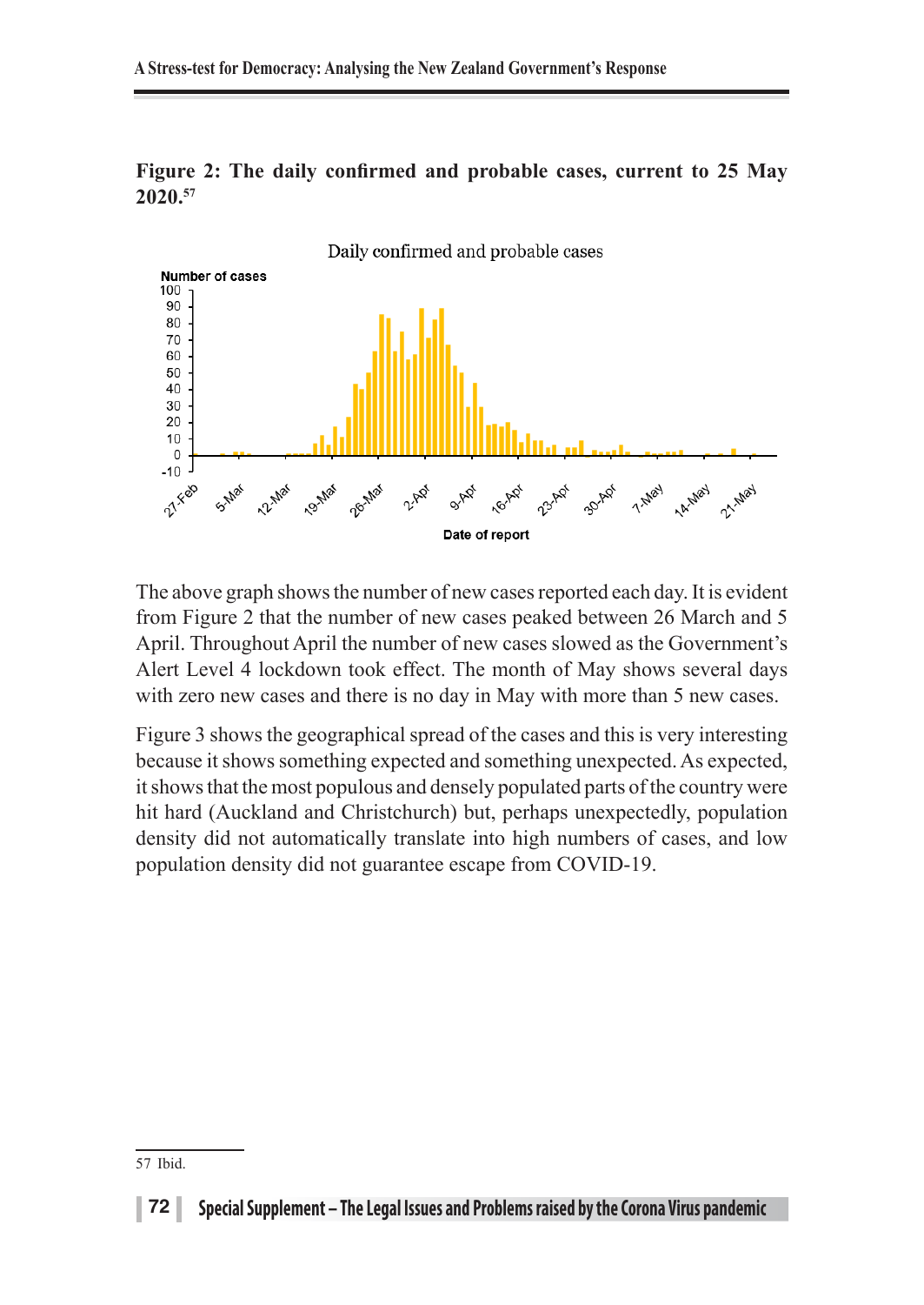**Figure 2: The daily confirmed and probable cases, current to 25 May 2020.**[57]

The above graph shows the number of new cases reported each day. It is evident from Figure 2 that the number of new cases peaked between 26 March and 5 April. Throughout April the number of new cases slowed as the Government's Alert Level 4 lockdown took effect. The month of May shows several days with zero new cases and there is no day in May with more than 5 new cases.

Figure 3 shows the geographical spread of the cases and this is very interesting because it shows something expected and something unexpected. As expected, it shows that the most populous and densely populated parts of the country were hit hard (Auckland and Christchurch) but, perhaps unexpectedly, population density did not automatically translate into high numbers of cases, and low population density did not guarantee escape from COVID-19.

---

57 Ibid.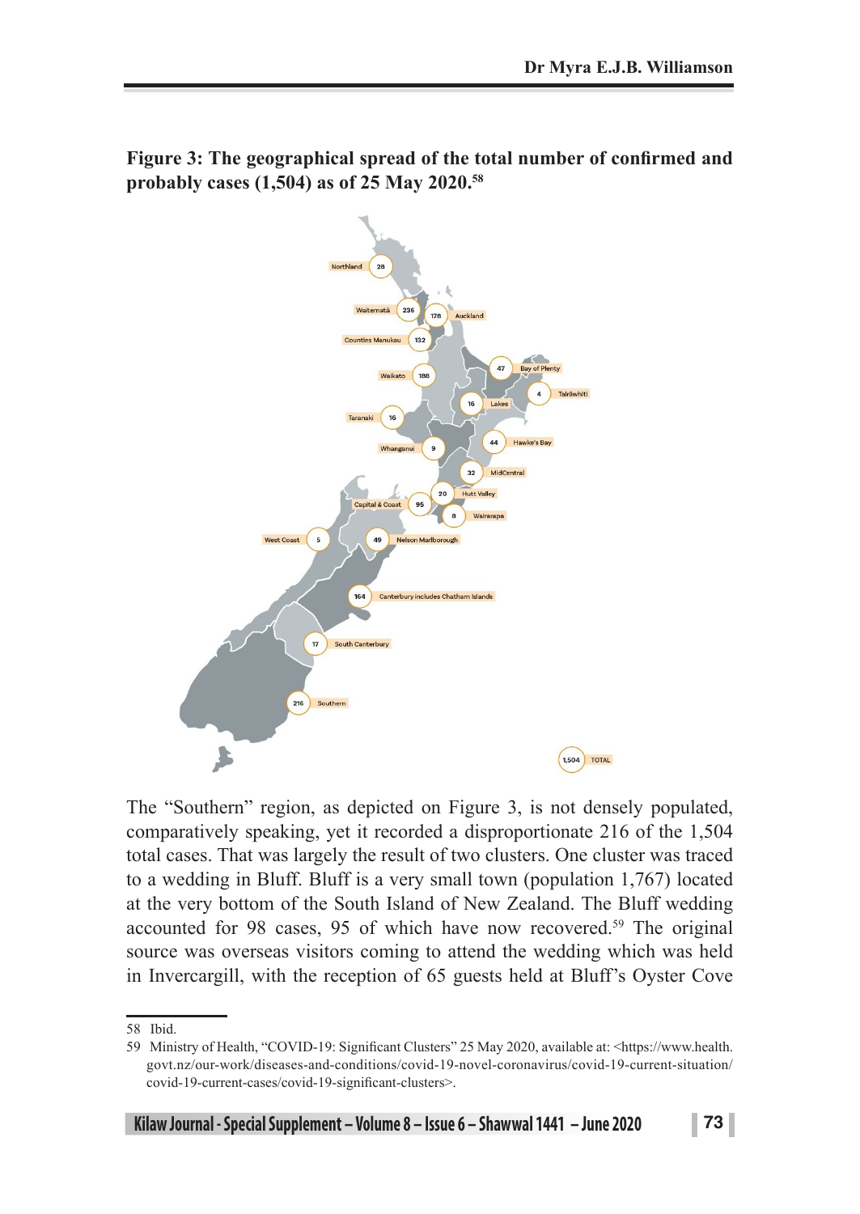**Figure 3: The geographical spread of the total number of confirmed and probably cases (1,504) as of 25 May 2020.**[58]

The "Southern" region, as depicted on Figure 3, is not densely populated, comparatively speaking, yet it recorded a disproportionate 216 of the 1,504 total cases. That was largely the result of two clusters. One cluster was traced to a wedding in Bluff. Bluff is a very small town (population 1,767) located at the very bottom of the South Island of New Zealand. The Bluff wedding accounted for 98 cases, 95 of which have now recovered.[59] The original source was overseas visitors coming to attend the wedding which was held in Invercargill, with the reception of 65 guests held at Bluff's Oyster Cove

---

58 Ibid.

59 Ministry of Health, "COVID-19: Significant Clusters" 25 May 2020, available at: <https://www.health.govt.nz/our-work/diseases-and-conditions/covid-19-novel-coronavirus/covid-19-current-situation/covid-19-current-cases/covid-19-significant-clusters>.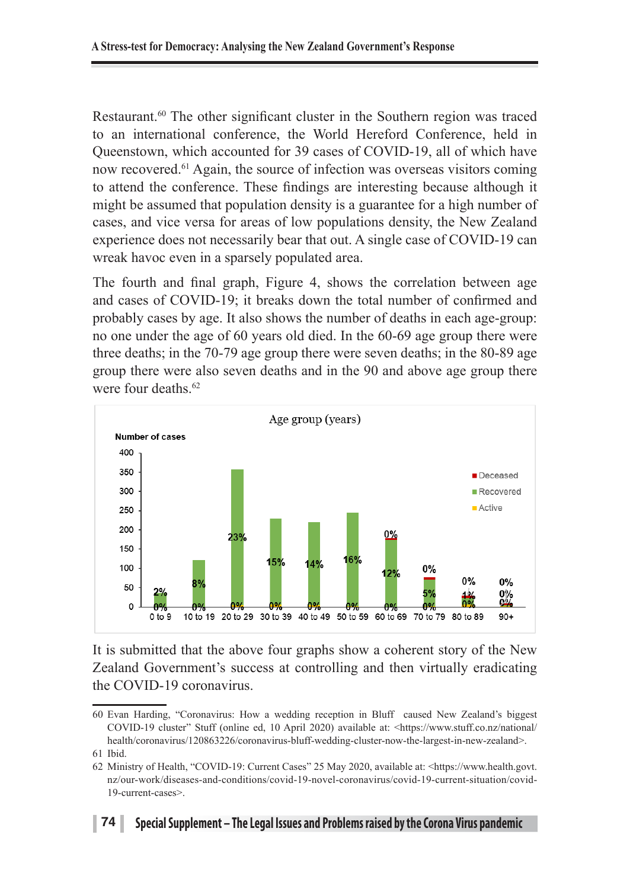Restaurant.[60] The other significant cluster in the Southern region was traced to an international conference, the World Hereford Conference, held in Queenstown, which accounted for 39 cases of COVID-19, all of which have now recovered.[61] Again, the source of infection was overseas visitors coming to attend the conference. These findings are interesting because although it might be assumed that population density is a guarantee for a high number of cases, and vice versa for areas of low populations density, the New Zealand experience does not necessarily bear that out. A single case of COVID-19 can wreak havoc even in a sparsely populated area.

The fourth and final graph, Figure 4, shows the correlation between age and cases of COVID-19; it breaks down the total number of confirmed and probably cases by age. It also shows the number of deaths in each age-group: no one under the age of 60 years old died. In the 60-69 age group there were three deaths; in the 70-79 age group there were seven deaths; in the 80-89 age group there were also seven deaths and in the 90 and above age group there were four deaths.[62]

It is submitted that the above four graphs show a coherent story of the New Zealand Government's success at controlling and then virtually eradicating the COVID-19 coronavirus.

---

60 Evan Harding, "Coronavirus: How a wedding reception in Bluff caused New Zealand's biggest COVID-19 cluster" Stuff (online ed, 10 April 2020) available at: <https://www.stuff.co.nz/national/health/coronavirus/120863226/coronavirus-bluff-wedding-cluster-now-the-largest-in-new-zealand>.

61 Ibid.

62 Ministry of Health, "COVID-19: Current Cases" 25 May 2020, available at: <https://www.health.govt.nz/our-work/diseases-and-conditions/covid-19-novel-coronavirus/covid-19-current-situation/covid-19-current-cases>.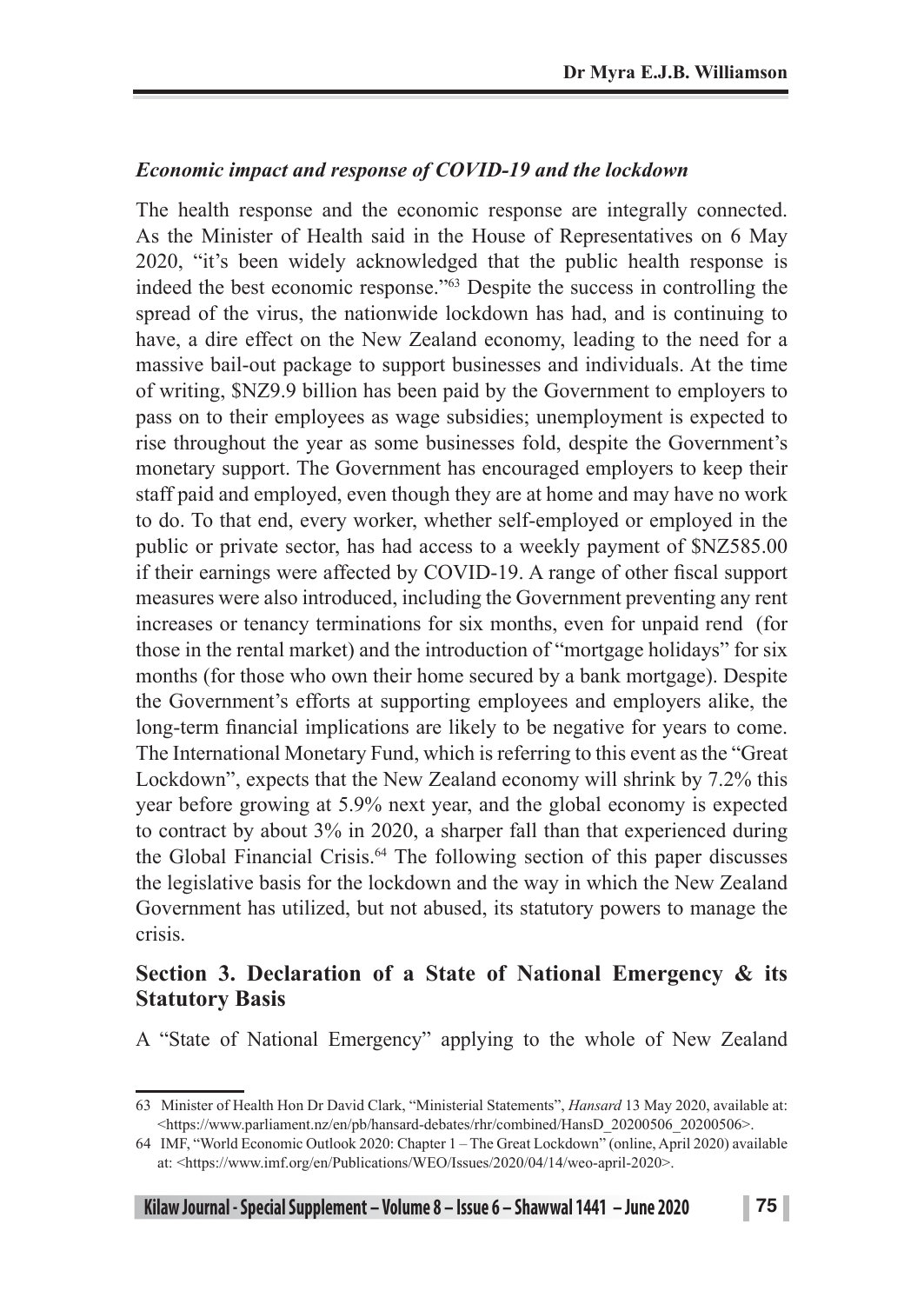### *Economic impact and response of COVID-19 and the lockdown*

The health response and the economic response are integrally connected. As the Minister of Health said in the House of Representatives on 6 May 2020, "it's been widely acknowledged that the public health response is indeed the best economic response."[63] Despite the success in controlling the spread of the virus, the nationwide lockdown has had, and is continuing to have, a dire effect on the New Zealand economy, leading to the need for a massive bail-out package to support businesses and individuals. At the time of writing, $NZ9.9 billion has been paid by the Government to employers to pass on to their employees as wage subsidies; unemployment is expected to rise throughout the year as some businesses fold, despite the Government's monetary support. The Government has encouraged employers to keep their staff paid and employed, even though they are at home and may have no work to do. To that end, every worker, whether self-employed or employed in the public or private sector, has had access to a weekly payment of $NZ585.00 if their earnings were affected by COVID-19. A range of other fiscal support measures were also introduced, including the Government preventing any rent increases or tenancy terminations for six months, even for unpaid rend (for those in the rental market) and the introduction of "mortgage holidays" for six months (for those who own their home secured by a bank mortgage). Despite the Government's efforts at supporting employees and employers alike, the long-term financial implications are likely to be negative for years to come. The International Monetary Fund, which is referring to this event as the "Great Lockdown", expects that the New Zealand economy will shrink by 7.2% this year before growing at 5.9% next year, and the global economy is expected to contract by about 3% in 2020, a sharper fall than that experienced during the Global Financial Crisis.[64] The following section of this paper discusses the legislative basis for the lockdown and the way in which the New Zealand Government has utilized, but not abused, its statutory powers to manage the crisis.

## Section 3. Declaration of a State of National Emergency & its Statutory Basis

A "State of National Emergency" applying to the whole of New Zealand

---

63 Minister of Health Hon Dr David Clark, "Ministerial Statements", *Hansard* 13 May 2020, available at: <https://www.parliament.nz/en/pb/hansard-debates/rhr/combined/HansD_20200506_20200506>.

64 IMF, "World Economic Outlook 2020: Chapter 1 – The Great Lockdown" (online, April 2020) available at: <https://www.imf.org/en/Publications/WEO/Issues/2020/04/14/weo-april-2020>.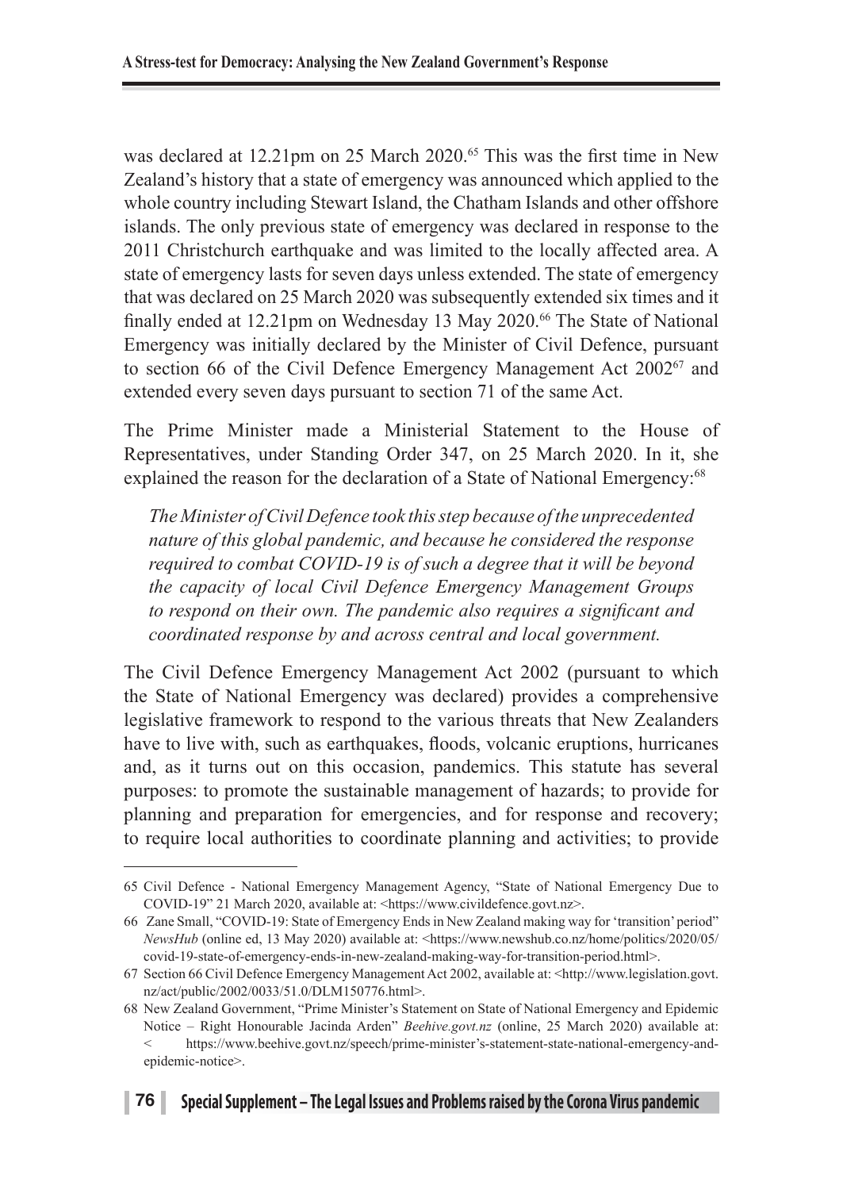was declared at 12.21pm on 25 March 2020.[65] This was the first time in New Zealand's history that a state of emergency was announced which applied to the whole country including Stewart Island, the Chatham Islands and other offshore islands. The only previous state of emergency was declared in response to the 2011 Christchurch earthquake and was limited to the locally affected area. A state of emergency lasts for seven days unless extended. The state of emergency that was declared on 25 March 2020 was subsequently extended six times and it finally ended at 12.21pm on Wednesday 13 May 2020.[66] The State of National Emergency was initially declared by the Minister of Civil Defence, pursuant to section 66 of the Civil Defence Emergency Management Act 2002[67] and extended every seven days pursuant to section 71 of the same Act.

The Prime Minister made a Ministerial Statement to the House of Representatives, under Standing Order 347, on 25 March 2020. In it, she explained the reason for the declaration of a State of National Emergency:[68]

> *The Minister of Civil Defence took this step because of the unprecedented nature of this global pandemic, and because he considered the response required to combat COVID-19 is of such a degree that it will be beyond the capacity of local Civil Defence Emergency Management Groups to respond on their own. The pandemic also requires a significant and coordinated response by and across central and local government.*

The Civil Defence Emergency Management Act 2002 (pursuant to which the State of National Emergency was declared) provides a comprehensive legislative framework to respond to the various threats that New Zealanders have to live with, such as earthquakes, floods, volcanic eruptions, hurricanes and, as it turns out on this occasion, pandemics. This statute has several purposes: to promote the sustainable management of hazards; to provide for planning and preparation for emergencies, and for response and recovery; to require local authorities to coordinate planning and activities; to provide

---

65 Civil Defence - National Emergency Management Agency, "State of National Emergency Due to COVID-19" 21 March 2020, available at: <https://www.civildefence.govt.nz>.

66 Zane Small, "COVID-19: State of Emergency Ends in New Zealand making way for 'transition' period" *NewsHub* (online ed, 13 May 2020) available at: <https://www.newshub.co.nz/home/politics/2020/05/covid-19-state-of-emergency-ends-in-new-zealand-making-way-for-transition-period.html>.

67 Section 66 Civil Defence Emergency Management Act 2002, available at: <http://www.legislation.govt.nz/act/public/2002/0033/51.0/DLM150776.html>.

68 New Zealand Government, "Prime Minister's Statement on State of National Emergency and Epidemic Notice – Right Honourable Jacinda Arden" *Beehive.govt.nz* (online, 25 March 2020) available at: < https://www.beehive.govt.nz/speech/prime-minister's-statement-state-national-emergency-and-epidemic-notice>.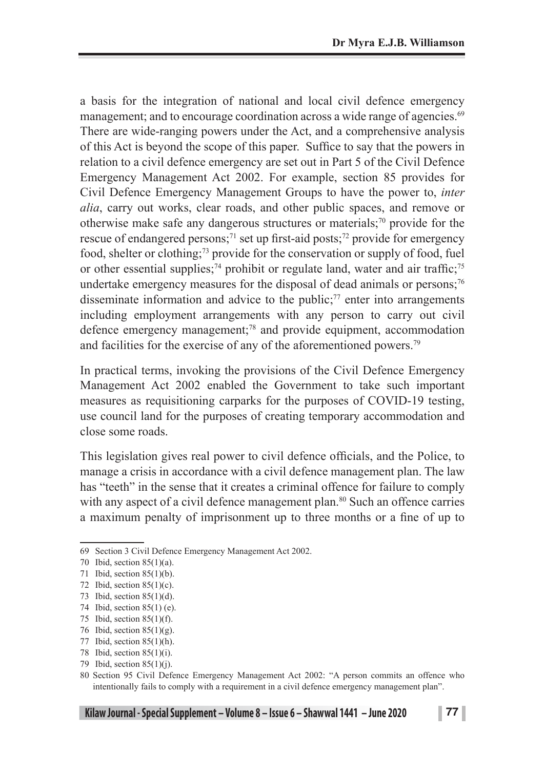a basis for the integration of national and local civil defence emergency management; and to encourage coordination across a wide range of agencies.[69] There are wide-ranging powers under the Act, and a comprehensive analysis of this Act is beyond the scope of this paper. Suffice to say that the powers in relation to a civil defence emergency are set out in Part 5 of the Civil Defence Emergency Management Act 2002. For example, section 85 provides for Civil Defence Emergency Management Groups to have the power to, *inter alia*, carry out works, clear roads, and other public spaces, and remove or otherwise make safe any dangerous structures or materials;[70] provide for the rescue of endangered persons;[71] set up first-aid posts;[72] provide for emergency food, shelter or clothing;[73] provide for the conservation or supply of food, fuel or other essential supplies;[74] prohibit or regulate land, water and air traffic;[75] undertake emergency measures for the disposal of dead animals or persons;[76] disseminate information and advice to the public;[77] enter into arrangements including employment arrangements with any person to carry out civil defence emergency management;[78] and provide equipment, accommodation and facilities for the exercise of any of the aforementioned powers.[79]

In practical terms, invoking the provisions of the Civil Defence Emergency Management Act 2002 enabled the Government to take such important measures as requisitioning carparks for the purposes of COVID-19 testing, use council land for the purposes of creating temporary accommodation and close some roads.

This legislation gives real power to civil defence officials, and the Police, to manage a crisis in accordance with a civil defence management plan. The law has "teeth" in the sense that it creates a criminal offence for failure to comply with any aspect of a civil defence management plan.[80] Such an offence carries a maximum penalty of imprisonment up to three months or a fine of up to

---

69 Section 3 Civil Defence Emergency Management Act 2002.

70 Ibid, section 85(1)(a).

71 Ibid, section 85(1)(b).

72 Ibid, section 85(1)(c).

73 Ibid, section 85(1)(d).

74 Ibid, section 85(1) (e).

75 Ibid, section 85(1)(f).

76 Ibid, section 85(1)(g).

77 Ibid, section 85(1)(h).

78 Ibid, section 85(1)(i).

79 Ibid, section 85(1)(j).

80 Section 95 Civil Defence Emergency Management Act 2002: "A person commits an offence who intentionally fails to comply with a requirement in a civil defence emergency management plan".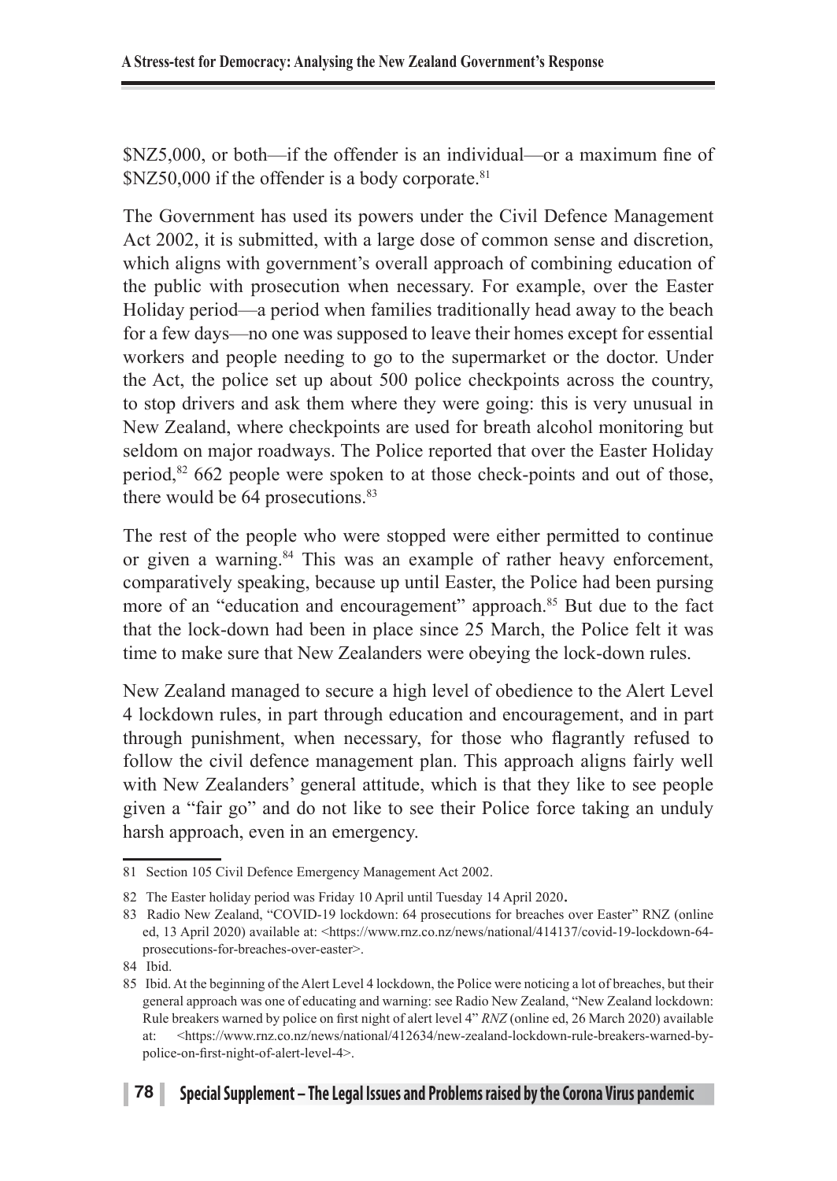$NZ5,000, or both—if the offender is an individual—or a maximum fine of $NZ50,000 if the offender is a body corporate.[81]

The Government has used its powers under the Civil Defence Management Act 2002, it is submitted, with a large dose of common sense and discretion, which aligns with government's overall approach of combining education of the public with prosecution when necessary. For example, over the Easter Holiday period—a period when families traditionally head away to the beach for a few days—no one was supposed to leave their homes except for essential workers and people needing to go to the supermarket or the doctor. Under the Act, the police set up about 500 police checkpoints across the country, to stop drivers and ask them where they were going: this is very unusual in New Zealand, where checkpoints are used for breath alcohol monitoring but seldom on major roadways. The Police reported that over the Easter Holiday period,[82] 662 people were spoken to at those check-points and out of those, there would be 64 prosecutions.[83]

The rest of the people who were stopped were either permitted to continue or given a warning.[84] This was an example of rather heavy enforcement, comparatively speaking, because up until Easter, the Police had been pursing more of an "education and encouragement" approach.[85] But due to the fact that the lock-down had been in place since 25 March, the Police felt it was time to make sure that New Zealanders were obeying the lock-down rules.

New Zealand managed to secure a high level of obedience to the Alert Level 4 lockdown rules, in part through education and encouragement, and in part through punishment, when necessary, for those who flagrantly refused to follow the civil defence management plan. This approach aligns fairly well with New Zealanders' general attitude, which is that they like to see people given a "fair go" and do not like to see their Police force taking an unduly harsh approach, even in an emergency.

---

81 Section 105 Civil Defence Emergency Management Act 2002.

82 The Easter holiday period was Friday 10 April until Tuesday 14 April 2020.

83 Radio New Zealand, "COVID-19 lockdown: 64 prosecutions for breaches over Easter" RNZ (online ed, 13 April 2020) available at: <https://www.rnz.co.nz/news/national/414137/covid-19-lockdown-64-prosecutions-for-breaches-over-easter>.

84 Ibid.

85 Ibid. At the beginning of the Alert Level 4 lockdown, the Police were noticing a lot of breaches, but their general approach was one of educating and warning: see Radio New Zealand, "New Zealand lockdown: Rule breakers warned by police on first night of alert level 4" *RNZ* (online ed, 26 March 2020) available at: <https://www.rnz.co.nz/news/national/412634/new-zealand-lockdown-rule-breakers-warned-by-police-on-first-night-of-alert-level-4>.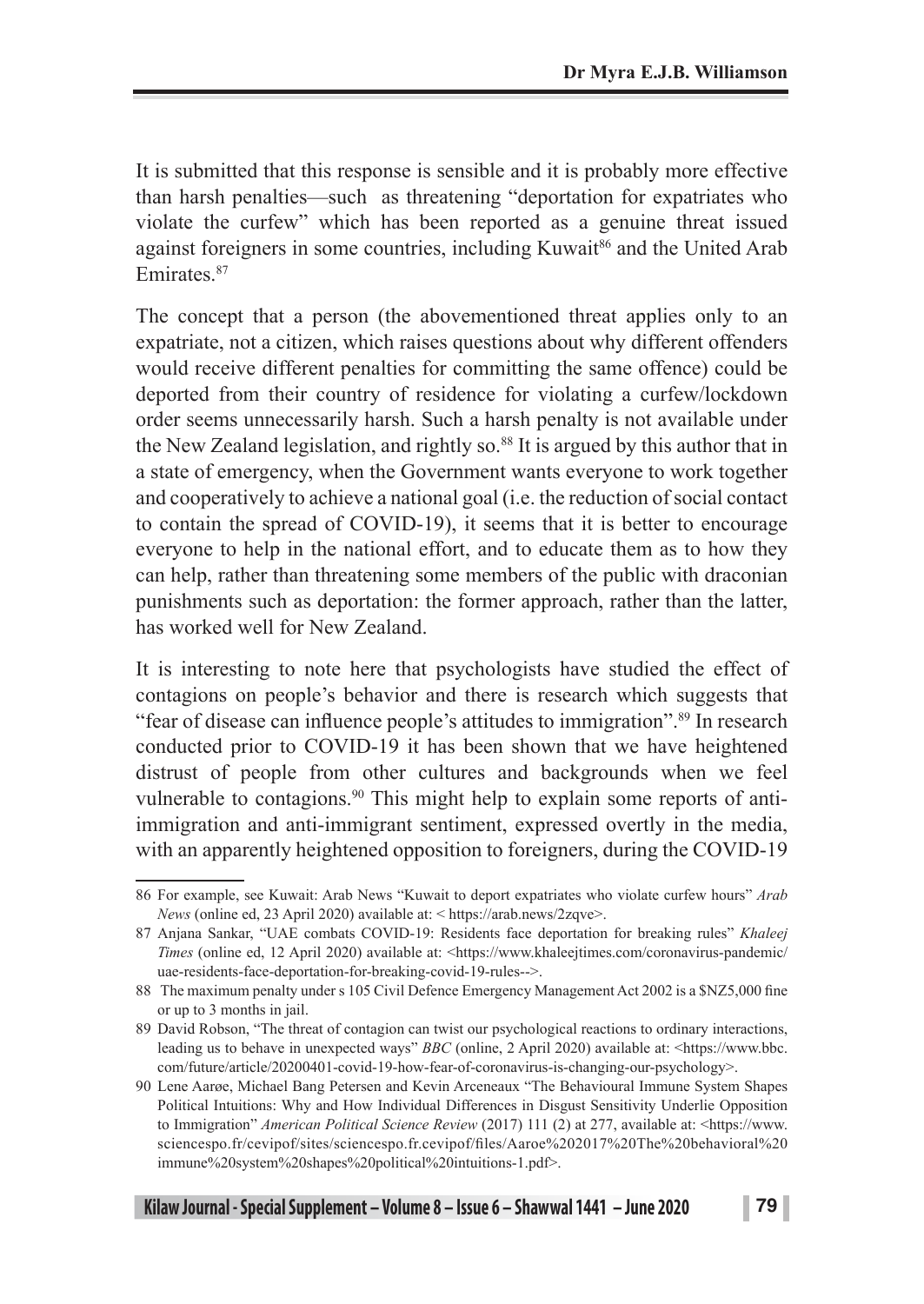It is submitted that this response is sensible and it is probably more effective than harsh penalties—such as threatening "deportation for expatriates who violate the curfew" which has been reported as a genuine threat issued against foreigners in some countries, including Kuwait[86] and the United Arab Emirates.[87]

The concept that a person (the abovementioned threat applies only to an expatriate, not a citizen, which raises questions about why different offenders would receive different penalties for committing the same offence) could be deported from their country of residence for violating a curfew/lockdown order seems unnecessarily harsh. Such a harsh penalty is not available under the New Zealand legislation, and rightly so.[88] It is argued by this author that in a state of emergency, when the Government wants everyone to work together and cooperatively to achieve a national goal (i.e. the reduction of social contact to contain the spread of COVID-19), it seems that it is better to encourage everyone to help in the national effort, and to educate them as to how they can help, rather than threatening some members of the public with draconian punishments such as deportation: the former approach, rather than the latter, has worked well for New Zealand.

It is interesting to note here that psychologists have studied the effect of contagions on people's behavior and there is research which suggests that "fear of disease can influence people's attitudes to immigration".[89] In research conducted prior to COVID-19 it has been shown that we have heightened distrust of people from other cultures and backgrounds when we feel vulnerable to contagions.[90] This might help to explain some reports of anti-immigration and anti-immigrant sentiment, expressed overtly in the media, with an apparently heightened opposition to foreigners, during the COVID-19

---

86 For example, see Kuwait: Arab News "Kuwait to deport expatriates who violate curfew hours" *Arab News* (online ed, 23 April 2020) available at: < https://arab.news/2zqve>.

87 Anjana Sankar, "UAE combats COVID-19: Residents face deportation for breaking rules" *Khaleej Times* (online ed, 12 April 2020) available at: <https://www.khaleejtimes.com/coronavirus-pandemic/uae-residents-face-deportation-for-breaking-covid-19-rules-->.

88 The maximum penalty under s 105 Civil Defence Emergency Management Act 2002 is a $NZ5,000 fine or up to 3 months in jail.

89 David Robson, "The threat of contagion can twist our psychological reactions to ordinary interactions, leading us to behave in unexpected ways" *BBC* (online, 2 April 2020) available at: <https://www.bbc.com/future/article/20200401-covid-19-how-fear-of-coronavirus-is-changing-our-psychology>.

90 Lene Aarøe, Michael Bang Petersen and Kevin Arceneaux "The Behavioural Immune System Shapes Political Intuitions: Why and How Individual Differences in Disgust Sensitivity Underlie Opposition to Immigration" *American Political Science Review* (2017) 111 (2) at 277, available at: <https://www.sciencespo.fr/cevipof/sites/sciencespo.fr.cevipof/files/Aaroe%202017%20The%20behavioral%20immune%20system%20shapes%20political%20intuitions-1.pdf>.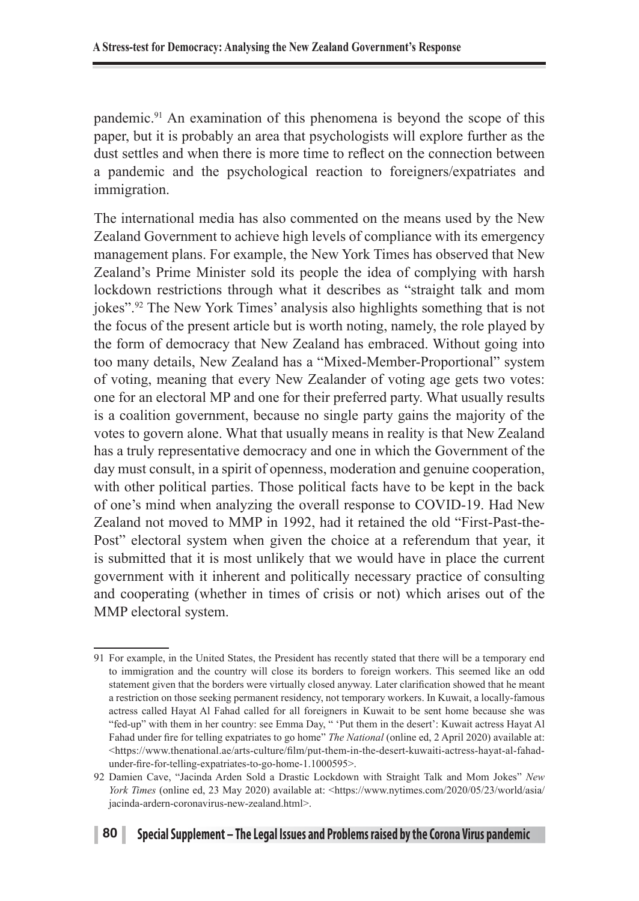pandemic.[91] An examination of this phenomena is beyond the scope of this paper, but it is probably an area that psychologists will explore further as the dust settles and when there is more time to reflect on the connection between a pandemic and the psychological reaction to foreigners/expatriates and immigration.

The international media has also commented on the means used by the New Zealand Government to achieve high levels of compliance with its emergency management plans. For example, the New York Times has observed that New Zealand's Prime Minister sold its people the idea of complying with harsh lockdown restrictions through what it describes as "straight talk and mom jokes".[92] The New York Times' analysis also highlights something that is not the focus of the present article but is worth noting, namely, the role played by the form of democracy that New Zealand has embraced. Without going into too many details, New Zealand has a "Mixed-Member-Proportional" system of voting, meaning that every New Zealander of voting age gets two votes: one for an electoral MP and one for their preferred party. What usually results is a coalition government, because no single party gains the majority of the votes to govern alone. What that usually means in reality is that New Zealand has a truly representative democracy and one in which the Government of the day must consult, in a spirit of openness, moderation and genuine cooperation, with other political parties. Those political facts have to be kept in the back of one's mind when analyzing the overall response to COVID-19. Had New Zealand not moved to MMP in 1992, had it retained the old "First-Past-the-Post" electoral system when given the choice at a referendum that year, it is submitted that it is most unlikely that we would have in place the current government with it inherent and politically necessary practice of consulting and cooperating (whether in times of crisis or not) which arises out of the MMP electoral system.

---

91 For example, in the United States, the President has recently stated that there will be a temporary end to immigration and the country will close its borders to foreign workers. This seemed like an odd statement given that the borders were virtually closed anyway. Later clarification showed that he meant a restriction on those seeking permanent residency, not temporary workers. In Kuwait, a locally-famous actress called Hayat Al Fahad called for all foreigners in Kuwait to be sent home because she was "fed-up" with them in her country: see Emma Day, " 'Put them in the desert': Kuwait actress Hayat Al Fahad under fire for telling expatriates to go home" *The National* (online ed, 2 April 2020) available at: <https://www.thenational.ae/arts-culture/film/put-them-in-the-desert-kuwaiti-actress-hayat-al-fahad-under-fire-for-telling-expatriates-to-go-home-1.1000595>.

92 Damien Cave, "Jacinda Arden Sold a Drastic Lockdown with Straight Talk and Mom Jokes" *New York Times* (online ed, 23 May 2020) available at: <https://www.nytimes.com/2020/05/23/world/asia/jacinda-ardern-coronavirus-new-zealand.html>.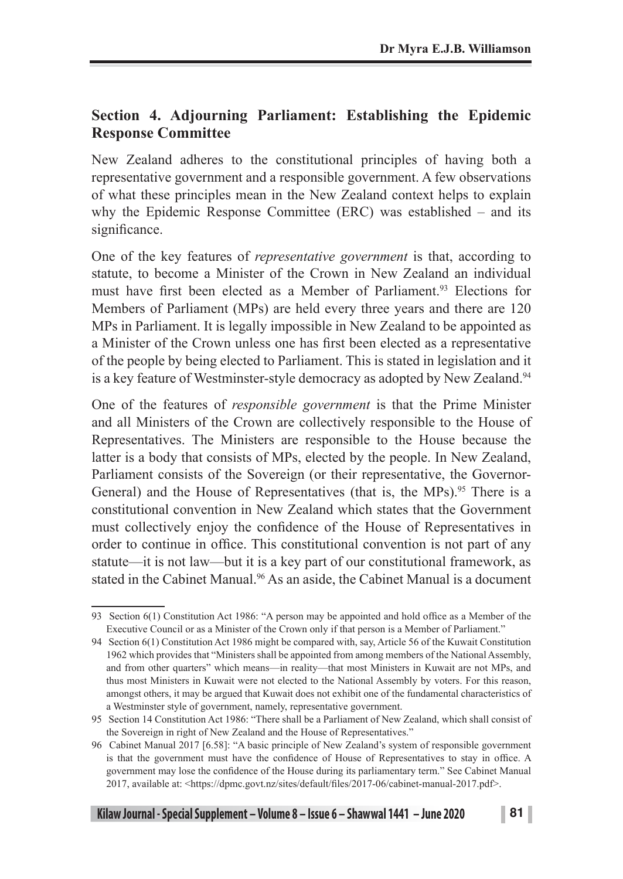## Section 4. Adjourning Parliament: Establishing the Epidemic Response Committee

New Zealand adheres to the constitutional principles of having both a representative government and a responsible government. A few observations of what these principles mean in the New Zealand context helps to explain why the Epidemic Response Committee (ERC) was established – and its significance.

One of the key features of *representative government* is that, according to statute, to become a Minister of the Crown in New Zealand an individual must have first been elected as a Member of Parliament.[93] Elections for Members of Parliament (MPs) are held every three years and there are 120 MPs in Parliament. It is legally impossible in New Zealand to be appointed as a Minister of the Crown unless one has first been elected as a representative of the people by being elected to Parliament. This is stated in legislation and it is a key feature of Westminster-style democracy as adopted by New Zealand.[94]

One of the features of *responsible government* is that the Prime Minister and all Ministers of the Crown are collectively responsible to the House of Representatives. The Ministers are responsible to the House because the latter is a body that consists of MPs, elected by the people. In New Zealand, Parliament consists of the Sovereign (or their representative, the Governor-General) and the House of Representatives (that is, the MPs).[95] There is a constitutional convention in New Zealand which states that the Government must collectively enjoy the confidence of the House of Representatives in order to continue in office. This constitutional convention is not part of any statute—it is not law—but it is a key part of our constitutional framework, as stated in the Cabinet Manual.[96] As an aside, the Cabinet Manual is a document

---

93 Section 6(1) Constitution Act 1986: "A person may be appointed and hold office as a Member of the Executive Council or as a Minister of the Crown only if that person is a Member of Parliament."

94 Section 6(1) Constitution Act 1986 might be compared with, say, Article 56 of the Kuwait Constitution 1962 which provides that "Ministers shall be appointed from among members of the National Assembly, and from other quarters" which means—in reality—that most Ministers in Kuwait are not MPs, and thus most Ministers in Kuwait were not elected to the National Assembly by voters. For this reason, amongst others, it may be argued that Kuwait does not exhibit one of the fundamental characteristics of a Westminster style of government, namely, representative government.

95 Section 14 Constitution Act 1986: "There shall be a Parliament of New Zealand, which shall consist of the Sovereign in right of New Zealand and the House of Representatives."

96 Cabinet Manual 2017 [6.58]: "A basic principle of New Zealand's system of responsible government is that the government must have the confidence of House of Representatives to stay in office. A government may lose the confidence of the House during its parliamentary term." See Cabinet Manual 2017, available at: <https://dpmc.govt.nz/sites/default/files/2017-06/cabinet-manual-2017.pdf>.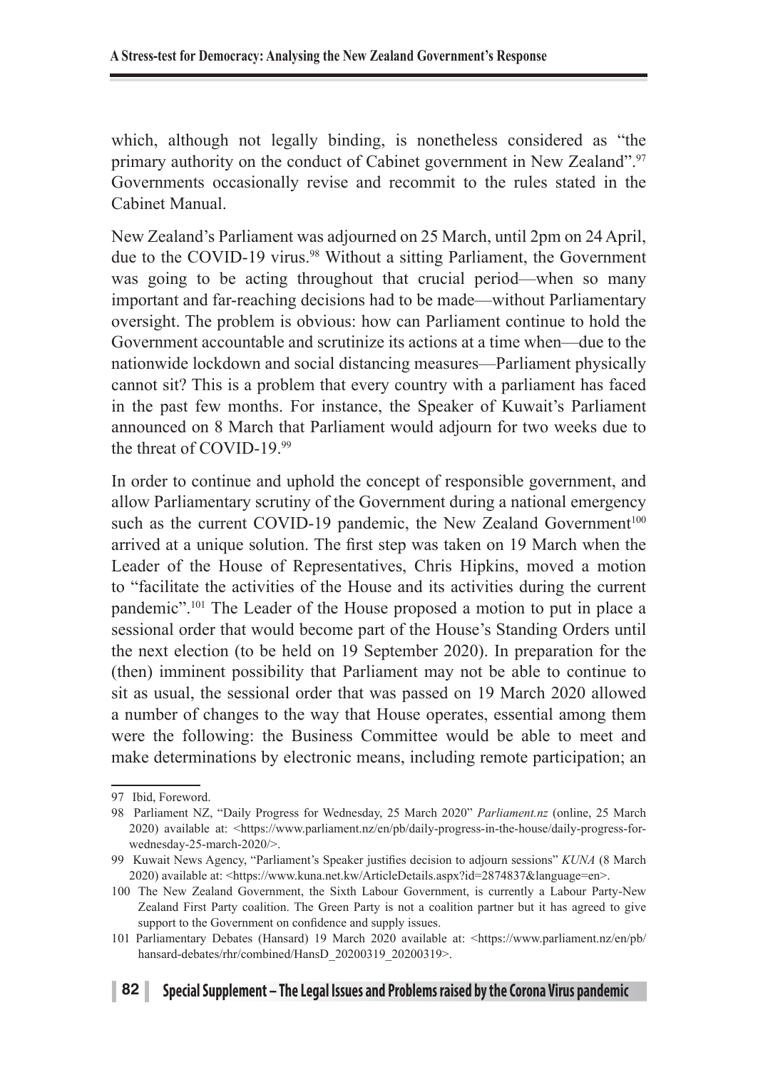which, although not legally binding, is nonetheless considered as "the primary authority on the conduct of Cabinet government in New Zealand".[97] Governments occasionally revise and recommit to the rules stated in the Cabinet Manual.

New Zealand's Parliament was adjourned on 25 March, until 2pm on 24 April, due to the COVID-19 virus.[98] Without a sitting Parliament, the Government was going to be acting throughout that crucial period—when so many important and far-reaching decisions had to be made—without Parliamentary oversight. The problem is obvious: how can Parliament continue to hold the Government accountable and scrutinize its actions at a time when—due to the nationwide lockdown and social distancing measures—Parliament physically cannot sit? This is a problem that every country with a parliament has faced in the past few months. For instance, the Speaker of Kuwait's Parliament announced on 8 March that Parliament would adjourn for two weeks due to the threat of COVID-19.[99]

In order to continue and uphold the concept of responsible government, and allow Parliamentary scrutiny of the Government during a national emergency such as the current COVID-19 pandemic, the New Zealand Government[100] arrived at a unique solution. The first step was taken on 19 March when the Leader of the House of Representatives, Chris Hipkins, moved a motion to "facilitate the activities of the House and its activities during the current pandemic".[101] The Leader of the House proposed a motion to put in place a sessional order that would become part of the House's Standing Orders until the next election (to be held on 19 September 2020). In preparation for the (then) imminent possibility that Parliament may not be able to continue to sit as usual, the sessional order that was passed on 19 March 2020 allowed a number of changes to the way that House operates, essential among them were the following: the Business Committee would be able to meet and make determinations by electronic means, including remote participation; an

---

97 Ibid, Foreword.

98 Parliament NZ, "Daily Progress for Wednesday, 25 March 2020" *Parliament.nz* (online, 25 March 2020) available at: <https://www.parliament.nz/en/pb/daily-progress-in-the-house/daily-progress-for-wednesday-25-march-2020/>.

99 Kuwait News Agency, "Parliament's Speaker justifies decision to adjourn sessions" *KUNA* (8 March 2020) available at: <https://www.kuna.net.kw/ArticleDetails.aspx?id=2874837&language=en>.

100 The New Zealand Government, the Sixth Labour Government, is currently a Labour Party-New Zealand First Party coalition. The Green Party is not a coalition partner but it has agreed to give support to the Government on confidence and supply issues.

101 Parliamentary Debates (Hansard) 19 March 2020 available at: <https://www.parliament.nz/en/pb/hansard-debates/rhr/combined/HansD_20200319_20200319>.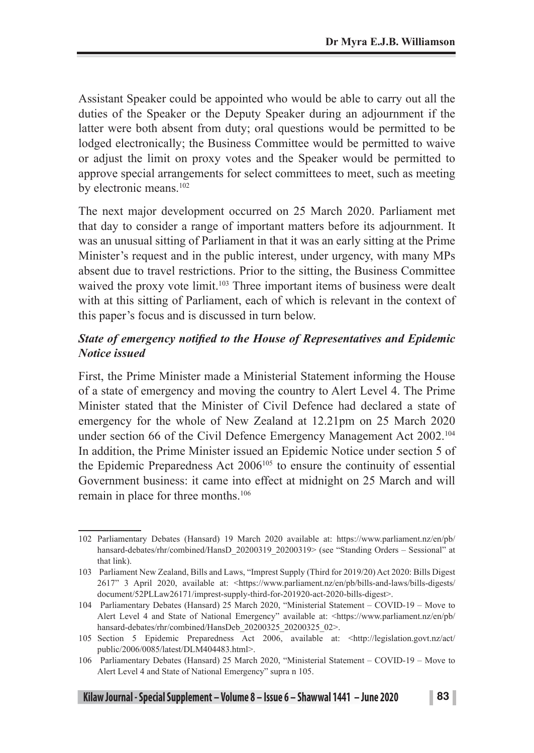Assistant Speaker could be appointed who would be able to carry out all the duties of the Speaker or the Deputy Speaker during an adjournment if the latter were both absent from duty; oral questions would be permitted to be lodged electronically; the Business Committee would be permitted to waive or adjust the limit on proxy votes and the Speaker would be permitted to approve special arrangements for select committees to meet, such as meeting by electronic means.[102]

The next major development occurred on 25 March 2020. Parliament met that day to consider a range of important matters before its adjournment. It was an unusual sitting of Parliament in that it was an early sitting at the Prime Minister's request and in the public interest, under urgency, with many MPs absent due to travel restrictions. Prior to the sitting, the Business Committee waived the proxy vote limit.[103] Three important items of business were dealt with at this sitting of Parliament, each of which is relevant in the context of this paper's focus and is discussed in turn below.

***State of emergency notified to the House of Representatives and Epidemic Notice issued***

First, the Prime Minister made a Ministerial Statement informing the House of a state of emergency and moving the country to Alert Level 4. The Prime Minister stated that the Minister of Civil Defence had declared a state of emergency for the whole of New Zealand at 12.21pm on 25 March 2020 under section 66 of the Civil Defence Emergency Management Act 2002.[104] In addition, the Prime Minister issued an Epidemic Notice under section 5 of the Epidemic Preparedness Act 2006[105] to ensure the continuity of essential Government business: it came into effect at midnight on 25 March and will remain in place for three months.[106]

---

102 Parliamentary Debates (Hansard) 19 March 2020 available at: https://www.parliament.nz/en/pb/hansard-debates/rhr/combined/HansD_20200319_20200319> (see "Standing Orders – Sessional" at that link).

103 Parliament New Zealand, Bills and Laws, "Imprest Supply (Third for 2019/20) Act 2020: Bills Digest 2617" 3 April 2020, available at: <https://www.parliament.nz/en/pb/bills-and-laws/bills-digests/document/52PLLaw26171/imprest-supply-third-for-201920-act-2020-bills-digest>.

104 Parliamentary Debates (Hansard) 25 March 2020, "Ministerial Statement – COVID-19 – Move to Alert Level 4 and State of National Emergency" available at: <https://www.parliament.nz/en/pb/hansard-debates/rhr/combined/HansDeb_20200325_20200325_02>.

105 Section 5 Epidemic Preparedness Act 2006, available at: <http://legislation.govt.nz/act/public/2006/0085/latest/DLM404483.html>.

106 Parliamentary Debates (Hansard) 25 March 2020, "Ministerial Statement – COVID-19 – Move to Alert Level 4 and State of National Emergency" supra n 105.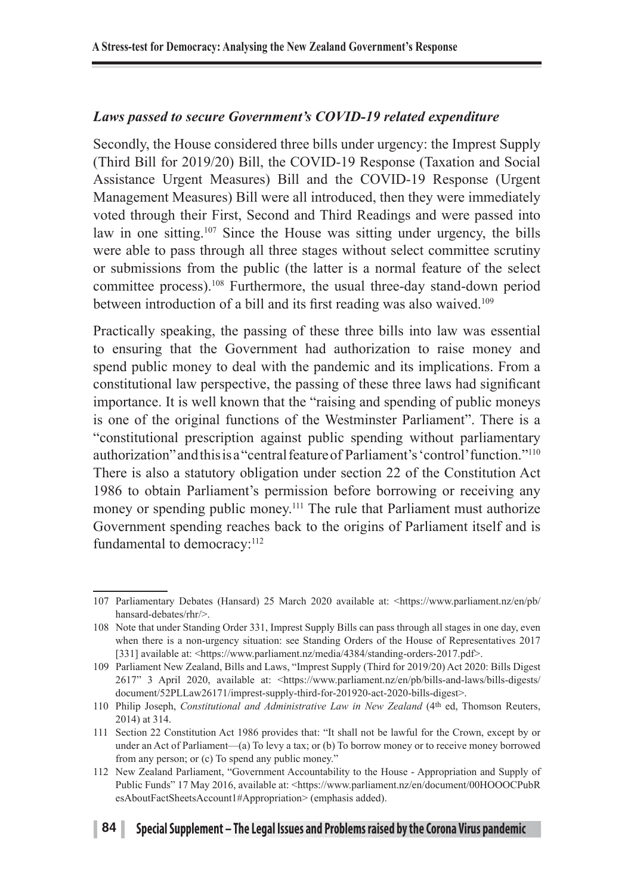### *Laws passed to secure Government's COVID-19 related expenditure*

Secondly, the House considered three bills under urgency: the Imprest Supply (Third Bill for 2019/20) Bill, the COVID-19 Response (Taxation and Social Assistance Urgent Measures) Bill and the COVID-19 Response (Urgent Management Measures) Bill were all introduced, then they were immediately voted through their First, Second and Third Readings and were passed into law in one sitting.[107] Since the House was sitting under urgency, the bills were able to pass through all three stages without select committee scrutiny or submissions from the public (the latter is a normal feature of the select committee process).[108] Furthermore, the usual three-day stand-down period between introduction of a bill and its first reading was also waived.[109]

Practically speaking, the passing of these three bills into law was essential to ensuring that the Government had authorization to raise money and spend public money to deal with the pandemic and its implications. From a constitutional law perspective, the passing of these three laws had significant importance. It is well known that the "raising and spending of public moneys is one of the original functions of the Westminster Parliament". There is a "constitutional prescription against public spending without parliamentary authorization" and this is a "central feature of Parliament's 'control' function."[110] There is also a statutory obligation under section 22 of the Constitution Act 1986 to obtain Parliament's permission before borrowing or receiving any money or spending public money.[111] The rule that Parliament must authorize Government spending reaches back to the origins of Parliament itself and is fundamental to democracy:[112]

---

107 Parliamentary Debates (Hansard) 25 March 2020 available at: <https://www.parliament.nz/en/pb/hansard-debates/rhr/>.

108 Note that under Standing Order 331, Imprest Supply Bills can pass through all stages in one day, even when there is a non-urgency situation: see Standing Orders of the House of Representatives 2017 [331] available at: <https://www.parliament.nz/media/4384/standing-orders-2017.pdf>.

109 Parliament New Zealand, Bills and Laws, "Imprest Supply (Third for 2019/20) Act 2020: Bills Digest 2617" 3 April 2020, available at: <https://www.parliament.nz/en/pb/bills-and-laws/bills-digests/document/52PLLaw26171/imprest-supply-third-for-201920-act-2020-bills-digest>.

110 Philip Joseph, *Constitutional and Administrative Law in New Zealand* (4th ed, Thomson Reuters, 2014) at 314.

111 Section 22 Constitution Act 1986 provides that: "It shall not be lawful for the Crown, except by or under an Act of Parliament—(a) To levy a tax; or (b) To borrow money or to receive money borrowed from any person; or (c) To spend any public money."

112 New Zealand Parliament, "Government Accountability to the House - Appropriation and Supply of Public Funds" 17 May 2016, available at: <https://www.parliament.nz/en/document/00HOOOCPubResAboutFactSheetsAccount1#Appropriation> (emphasis added).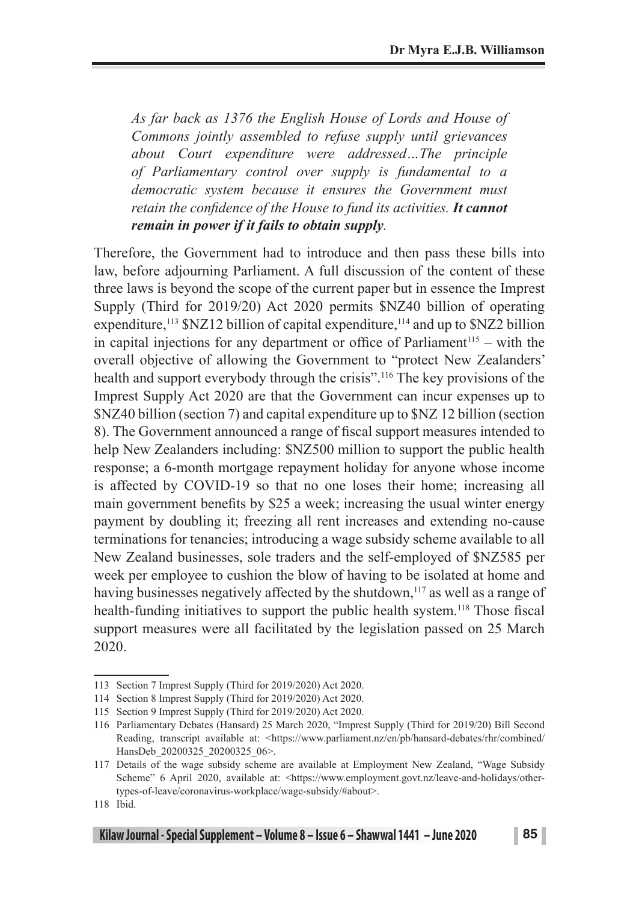> *As far back as 1376 the English House of Lords and House of Commons jointly assembled to refuse supply until grievances about Court expenditure were addressed…The principle of Parliamentary control over supply is fundamental to a democratic system because it ensures the Government must retain the confidence of the House to fund its activities.* ***It cannot remain in power if it fails to obtain supply****.*

Therefore, the Government had to introduce and then pass these bills into law, before adjourning Parliament. A full discussion of the content of these three laws is beyond the scope of the current paper but in essence the Imprest Supply (Third for 2019/20) Act 2020 permits $NZ40 billion of operating expenditure,[113] $NZ12 billion of capital expenditure,[114] and up to $NZ2 billion in capital injections for any department or office of Parliament[115] – with the overall objective of allowing the Government to "protect New Zealanders' health and support everybody through the crisis".[116] The key provisions of the Imprest Supply Act 2020 are that the Government can incur expenses up to $NZ40 billion (section 7) and capital expenditure up to $NZ 12 billion (section 8). The Government announced a range of fiscal support measures intended to help New Zealanders including: $NZ500 million to support the public health response; a 6-month mortgage repayment holiday for anyone whose income is affected by COVID-19 so that no one loses their home; increasing all main government benefits by $25 a week; increasing the usual winter energy payment by doubling it; freezing all rent increases and extending no-cause terminations for tenancies; introducing a wage subsidy scheme available to all New Zealand businesses, sole traders and the self-employed of $NZ585 per week per employee to cushion the blow of having to be isolated at home and having businesses negatively affected by the shutdown,[117] as well as a range of health-funding initiatives to support the public health system.[118] Those fiscal support measures were all facilitated by the legislation passed on 25 March 2020.

---

113 Section 7 Imprest Supply (Third for 2019/2020) Act 2020.

114 Section 8 Imprest Supply (Third for 2019/2020) Act 2020.

115 Section 9 Imprest Supply (Third for 2019/2020) Act 2020.

116 Parliamentary Debates (Hansard) 25 March 2020, "Imprest Supply (Third for 2019/20) Bill Second Reading, transcript available at: <https://www.parliament.nz/en/pb/hansard-debates/rhr/combined/HansDeb_20200325_20200325_06>.

117 Details of the wage subsidy scheme are available at Employment New Zealand, "Wage Subsidy Scheme" 6 April 2020, available at: <https://www.employment.govt.nz/leave-and-holidays/other-types-of-leave/coronavirus-workplace/wage-subsidy/#about>.

118 Ibid.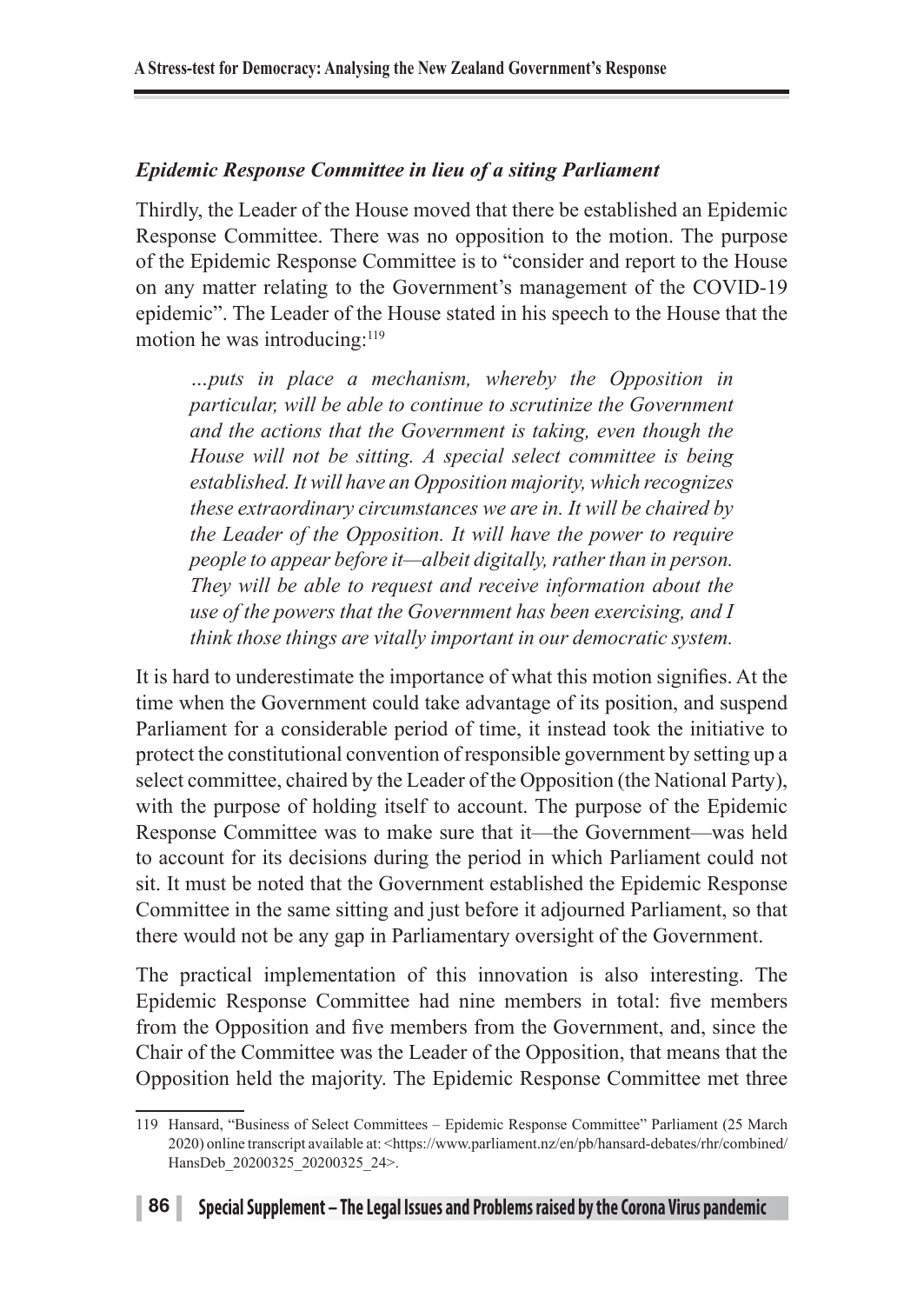### *Epidemic Response Committee in lieu of a siting Parliament*

Thirdly, the Leader of the House moved that there be established an Epidemic Response Committee. There was no opposition to the motion. The purpose of the Epidemic Response Committee is to "consider and report to the House on any matter relating to the Government's management of the COVID-19 epidemic". The Leader of the House stated in his speech to the House that the motion he was introducing:[119]

> *…puts in place a mechanism, whereby the Opposition in particular, will be able to continue to scrutinize the Government and the actions that the Government is taking, even though the House will not be sitting. A special select committee is being established. It will have an Opposition majority, which recognizes these extraordinary circumstances we are in. It will be chaired by the Leader of the Opposition. It will have the power to require people to appear before it—albeit digitally, rather than in person. They will be able to request and receive information about the use of the powers that the Government has been exercising, and I think those things are vitally important in our democratic system.*

It is hard to underestimate the importance of what this motion signifies. At the time when the Government could take advantage of its position, and suspend Parliament for a considerable period of time, it instead took the initiative to protect the constitutional convention of responsible government by setting up a select committee, chaired by the Leader of the Opposition (the National Party), with the purpose of holding itself to account. The purpose of the Epidemic Response Committee was to make sure that it—the Government—was held to account for its decisions during the period in which Parliament could not sit. It must be noted that the Government established the Epidemic Response Committee in the same sitting and just before it adjourned Parliament, so that there would not be any gap in Parliamentary oversight of the Government.

The practical implementation of this innovation is also interesting. The Epidemic Response Committee had nine members in total: five members from the Opposition and five members from the Government, and, since the Chair of the Committee was the Leader of the Opposition, that means that the Opposition held the majority. The Epidemic Response Committee met three

119 Hansard, "Business of Select Committees – Epidemic Response Committee" Parliament (25 March 2020) online transcript available at: <https://www.parliament.nz/en/pb/hansard-debates/rhr/combined/HansDeb_20200325_20200325_24>.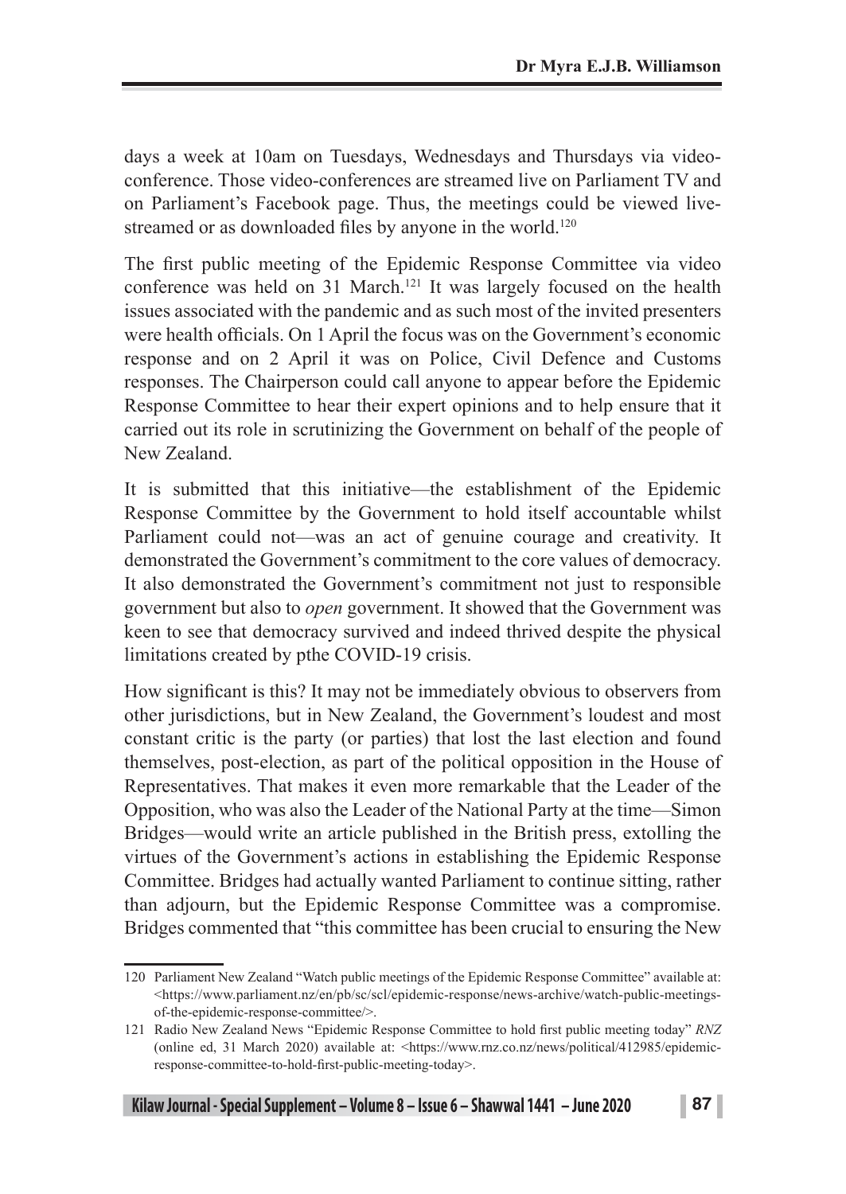days a week at 10am on Tuesdays, Wednesdays and Thursdays via video-conference. Those video-conferences are streamed live on Parliament TV and on Parliament's Facebook page. Thus, the meetings could be viewed live-streamed or as downloaded files by anyone in the world.[120]

The first public meeting of the Epidemic Response Committee via video conference was held on 31 March.[121] It was largely focused on the health issues associated with the pandemic and as such most of the invited presenters were health officials. On 1 April the focus was on the Government's economic response and on 2 April it was on Police, Civil Defence and Customs responses. The Chairperson could call anyone to appear before the Epidemic Response Committee to hear their expert opinions and to help ensure that it carried out its role in scrutinizing the Government on behalf of the people of New Zealand.

It is submitted that this initiative—the establishment of the Epidemic Response Committee by the Government to hold itself accountable whilst Parliament could not—was an act of genuine courage and creativity. It demonstrated the Government's commitment to the core values of democracy. It also demonstrated the Government's commitment not just to responsible government but also to *open* government. It showed that the Government was keen to see that democracy survived and indeed thrived despite the physical limitations created by pthe COVID-19 crisis.

How significant is this? It may not be immediately obvious to observers from other jurisdictions, but in New Zealand, the Government's loudest and most constant critic is the party (or parties) that lost the last election and found themselves, post-election, as part of the political opposition in the House of Representatives. That makes it even more remarkable that the Leader of the Opposition, who was also the Leader of the National Party at the time—Simon Bridges—would write an article published in the British press, extolling the virtues of the Government's actions in establishing the Epidemic Response Committee. Bridges had actually wanted Parliament to continue sitting, rather than adjourn, but the Epidemic Response Committee was a compromise. Bridges commented that "this committee has been crucial to ensuring the New

---

120 Parliament New Zealand "Watch public meetings of the Epidemic Response Committee" available at: <https://www.parliament.nz/en/pb/sc/scl/epidemic-response/news-archive/watch-public-meetings-of-the-epidemic-response-committee/>.

121 Radio New Zealand News "Epidemic Response Committee to hold first public meeting today" *RNZ* (online ed, 31 March 2020) available at: <https://www.rnz.co.nz/news/political/412985/epidemic-response-committee-to-hold-first-public-meeting-today>.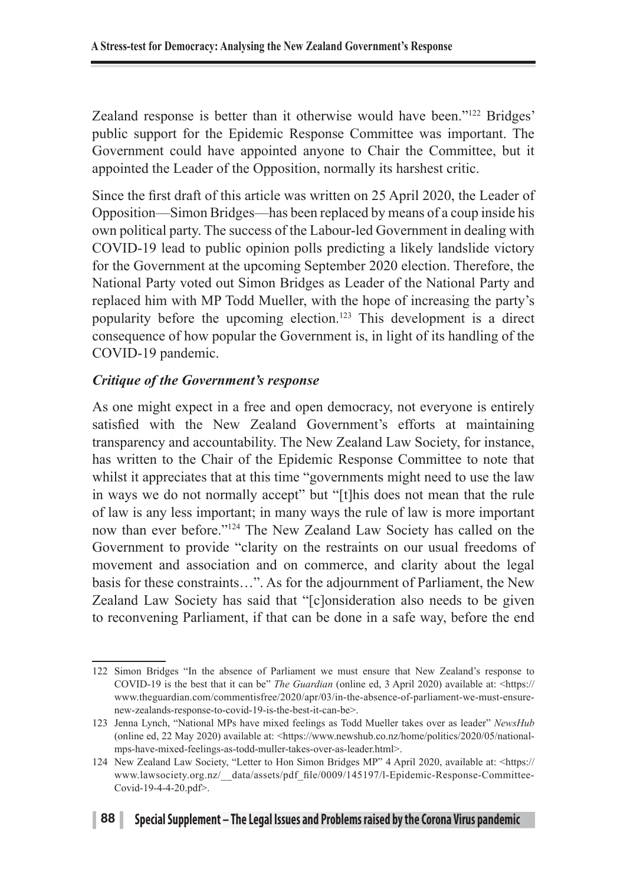Zealand response is better than it otherwise would have been."[122] Bridges' public support for the Epidemic Response Committee was important. The Government could have appointed anyone to Chair the Committee, but it appointed the Leader of the Opposition, normally its harshest critic.

Since the first draft of this article was written on 25 April 2020, the Leader of Opposition—Simon Bridges—has been replaced by means of a coup inside his own political party. The success of the Labour-led Government in dealing with COVID-19 lead to public opinion polls predicting a likely landslide victory for the Government at the upcoming September 2020 election. Therefore, the National Party voted out Simon Bridges as Leader of the National Party and replaced him with MP Todd Mueller, with the hope of increasing the party's popularity before the upcoming election.[123] This development is a direct consequence of how popular the Government is, in light of its handling of the COVID-19 pandemic.

### *Critique of the Government's response*

As one might expect in a free and open democracy, not everyone is entirely satisfied with the New Zealand Government's efforts at maintaining transparency and accountability. The New Zealand Law Society, for instance, has written to the Chair of the Epidemic Response Committee to note that whilst it appreciates that at this time "governments might need to use the law in ways we do not normally accept" but "[t]his does not mean that the rule of law is any less important; in many ways the rule of law is more important now than ever before."[124] The New Zealand Law Society has called on the Government to provide "clarity on the restraints on our usual freedoms of movement and association and on commerce, and clarity about the legal basis for these constraints…". As for the adjournment of Parliament, the New Zealand Law Society has said that "[c]onsideration also needs to be given to reconvening Parliament, if that can be done in a safe way, before the end

---

122 Simon Bridges "In the absence of Parliament we must ensure that New Zealand's response to COVID-19 is the best that it can be" *The Guardian* (online ed, 3 April 2020) available at: <https://www.theguardian.com/commentisfree/2020/apr/03/in-the-absence-of-parliament-we-must-ensure-new-zealands-response-to-covid-19-is-the-best-it-can-be>.

123 Jenna Lynch, "National MPs have mixed feelings as Todd Mueller takes over as leader" *NewsHub* (online ed, 22 May 2020) available at: <https://www.newshub.co.nz/home/politics/2020/05/national-mps-have-mixed-feelings-as-todd-muller-takes-over-as-leader.html>.

124 New Zealand Law Society, "Letter to Hon Simon Bridges MP" 4 April 2020, available at: <https://www.lawsociety.org.nz/__data/assets/pdf_file/0009/145197/l-Epidemic-Response-Committee-Covid-19-4-4-20.pdf>.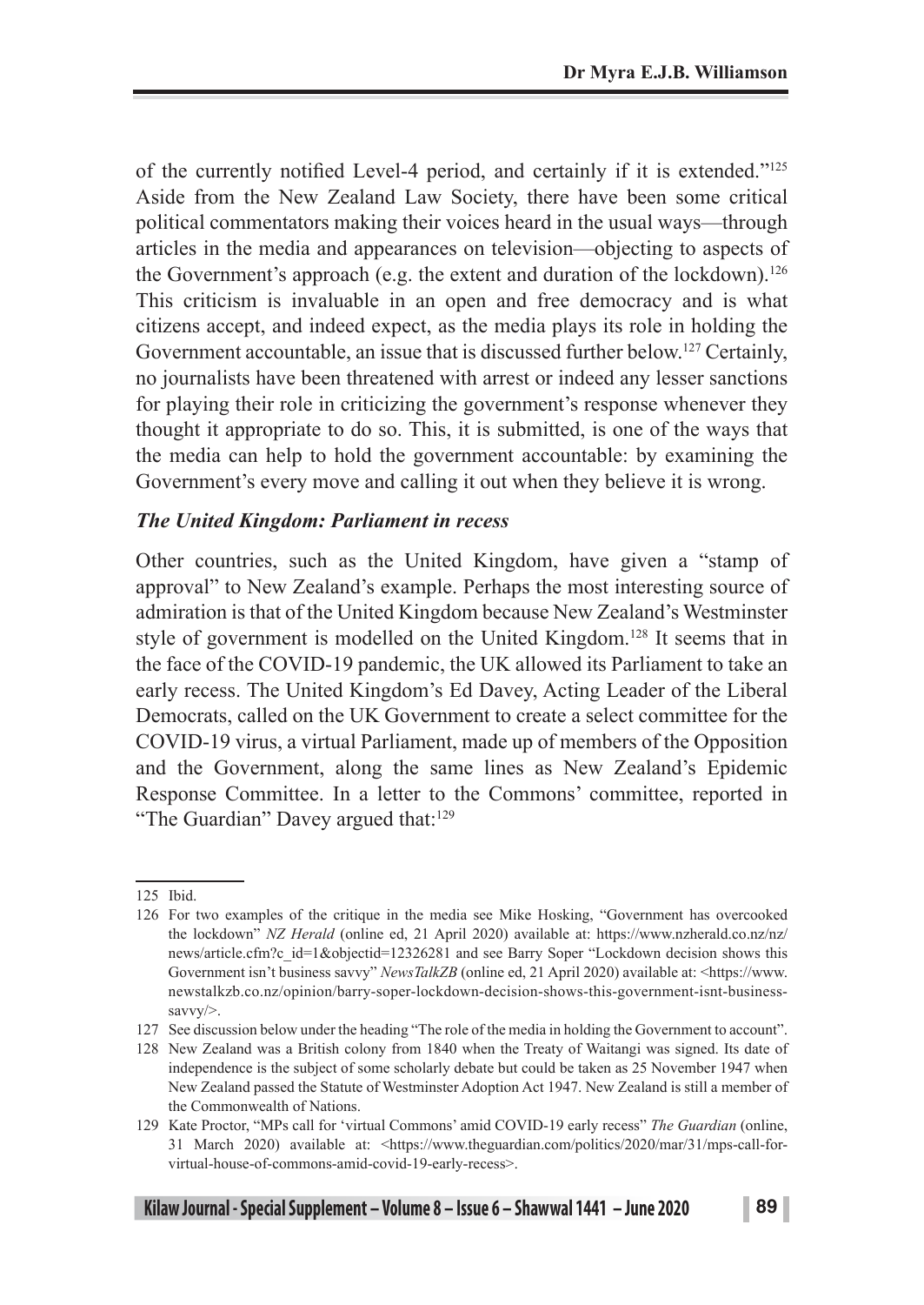of the currently notified Level-4 period, and certainly if it is extended."[125] Aside from the New Zealand Law Society, there have been some critical political commentators making their voices heard in the usual ways—through articles in the media and appearances on television—objecting to aspects of the Government's approach (e.g. the extent and duration of the lockdown).[126] This criticism is invaluable in an open and free democracy and is what citizens accept, and indeed expect, as the media plays its role in holding the Government accountable, an issue that is discussed further below.[127] Certainly, no journalists have been threatened with arrest or indeed any lesser sanctions for playing their role in criticizing the government's response whenever they thought it appropriate to do so. This, it is submitted, is one of the ways that the media can help to hold the government accountable: by examining the Government's every move and calling it out when they believe it is wrong.

### *The United Kingdom: Parliament in recess*

Other countries, such as the United Kingdom, have given a "stamp of approval" to New Zealand's example. Perhaps the most interesting source of admiration is that of the United Kingdom because New Zealand's Westminster style of government is modelled on the United Kingdom.[128] It seems that in the face of the COVID-19 pandemic, the UK allowed its Parliament to take an early recess. The United Kingdom's Ed Davey, Acting Leader of the Liberal Democrats, called on the UK Government to create a select committee for the COVID-19 virus, a virtual Parliament, made up of members of the Opposition and the Government, along the same lines as New Zealand's Epidemic Response Committee. In a letter to the Commons' committee, reported in "The Guardian" Davey argued that:[129]

---

125 Ibid.

126 For two examples of the critique in the media see Mike Hosking, "Government has overcooked the lockdown" *NZ Herald* (online ed, 21 April 2020) available at: https://www.nzherald.co.nz/nz/news/article.cfm?c_id=1&objectid=12326281 and see Barry Soper "Lockdown decision shows this Government isn't business savvy" *NewsTalkZB* (online ed, 21 April 2020) available at: <https://www.newstalkzb.co.nz/opinion/barry-soper-lockdown-decision-shows-this-government-isnt-business-savvy/>.

127 See discussion below under the heading "The role of the media in holding the Government to account".

128 New Zealand was a British colony from 1840 when the Treaty of Waitangi was signed. Its date of independence is the subject of some scholarly debate but could be taken as 25 November 1947 when New Zealand passed the Statute of Westminster Adoption Act 1947. New Zealand is still a member of the Commonwealth of Nations.

129 Kate Proctor, "MPs call for 'virtual Commons' amid COVID-19 early recess" *The Guardian* (online, 31 March 2020) available at: <https://www.theguardian.com/politics/2020/mar/31/mps-call-for-virtual-house-of-commons-amid-covid-19-early-recess>.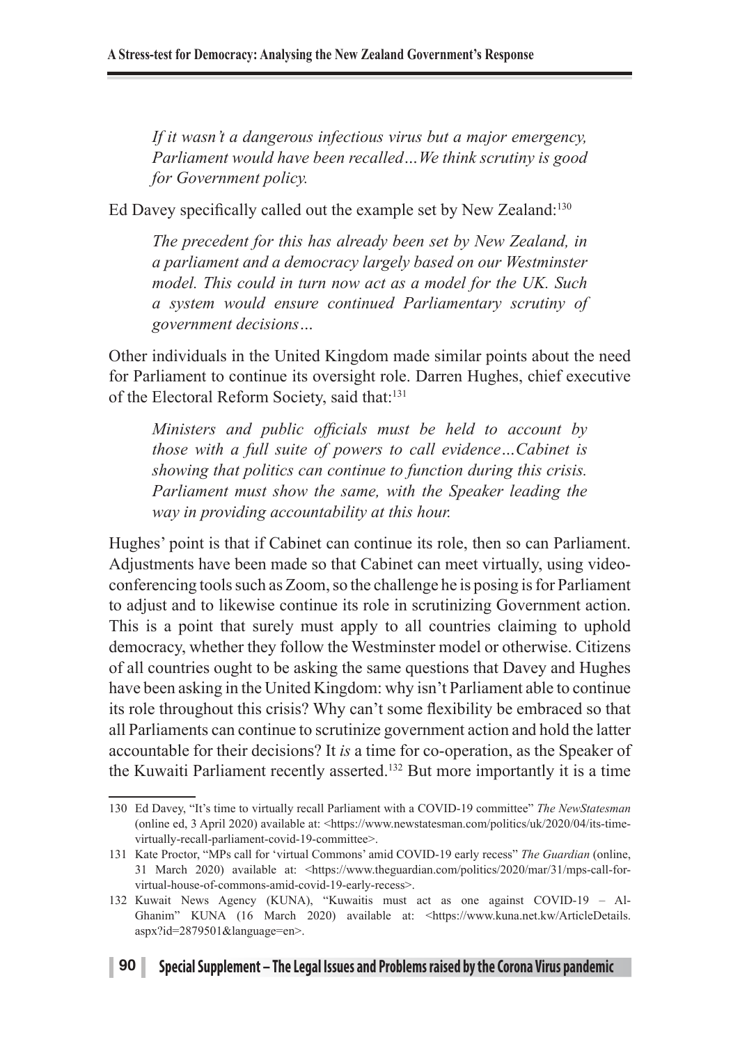> *If it wasn't a dangerous infectious virus but a major emergency, Parliament would have been recalled…We think scrutiny is good for Government policy.*

Ed Davey specifically called out the example set by New Zealand:[130]

> *The precedent for this has already been set by New Zealand, in a parliament and a democracy largely based on our Westminster model. This could in turn now act as a model for the UK. Such a system would ensure continued Parliamentary scrutiny of government decisions…*

Other individuals in the United Kingdom made similar points about the need for Parliament to continue its oversight role. Darren Hughes, chief executive of the Electoral Reform Society, said that:[131]

> *Ministers and public officials must be held to account by those with a full suite of powers to call evidence…Cabinet is showing that politics can continue to function during this crisis. Parliament must show the same, with the Speaker leading the way in providing accountability at this hour.*

Hughes' point is that if Cabinet can continue its role, then so can Parliament. Adjustments have been made so that Cabinet can meet virtually, using video-conferencing tools such as Zoom, so the challenge he is posing is for Parliament to adjust and to likewise continue its role in scrutinizing Government action. This is a point that surely must apply to all countries claiming to uphold democracy, whether they follow the Westminster model or otherwise. Citizens of all countries ought to be asking the same questions that Davey and Hughes have been asking in the United Kingdom: why isn't Parliament able to continue its role throughout this crisis? Why can't some flexibility be embraced so that all Parliaments can continue to scrutinize government action and hold the latter accountable for their decisions? It *is* a time for co-operation, as the Speaker of the Kuwaiti Parliament recently asserted.[132] But more importantly it is a time

---

130 Ed Davey, "It's time to virtually recall Parliament with a COVID-19 committee" *The NewStatesman* (online ed, 3 April 2020) available at: <https://www.newstatesman.com/politics/uk/2020/04/its-time-virtually-recall-parliament-covid-19-committee>.

131 Kate Proctor, "MPs call for 'virtual Commons' amid COVID-19 early recess" *The Guardian* (online, 31 March 2020) available at: <https://www.theguardian.com/politics/2020/mar/31/mps-call-for-virtual-house-of-commons-amid-covid-19-early-recess>.

132 Kuwait News Agency (KUNA), "Kuwaitis must act as one against COVID-19 – Al-Ghanim" KUNA (16 March 2020) available at: <https://www.kuna.net.kw/ArticleDetails.aspx?id=2879501&language=en>.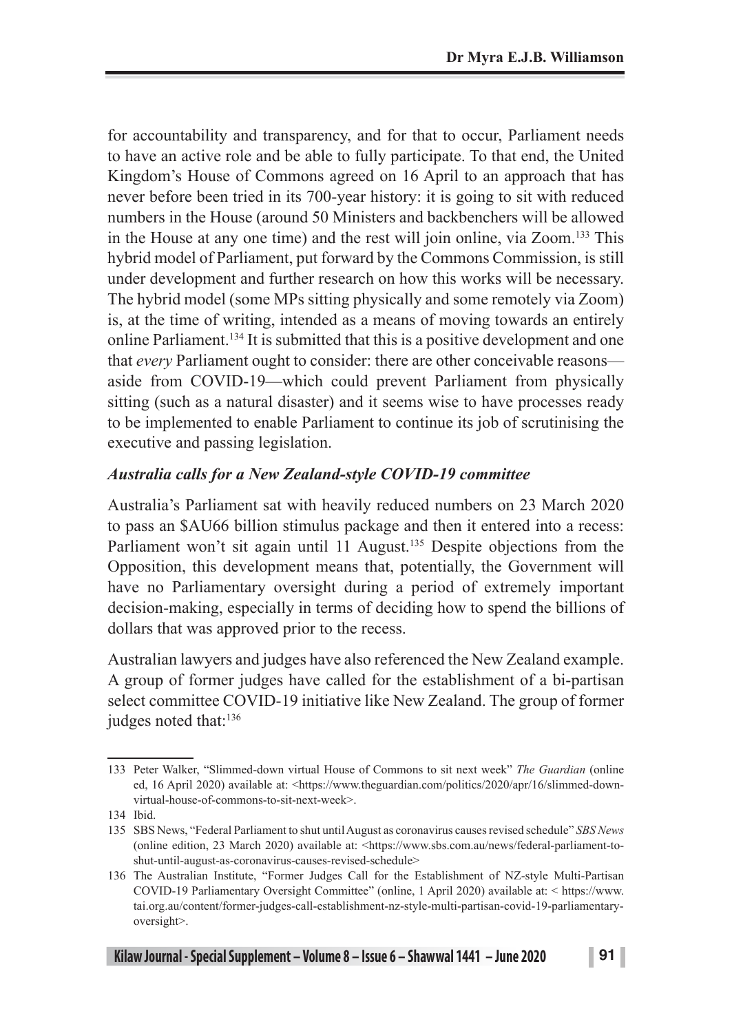for accountability and transparency, and for that to occur, Parliament needs to have an active role and be able to fully participate. To that end, the United Kingdom's House of Commons agreed on 16 April to an approach that has never before been tried in its 700-year history: it is going to sit with reduced numbers in the House (around 50 Ministers and backbenchers will be allowed in the House at any one time) and the rest will join online, via Zoom.[133] This hybrid model of Parliament, put forward by the Commons Commission, is still under development and further research on how this works will be necessary. The hybrid model (some MPs sitting physically and some remotely via Zoom) is, at the time of writing, intended as a means of moving towards an entirely online Parliament.[134] It is submitted that this is a positive development and one that *every* Parliament ought to consider: there are other conceivable reasons—aside from COVID-19—which could prevent Parliament from physically sitting (such as a natural disaster) and it seems wise to have processes ready to be implemented to enable Parliament to continue its job of scrutinising the executive and passing legislation.

### *Australia calls for a New Zealand-style COVID-19 committee*

Australia's Parliament sat with heavily reduced numbers on 23 March 2020 to pass an $AU66 billion stimulus package and then it entered into a recess: Parliament won't sit again until 11 August.[135] Despite objections from the Opposition, this development means that, potentially, the Government will have no Parliamentary oversight during a period of extremely important decision-making, especially in terms of deciding how to spend the billions of dollars that was approved prior to the recess.

Australian lawyers and judges have also referenced the New Zealand example. A group of former judges have called for the establishment of a bi-partisan select committee COVID-19 initiative like New Zealand. The group of former judges noted that:[136]

---

133 Peter Walker, "Slimmed-down virtual House of Commons to sit next week" *The Guardian* (online ed, 16 April 2020) available at: <https://www.theguardian.com/politics/2020/apr/16/slimmed-down-virtual-house-of-commons-to-sit-next-week>.

134 Ibid.

135 SBS News, "Federal Parliament to shut until August as coronavirus causes revised schedule" *SBS News* (online edition, 23 March 2020) available at: <https://www.sbs.com.au/news/federal-parliament-to-shut-until-august-as-coronavirus-causes-revised-schedule>

136 The Australian Institute, "Former Judges Call for the Establishment of NZ-style Multi-Partisan COVID-19 Parliamentary Oversight Committee" (online, 1 April 2020) available at: < https://www.tai.org.au/content/former-judges-call-establishment-nz-style-multi-partisan-covid-19-parliamentary-oversight>.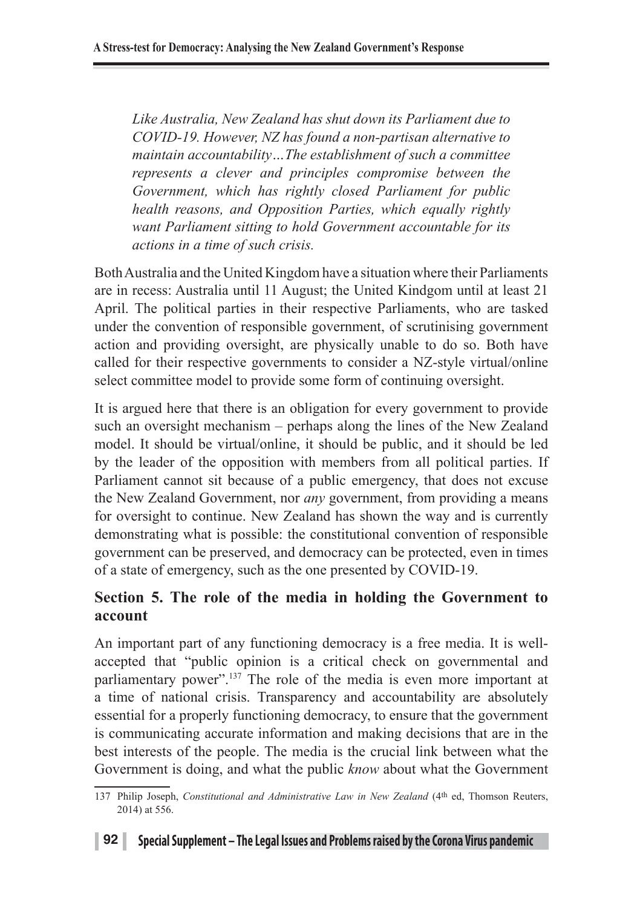> *Like Australia, New Zealand has shut down its Parliament due to COVID-19. However, NZ has found a non-partisan alternative to maintain accountability…The establishment of such a committee represents a clever and principles compromise between the Government, which has rightly closed Parliament for public health reasons, and Opposition Parties, which equally rightly want Parliament sitting to hold Government accountable for its actions in a time of such crisis.*

Both Australia and the United Kingdom have a situation where their Parliaments are in recess: Australia until 11 August; the United Kindgom until at least 21 April. The political parties in their respective Parliaments, who are tasked under the convention of responsible government, of scrutinising government action and providing oversight, are physically unable to do so. Both have called for their respective governments to consider a NZ-style virtual/online select committee model to provide some form of continuing oversight.

It is argued here that there is an obligation for every government to provide such an oversight mechanism – perhaps along the lines of the New Zealand model. It should be virtual/online, it should be public, and it should be led by the leader of the opposition with members from all political parties. If Parliament cannot sit because of a public emergency, that does not excuse the New Zealand Government, nor *any* government, from providing a means for oversight to continue. New Zealand has shown the way and is currently demonstrating what is possible: the constitutional convention of responsible government can be preserved, and democracy can be protected, even in times of a state of emergency, such as the one presented by COVID-19.

## Section 5. The role of the media in holding the Government to account

An important part of any functioning democracy is a free media. It is well-accepted that "public opinion is a critical check on governmental and parliamentary power".[137] The role of the media is even more important at a time of national crisis. Transparency and accountability are absolutely essential for a properly functioning democracy, to ensure that the government is communicating accurate information and making decisions that are in the best interests of the people. The media is the crucial link between what the Government is doing, and what the public *know* about what the Government

---

137 Philip Joseph, *Constitutional and Administrative Law in New Zealand* (4th ed, Thomson Reuters, 2014) at 556.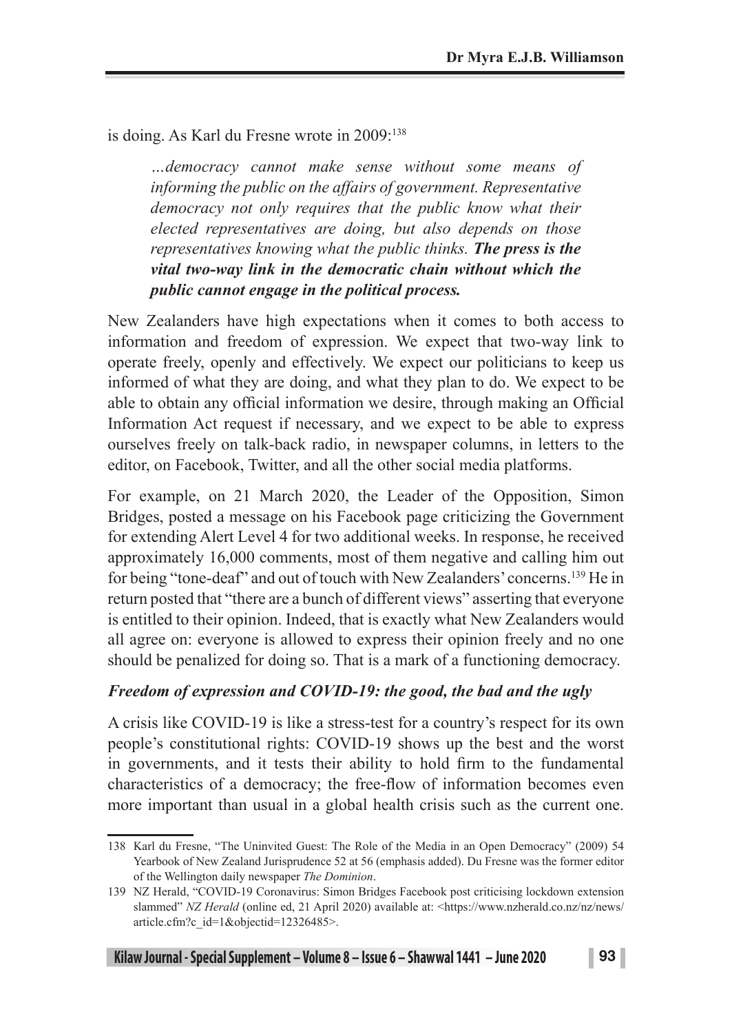is doing. As Karl du Fresne wrote in 2009:[138]

> *…democracy cannot make sense without some means of informing the public on the affairs of government. Representative democracy not only requires that the public know what their elected representatives are doing, but also depends on those representatives knowing what the public thinks.* ***The press is the vital two-way link in the democratic chain without which the public cannot engage in the political process.***

New Zealanders have high expectations when it comes to both access to information and freedom of expression. We expect that two-way link to operate freely, openly and effectively. We expect our politicians to keep us informed of what they are doing, and what they plan to do. We expect to be able to obtain any official information we desire, through making an Official Information Act request if necessary, and we expect to be able to express ourselves freely on talk-back radio, in newspaper columns, in letters to the editor, on Facebook, Twitter, and all the other social media platforms.

For example, on 21 March 2020, the Leader of the Opposition, Simon Bridges, posted a message on his Facebook page criticizing the Government for extending Alert Level 4 for two additional weeks. In response, he received approximately 16,000 comments, most of them negative and calling him out for being "tone-deaf" and out of touch with New Zealanders' concerns.[139] He in return posted that "there are a bunch of different views" asserting that everyone is entitled to their opinion. Indeed, that is exactly what New Zealanders would all agree on: everyone is allowed to express their opinion freely and no one should be penalized for doing so. That is a mark of a functioning democracy.

### ***Freedom of expression and COVID-19: the good, the bad and the ugly***

A crisis like COVID-19 is like a stress-test for a country's respect for its own people's constitutional rights: COVID-19 shows up the best and the worst in governments, and it tests their ability to hold firm to the fundamental characteristics of a democracy; the free-flow of information becomes even more important than usual in a global health crisis such as the current one.

---

138 Karl du Fresne, "The Uninvited Guest: The Role of the Media in an Open Democracy" (2009) 54 Yearbook of New Zealand Jurisprudence 52 at 56 (emphasis added). Du Fresne was the former editor of the Wellington daily newspaper *The Dominion*.

139 NZ Herald, "COVID-19 Coronavirus: Simon Bridges Facebook post criticising lockdown extension slammed" *NZ Herald* (online ed, 21 April 2020) available at: <https://www.nzherald.co.nz/nz/news/article.cfm?c_id=1&objectid=12326485>.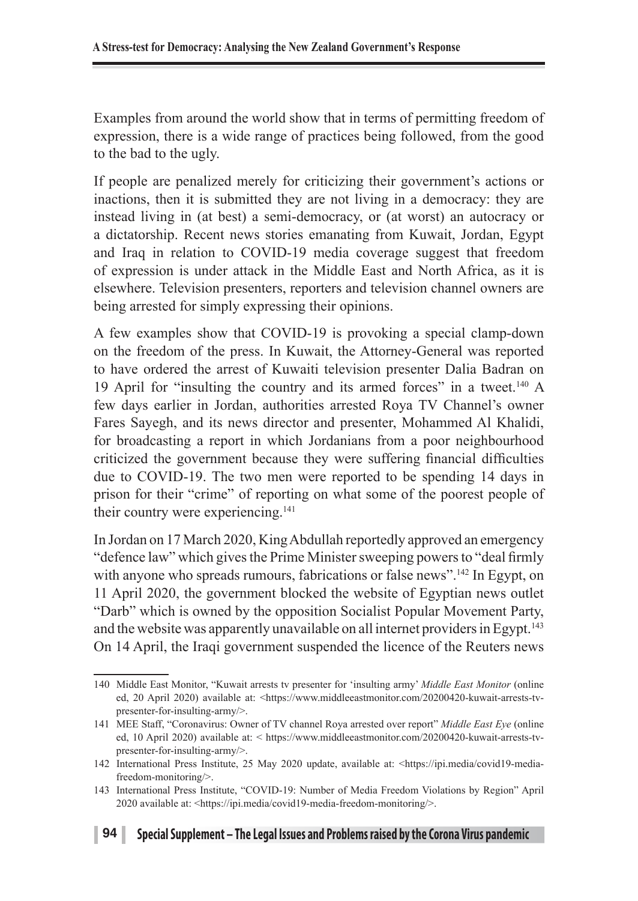Examples from around the world show that in terms of permitting freedom of expression, there is a wide range of practices being followed, from the good to the bad to the ugly.

If people are penalized merely for criticizing their government's actions or inactions, then it is submitted they are not living in a democracy: they are instead living in (at best) a semi-democracy, or (at worst) an autocracy or a dictatorship. Recent news stories emanating from Kuwait, Jordan, Egypt and Iraq in relation to COVID-19 media coverage suggest that freedom of expression is under attack in the Middle East and North Africa, as it is elsewhere. Television presenters, reporters and television channel owners are being arrested for simply expressing their opinions.

A few examples show that COVID-19 is provoking a special clamp-down on the freedom of the press. In Kuwait, the Attorney-General was reported to have ordered the arrest of Kuwaiti television presenter Dalia Badran on 19 April for "insulting the country and its armed forces" in a tweet.[140] A few days earlier in Jordan, authorities arrested Roya TV Channel's owner Fares Sayegh, and its news director and presenter, Mohammed Al Khalidi, for broadcasting a report in which Jordanians from a poor neighbourhood criticized the government because they were suffering financial difficulties due to COVID-19. The two men were reported to be spending 14 days in prison for their "crime" of reporting on what some of the poorest people of their country were experiencing.[141]

In Jordan on 17 March 2020, King Abdullah reportedly approved an emergency "defence law" which gives the Prime Minister sweeping powers to "deal firmly with anyone who spreads rumours, fabrications or false news".[142] In Egypt, on 11 April 2020, the government blocked the website of Egyptian news outlet "Darb" which is owned by the opposition Socialist Popular Movement Party, and the website was apparently unavailable on all internet providers in Egypt.[143] On 14 April, the Iraqi government suspended the licence of the Reuters news

---

140 Middle East Monitor, "Kuwait arrests tv presenter for 'insulting army' *Middle East Monitor* (online ed, 20 April 2020) available at: <https://www.middleeastmonitor.com/20200420-kuwait-arrests-tv-presenter-for-insulting-army/>.

141 MEE Staff, "Coronavirus: Owner of TV channel Roya arrested over report" *Middle East Eye* (online ed, 10 April 2020) available at: < https://www.middleeastmonitor.com/20200420-kuwait-arrests-tv-presenter-for-insulting-army/>.

142 International Press Institute, 25 May 2020 update, available at: <https://ipi.media/covid19-media-freedom-monitoring/>.

143 International Press Institute, "COVID-19: Number of Media Freedom Violations by Region" April 2020 available at: <https://ipi.media/covid19-media-freedom-monitoring/>.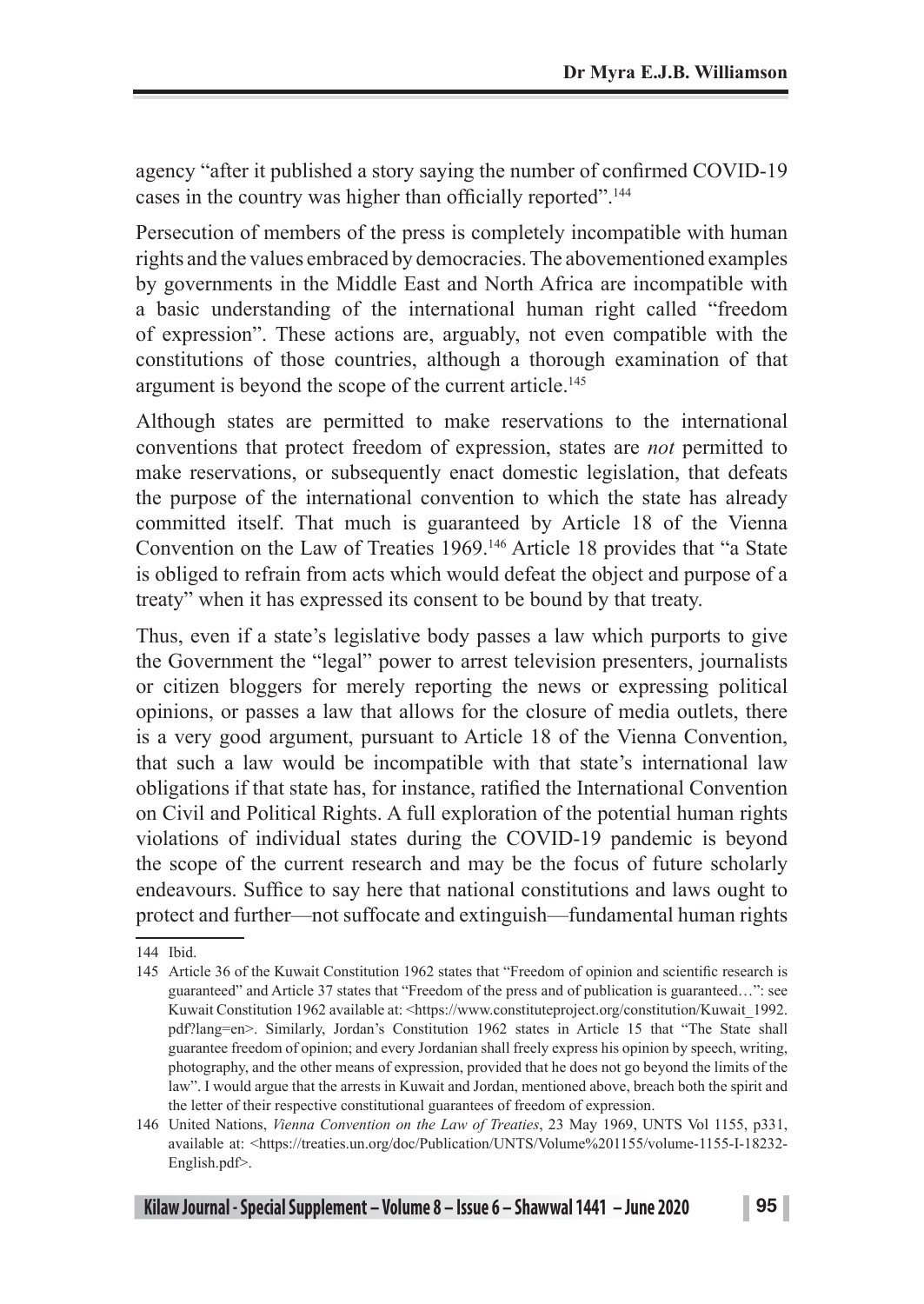agency "after it published a story saying the number of confirmed COVID-19 cases in the country was higher than officially reported".[144]

Persecution of members of the press is completely incompatible with human rights and the values embraced by democracies. The abovementioned examples by governments in the Middle East and North Africa are incompatible with a basic understanding of the international human right called "freedom of expression". These actions are, arguably, not even compatible with the constitutions of those countries, although a thorough examination of that argument is beyond the scope of the current article.[145]

Although states are permitted to make reservations to the international conventions that protect freedom of expression, states are *not* permitted to make reservations, or subsequently enact domestic legislation, that defeats the purpose of the international convention to which the state has already committed itself. That much is guaranteed by Article 18 of the Vienna Convention on the Law of Treaties 1969.[146] Article 18 provides that "a State is obliged to refrain from acts which would defeat the object and purpose of a treaty" when it has expressed its consent to be bound by that treaty.

Thus, even if a state's legislative body passes a law which purports to give the Government the "legal" power to arrest television presenters, journalists or citizen bloggers for merely reporting the news or expressing political opinions, or passes a law that allows for the closure of media outlets, there is a very good argument, pursuant to Article 18 of the Vienna Convention, that such a law would be incompatible with that state's international law obligations if that state has, for instance, ratified the International Convention on Civil and Political Rights. A full exploration of the potential human rights violations of individual states during the COVID-19 pandemic is beyond the scope of the current research and may be the focus of future scholarly endeavours. Suffice to say here that national constitutions and laws ought to protect and further—not suffocate and extinguish—fundamental human rights

---

144 Ibid.

145 Article 36 of the Kuwait Constitution 1962 states that "Freedom of opinion and scientific research is guaranteed" and Article 37 states that "Freedom of the press and of publication is guaranteed…": see Kuwait Constitution 1962 available at: <https://www.constituteproject.org/constitution/Kuwait_1992.pdf?lang=en>. Similarly, Jordan's Constitution 1962 states in Article 15 that "The State shall guarantee freedom of opinion; and every Jordanian shall freely express his opinion by speech, writing, photography, and the other means of expression, provided that he does not go beyond the limits of the law". I would argue that the arrests in Kuwait and Jordan, mentioned above, breach both the spirit and the letter of their respective constitutional guarantees of freedom of expression.

146 United Nations, *Vienna Convention on the Law of Treaties*, 23 May 1969, UNTS Vol 1155, p331, available at: <https://treaties.un.org/doc/Publication/UNTS/Volume%201155/volume-1155-I-18232-English.pdf>.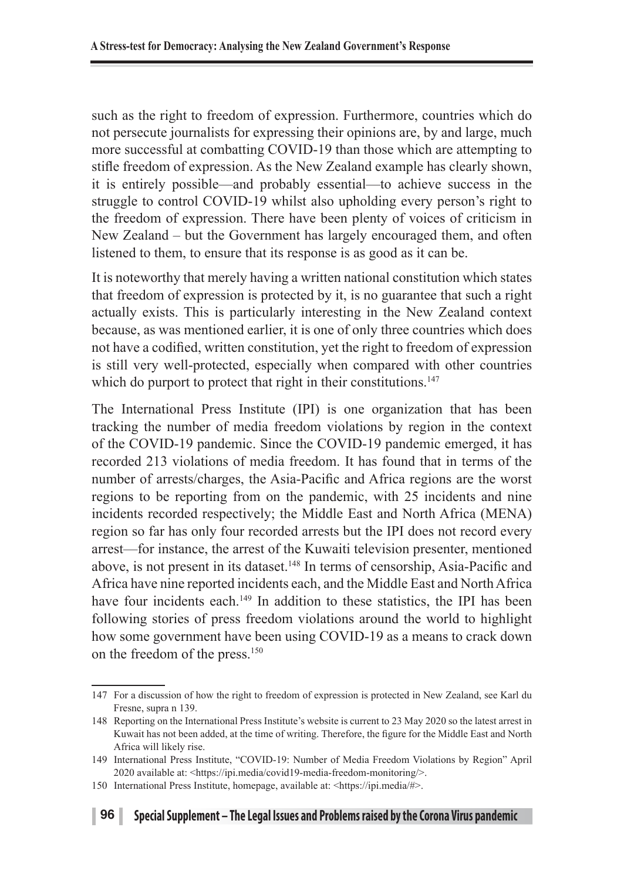such as the right to freedom of expression. Furthermore, countries which do not persecute journalists for expressing their opinions are, by and large, much more successful at combatting COVID-19 than those which are attempting to stifle freedom of expression. As the New Zealand example has clearly shown, it is entirely possible—and probably essential—to achieve success in the struggle to control COVID-19 whilst also upholding every person's right to the freedom of expression. There have been plenty of voices of criticism in New Zealand – but the Government has largely encouraged them, and often listened to them, to ensure that its response is as good as it can be.

It is noteworthy that merely having a written national constitution which states that freedom of expression is protected by it, is no guarantee that such a right actually exists. This is particularly interesting in the New Zealand context because, as was mentioned earlier, it is one of only three countries which does not have a codified, written constitution, yet the right to freedom of expression is still very well-protected, especially when compared with other countries which do purport to protect that right in their constitutions.[147]

The International Press Institute (IPI) is one organization that has been tracking the number of media freedom violations by region in the context of the COVID-19 pandemic. Since the COVID-19 pandemic emerged, it has recorded 213 violations of media freedom. It has found that in terms of the number of arrests/charges, the Asia-Pacific and Africa regions are the worst regions to be reporting from on the pandemic, with 25 incidents and nine incidents recorded respectively; the Middle East and North Africa (MENA) region so far has only four recorded arrests but the IPI does not record every arrest—for instance, the arrest of the Kuwaiti television presenter, mentioned above, is not present in its dataset.[148] In terms of censorship, Asia-Pacific and Africa have nine reported incidents each, and the Middle East and North Africa have four incidents each.[149] In addition to these statistics, the IPI has been following stories of press freedom violations around the world to highlight how some government have been using COVID-19 as a means to crack down on the freedom of the press.[150]

---

147 For a discussion of how the right to freedom of expression is protected in New Zealand, see Karl du Fresne, supra n 139.

148 Reporting on the International Press Institute's website is current to 23 May 2020 so the latest arrest in Kuwait has not been added, at the time of writing. Therefore, the figure for the Middle East and North Africa will likely rise.

149 International Press Institute, "COVID-19: Number of Media Freedom Violations by Region" April 2020 available at: <https://ipi.media/covid19-media-freedom-monitoring/>.

150 International Press Institute, homepage, available at: <https://ipi.media/#>.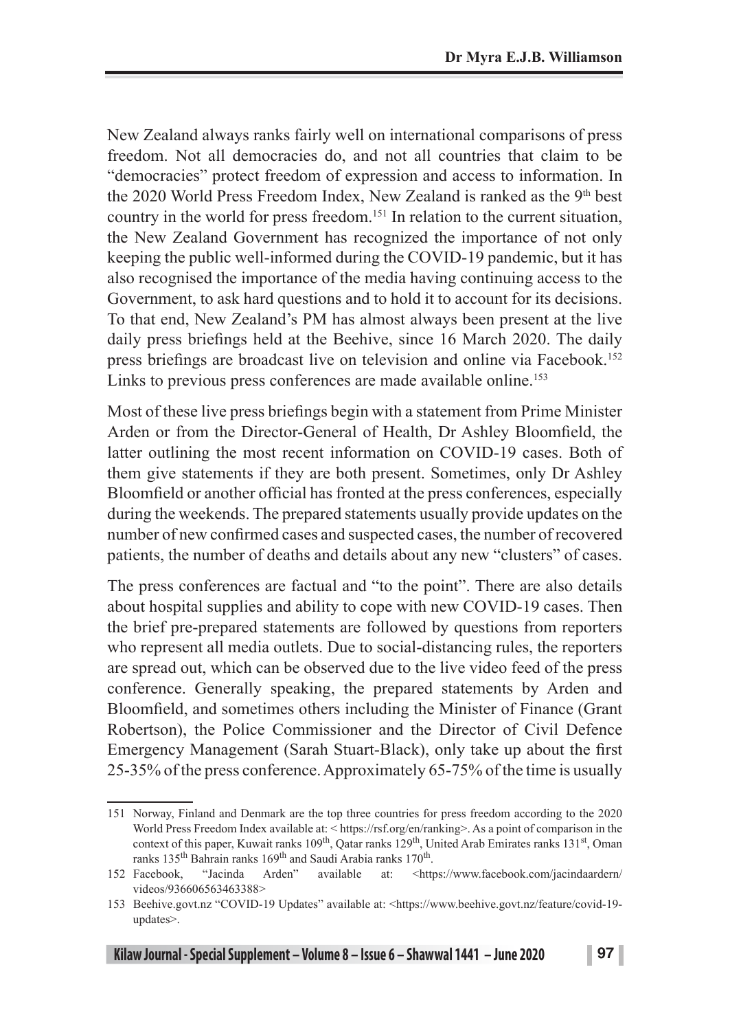New Zealand always ranks fairly well on international comparisons of press freedom. Not all democracies do, and not all countries that claim to be "democracies" protect freedom of expression and access to information. In the 2020 World Press Freedom Index, New Zealand is ranked as the 9th best country in the world for press freedom.[151] In relation to the current situation, the New Zealand Government has recognized the importance of not only keeping the public well-informed during the COVID-19 pandemic, but it has also recognised the importance of the media having continuing access to the Government, to ask hard questions and to hold it to account for its decisions. To that end, New Zealand's PM has almost always been present at the live daily press briefings held at the Beehive, since 16 March 2020. The daily press briefings are broadcast live on television and online via Facebook.[152] Links to previous press conferences are made available online.[153]

Most of these live press briefings begin with a statement from Prime Minister Arden or from the Director-General of Health, Dr Ashley Bloomfield, the latter outlining the most recent information on COVID-19 cases. Both of them give statements if they are both present. Sometimes, only Dr Ashley Bloomfield or another official has fronted at the press conferences, especially during the weekends. The prepared statements usually provide updates on the number of new confirmed cases and suspected cases, the number of recovered patients, the number of deaths and details about any new "clusters" of cases.

The press conferences are factual and "to the point". There are also details about hospital supplies and ability to cope with new COVID-19 cases. Then the brief pre-prepared statements are followed by questions from reporters who represent all media outlets. Due to social-distancing rules, the reporters are spread out, which can be observed due to the live video feed of the press conference. Generally speaking, the prepared statements by Arden and Bloomfield, and sometimes others including the Minister of Finance (Grant Robertson), the Police Commissioner and the Director of Civil Defence Emergency Management (Sarah Stuart-Black), only take up about the first 25-35% of the press conference. Approximately 65-75% of the time is usually

---

151 Norway, Finland and Denmark are the top three countries for press freedom according to the 2020 World Press Freedom Index available at: < https://rsf.org/en/ranking>. As a point of comparison in the context of this paper, Kuwait ranks 109th, Qatar ranks 129th, United Arab Emirates ranks 131st, Oman ranks 135th Bahrain ranks 169th and Saudi Arabia ranks 170th.

152 Facebook, "Jacinda Arden" available at: <https://www.facebook.com/jacindaardern/videos/936606563463388>

153 Beehive.govt.nz "COVID-19 Updates" available at: <https://www.beehive.govt.nz/feature/covid-19-updates>.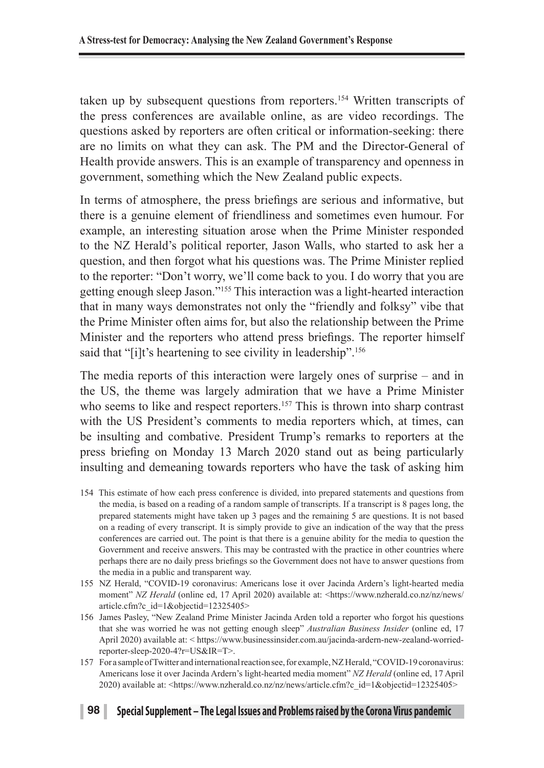taken up by subsequent questions from reporters.[154] Written transcripts of the press conferences are available online, as are video recordings. The questions asked by reporters are often critical or information-seeking: there are no limits on what they can ask. The PM and the Director-General of Health provide answers. This is an example of transparency and openness in government, something which the New Zealand public expects.

In terms of atmosphere, the press briefings are serious and informative, but there is a genuine element of friendliness and sometimes even humour. For example, an interesting situation arose when the Prime Minister responded to the NZ Herald's political reporter, Jason Walls, who started to ask her a question, and then forgot what his questions was. The Prime Minister replied to the reporter: "Don't worry, we'll come back to you. I do worry that you are getting enough sleep Jason."[155] This interaction was a light-hearted interaction that in many ways demonstrates not only the "friendly and folksy" vibe that the Prime Minister often aims for, but also the relationship between the Prime Minister and the reporters who attend press briefings. The reporter himself said that "[i]t's heartening to see civility in leadership".[156]

The media reports of this interaction were largely ones of surprise – and in the US, the theme was largely admiration that we have a Prime Minister who seems to like and respect reporters.[157] This is thrown into sharp contrast with the US President's comments to media reporters which, at times, can be insulting and combative. President Trump's remarks to reporters at the press briefing on Monday 13 March 2020 stand out as being particularly insulting and demeaning towards reporters who have the task of asking him

154 This estimate of how each press conference is divided, into prepared statements and questions from the media, is based on a reading of a random sample of transcripts. If a transcript is 8 pages long, the prepared statements might have taken up 3 pages and the remaining 5 are questions. It is not based on a reading of every transcript. It is simply provide to give an indication of the way that the press conferences are carried out. The point is that there is a genuine ability for the media to question the Government and receive answers. This may be contrasted with the practice in other countries where perhaps there are no daily press briefings so the Government does not have to answer questions from the media in a public and transparent way.

155 NZ Herald, "COVID-19 coronavirus: Americans lose it over Jacinda Ardern's light-hearted media moment" *NZ Herald* (online ed, 17 April 2020) available at: <https://www.nzherald.co.nz/nz/news/article.cfm?c_id=1&objectid=12325405>

156 James Pasley, "New Zealand Prime Minister Jacinda Arden told a reporter who forgot his questions that she was worried he was not getting enough sleep" *Australian Business Insider* (online ed, 17 April 2020) available at: < https://www.businessinsider.com.au/jacinda-ardern-new-zealand-worried-reporter-sleep-2020-4?r=US&IR=T>.

157 For a sample of Twitter and international reaction see, for example, NZ Herald, "COVID-19 coronavirus: Americans lose it over Jacinda Ardern's light-hearted media moment" *NZ Herald* (online ed, 17 April 2020) available at: <https://www.nzherald.co.nz/nz/news/article.cfm?c_id=1&objectid=12325405>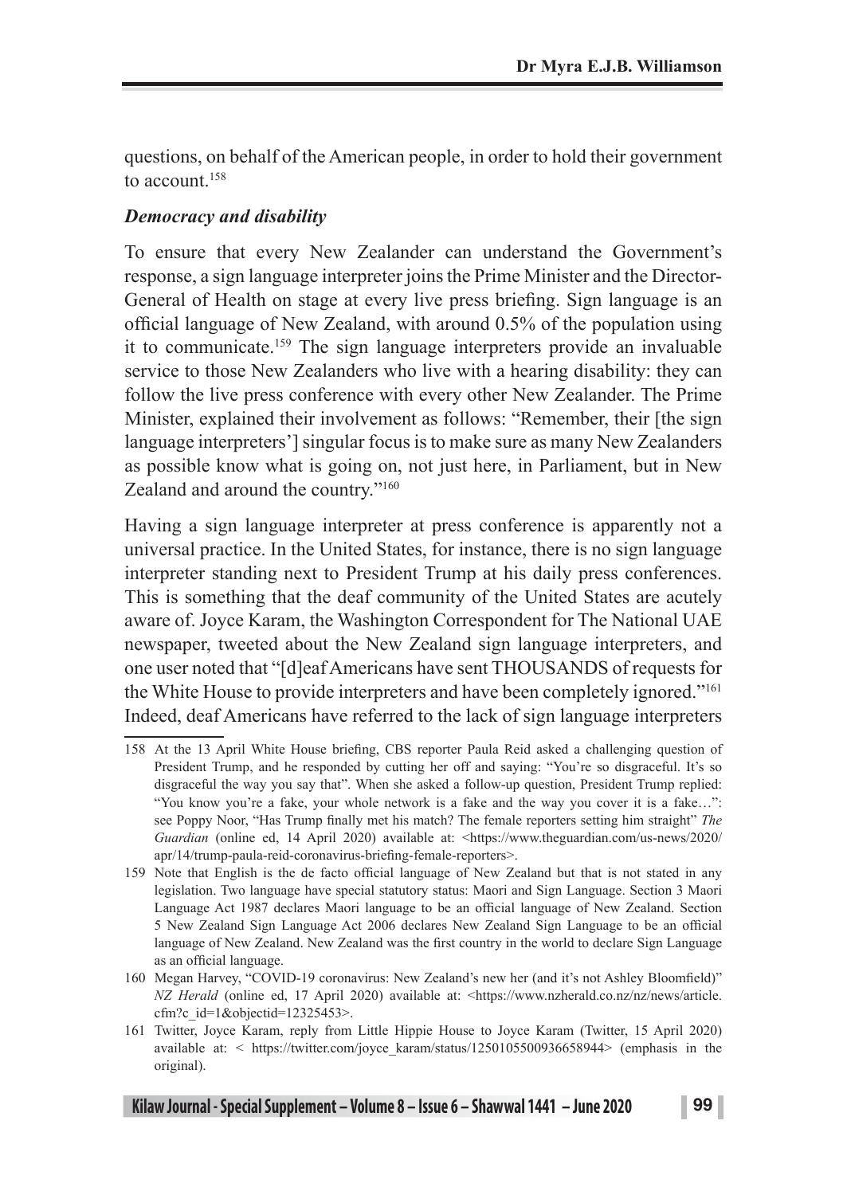questions, on behalf of the American people, in order to hold their government to account.[158]

### *Democracy and disability*

To ensure that every New Zealander can understand the Government's response, a sign language interpreter joins the Prime Minister and the Director-General of Health on stage at every live press briefing. Sign language is an official language of New Zealand, with around 0.5% of the population using it to communicate.[159] The sign language interpreters provide an invaluable service to those New Zealanders who live with a hearing disability: they can follow the live press conference with every other New Zealander. The Prime Minister, explained their involvement as follows: "Remember, their [the sign language interpreters'] singular focus is to make sure as many New Zealanders as possible know what is going on, not just here, in Parliament, but in New Zealand and around the country."[160]

Having a sign language interpreter at press conference is apparently not a universal practice. In the United States, for instance, there is no sign language interpreter standing next to President Trump at his daily press conferences. This is something that the deaf community of the United States are acutely aware of. Joyce Karam, the Washington Correspondent for The National UAE newspaper, tweeted about the New Zealand sign language interpreters, and one user noted that "[d]eaf Americans have sent THOUSANDS of requests for the White House to provide interpreters and have been completely ignored."[161] Indeed, deaf Americans have referred to the lack of sign language interpreters

---

158 At the 13 April White House briefing, CBS reporter Paula Reid asked a challenging question of President Trump, and he responded by cutting her off and saying: "You're so disgraceful. It's so disgraceful the way you say that". When she asked a follow-up question, President Trump replied: "You know you're a fake, your whole network is a fake and the way you cover it is a fake…": see Poppy Noor, "Has Trump finally met his match? The female reporters setting him straight" *The Guardian* (online ed, 14 April 2020) available at: <https://www.theguardian.com/us-news/2020/apr/14/trump-paula-reid-coronavirus-briefing-female-reporters>.

159 Note that English is the de facto official language of New Zealand but that is not stated in any legislation. Two language have special statutory status: Maori and Sign Language. Section 3 Maori Language Act 1987 declares Maori language to be an official language of New Zealand. Section 5 New Zealand Sign Language Act 2006 declares New Zealand Sign Language to be an official language of New Zealand. New Zealand was the first country in the world to declare Sign Language as an official language.

160 Megan Harvey, "COVID-19 coronavirus: New Zealand's new her (and it's not Ashley Bloomfield)" *NZ Herald* (online ed, 17 April 2020) available at: <https://www.nzherald.co.nz/nz/news/article.cfm?c_id=1&objectid=12325453>.

161 Twitter, Joyce Karam, reply from Little Hippie House to Joyce Karam (Twitter, 15 April 2020) available at: < https://twitter.com/joyce_karam/status/1250105500936658944> (emphasis in the original).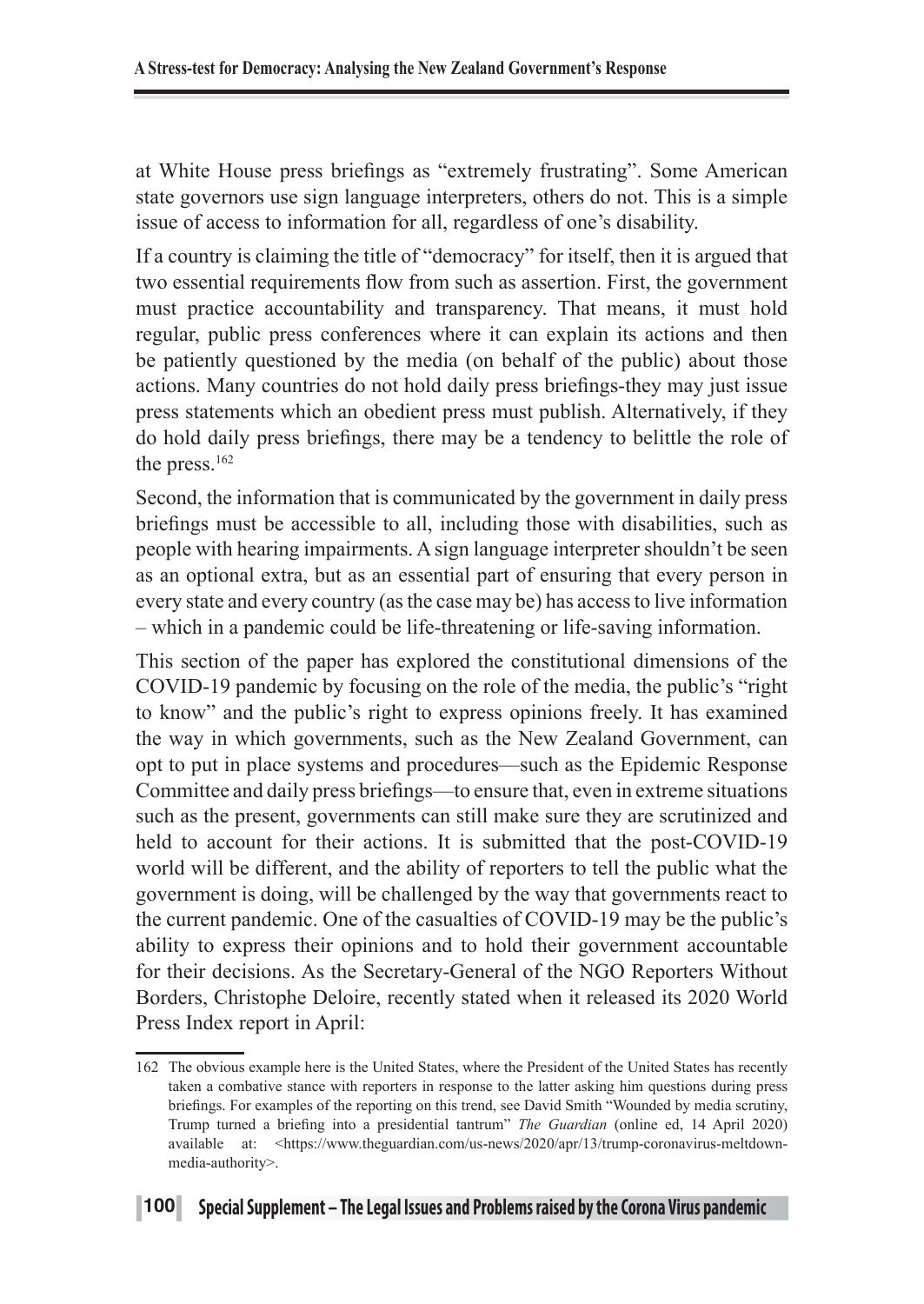at White House press briefings as "extremely frustrating". Some American state governors use sign language interpreters, others do not. This is a simple issue of access to information for all, regardless of one's disability.

If a country is claiming the title of "democracy" for itself, then it is argued that two essential requirements flow from such as assertion. First, the government must practice accountability and transparency. That means, it must hold regular, public press conferences where it can explain its actions and then be patiently questioned by the media (on behalf of the public) about those actions. Many countries do not hold daily press briefings-they may just issue press statements which an obedient press must publish. Alternatively, if they do hold daily press briefings, there may be a tendency to belittle the role of the press.[162]

Second, the information that is communicated by the government in daily press briefings must be accessible to all, including those with disabilities, such as people with hearing impairments. A sign language interpreter shouldn't be seen as an optional extra, but as an essential part of ensuring that every person in every state and every country (as the case may be) has access to live information – which in a pandemic could be life-threatening or life-saving information.

This section of the paper has explored the constitutional dimensions of the COVID-19 pandemic by focusing on the role of the media, the public's "right to know" and the public's right to express opinions freely. It has examined the way in which governments, such as the New Zealand Government, can opt to put in place systems and procedures—such as the Epidemic Response Committee and daily press briefings—to ensure that, even in extreme situations such as the present, governments can still make sure they are scrutinized and held to account for their actions. It is submitted that the post-COVID-19 world will be different, and the ability of reporters to tell the public what the government is doing, will be challenged by the way that governments react to the current pandemic. One of the casualties of COVID-19 may be the public's ability to express their opinions and to hold their government accountable for their decisions. As the Secretary-General of the NGO Reporters Without Borders, Christophe Deloire, recently stated when it released its 2020 World Press Index report in April:

---

162 The obvious example here is the United States, where the President of the United States has recently taken a combative stance with reporters in response to the latter asking him questions during press briefings. For examples of the reporting on this trend, see David Smith "Wounded by media scrutiny, Trump turned a briefing into a presidential tantrum" *The Guardian* (online ed, 14 April 2020) available at: <https://www.theguardian.com/us-news/2020/apr/13/trump-coronavirus-meltdown-media-authority>.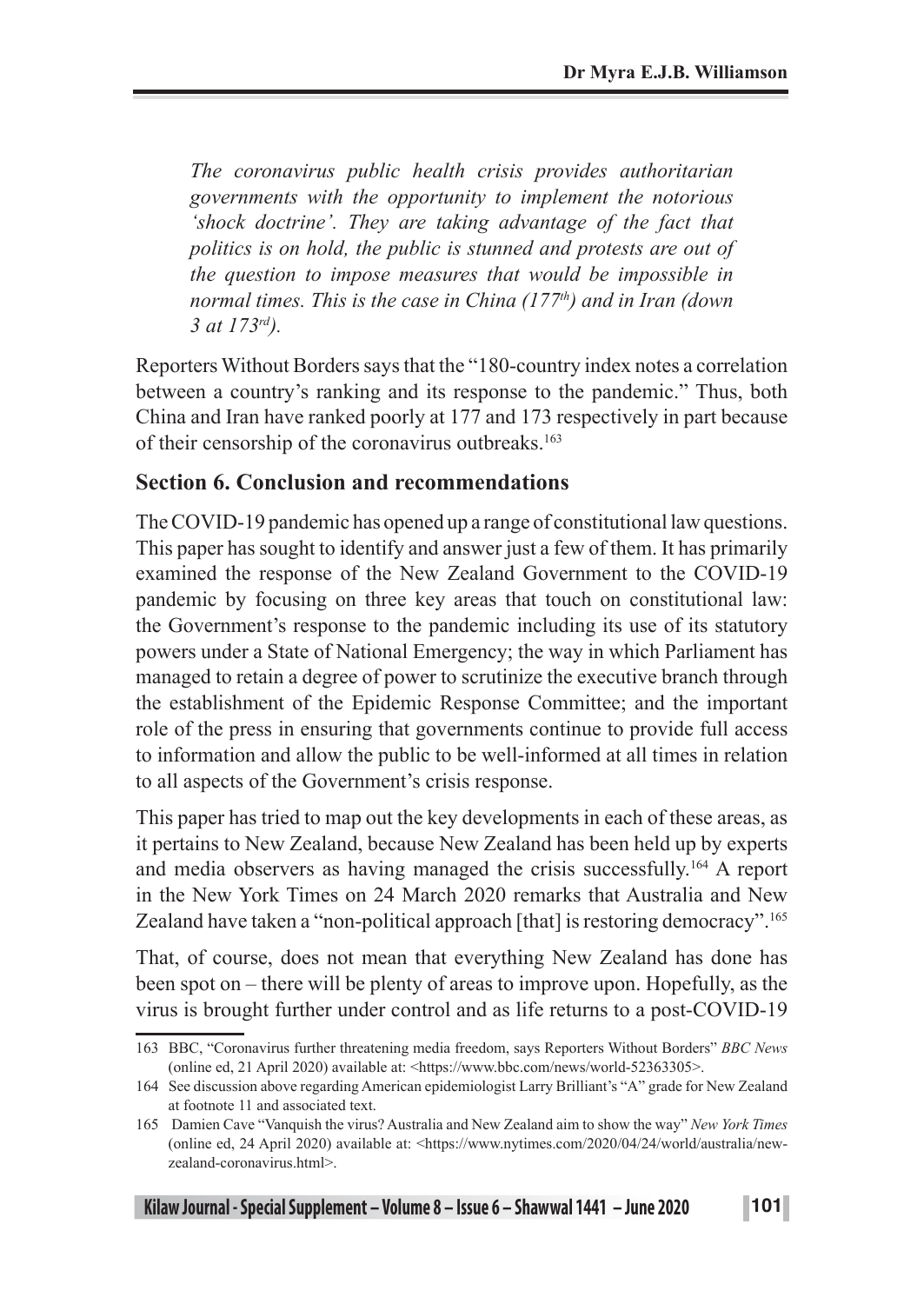*The coronavirus public health crisis provides authoritarian governments with the opportunity to implement the notorious 'shock doctrine'. They are taking advantage of the fact that politics is on hold, the public is stunned and protests are out of the question to impose measures that would be impossible in normal times. This is the case in China (177th) and in Iran (down 3 at 173rd).*

Reporters Without Borders says that the "180-country index notes a correlation between a country's ranking and its response to the pandemic." Thus, both China and Iran have ranked poorly at 177 and 173 respectively in part because of their censorship of the coronavirus outbreaks.[163]

## Section 6. Conclusion and recommendations

The COVID-19 pandemic has opened up a range of constitutional law questions. This paper has sought to identify and answer just a few of them. It has primarily examined the response of the New Zealand Government to the COVID-19 pandemic by focusing on three key areas that touch on constitutional law: the Government's response to the pandemic including its use of its statutory powers under a State of National Emergency; the way in which Parliament has managed to retain a degree of power to scrutinize the executive branch through the establishment of the Epidemic Response Committee; and the important role of the press in ensuring that governments continue to provide full access to information and allow the public to be well-informed at all times in relation to all aspects of the Government's crisis response.

This paper has tried to map out the key developments in each of these areas, as it pertains to New Zealand, because New Zealand has been held up by experts and media observers as having managed the crisis successfully.[164] A report in the New York Times on 24 March 2020 remarks that Australia and New Zealand have taken a "non-political approach [that] is restoring democracy".[165]

That, of course, does not mean that everything New Zealand has done has been spot on – there will be plenty of areas to improve upon. Hopefully, as the virus is brought further under control and as life returns to a post-COVID-19

---

163 BBC, "Coronavirus further threatening media freedom, says Reporters Without Borders" *BBC News* (online ed, 21 April 2020) available at: <https://www.bbc.com/news/world-52363305>.

164 See discussion above regarding American epidemiologist Larry Brilliant's "A" grade for New Zealand at footnote 11 and associated text.

165 Damien Cave "Vanquish the virus? Australia and New Zealand aim to show the way" *New York Times* (online ed, 24 April 2020) available at: <https://www.nytimes.com/2020/04/24/world/australia/new-zealand-coronavirus.html>.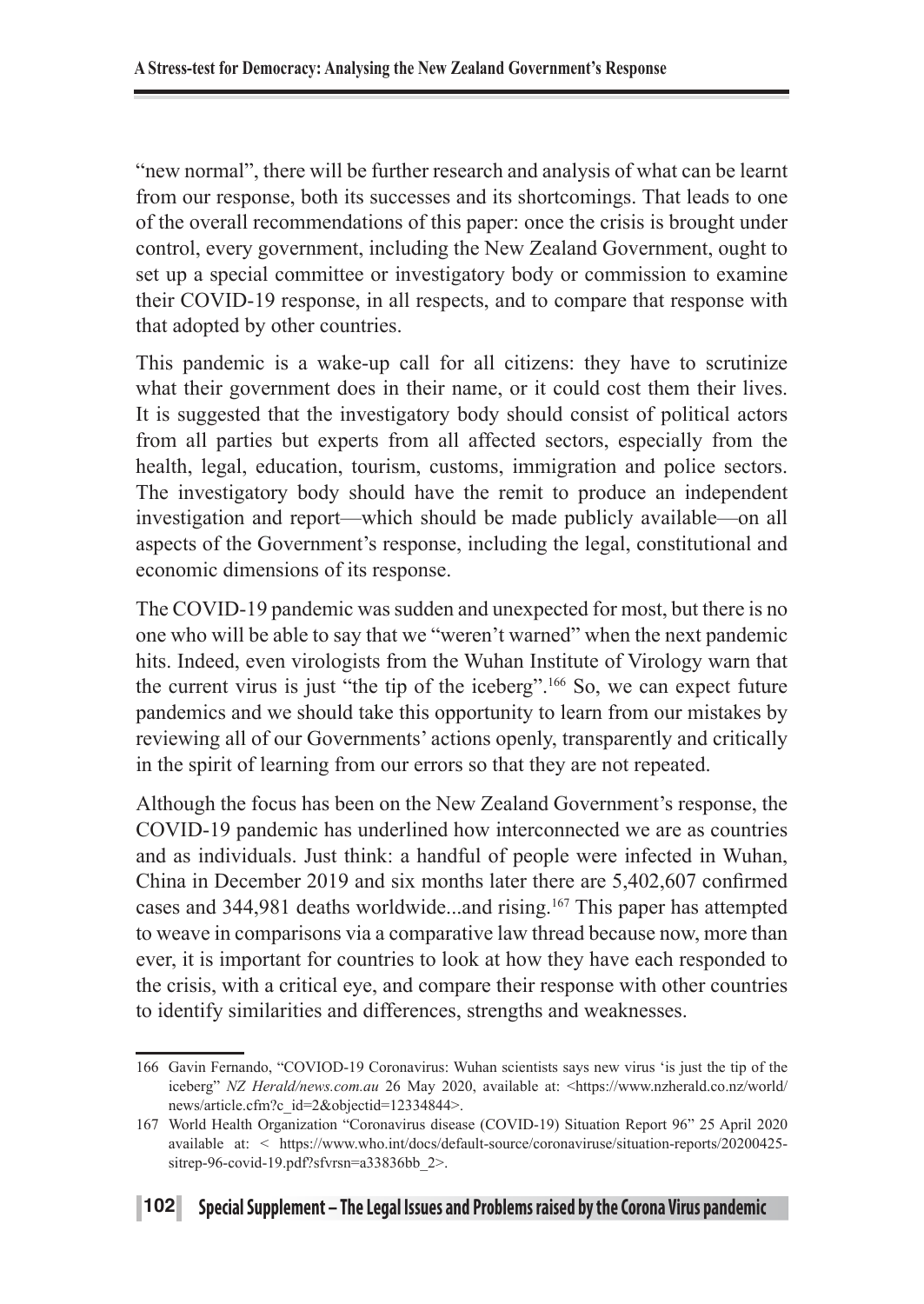"new normal", there will be further research and analysis of what can be learnt from our response, both its successes and its shortcomings. That leads to one of the overall recommendations of this paper: once the crisis is brought under control, every government, including the New Zealand Government, ought to set up a special committee or investigatory body or commission to examine their COVID-19 response, in all respects, and to compare that response with that adopted by other countries.

This pandemic is a wake-up call for all citizens: they have to scrutinize what their government does in their name, or it could cost them their lives. It is suggested that the investigatory body should consist of political actors from all parties but experts from all affected sectors, especially from the health, legal, education, tourism, customs, immigration and police sectors. The investigatory body should have the remit to produce an independent investigation and report—which should be made publicly available—on all aspects of the Government's response, including the legal, constitutional and economic dimensions of its response.

The COVID-19 pandemic was sudden and unexpected for most, but there is no one who will be able to say that we "weren't warned" when the next pandemic hits. Indeed, even virologists from the Wuhan Institute of Virology warn that the current virus is just "the tip of the iceberg".[166] So, we can expect future pandemics and we should take this opportunity to learn from our mistakes by reviewing all of our Governments' actions openly, transparently and critically in the spirit of learning from our errors so that they are not repeated.

Although the focus has been on the New Zealand Government's response, the COVID-19 pandemic has underlined how interconnected we are as countries and as individuals. Just think: a handful of people were infected in Wuhan, China in December 2019 and six months later there are 5,402,607 confirmed cases and 344,981 deaths worldwide...and rising.[167] This paper has attempted to weave in comparisons via a comparative law thread because now, more than ever, it is important for countries to look at how they have each responded to the crisis, with a critical eye, and compare their response with other countries to identify similarities and differences, strengths and weaknesses.

---

166 Gavin Fernando, "COVIOD-19 Coronavirus: Wuhan scientists says new virus 'is just the tip of the iceberg" *NZ Herald/news.com.au* 26 May 2020, available at: <https://www.nzherald.co.nz/world/news/article.cfm?c_id=2&objectid=12334844>.

167 World Health Organization "Coronavirus disease (COVID-19) Situation Report 96" 25 April 2020 available at: < https://www.who.int/docs/default-source/coronaviruse/situation-reports/20200425-sitrep-96-covid-19.pdf?sfvrsn=a33836bb_2>.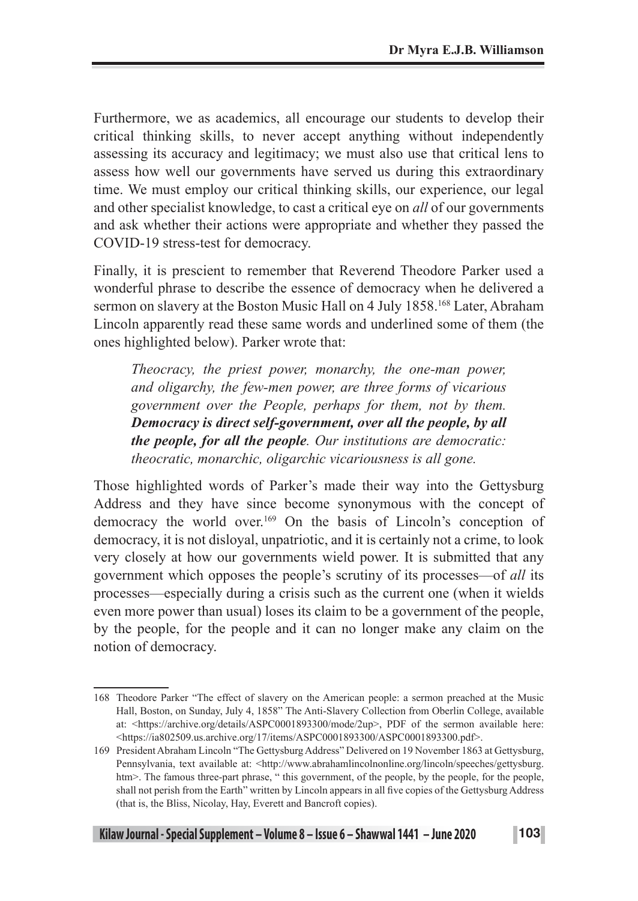Furthermore, we as academics, all encourage our students to develop their critical thinking skills, to never accept anything without independently assessing its accuracy and legitimacy; we must also use that critical lens to assess how well our governments have served us during this extraordinary time. We must employ our critical thinking skills, our experience, our legal and other specialist knowledge, to cast a critical eye on *all* of our governments and ask whether their actions were appropriate and whether they passed the COVID-19 stress-test for democracy.

Finally, it is prescient to remember that Reverend Theodore Parker used a wonderful phrase to describe the essence of democracy when he delivered a sermon on slavery at the Boston Music Hall on 4 July 1858.[168] Later, Abraham Lincoln apparently read these same words and underlined some of them (the ones highlighted below). Parker wrote that:

> *Theocracy, the priest power, monarchy, the one-man power, and oligarchy, the few-men power, are three forms of vicarious government over the People, perhaps for them, not by them.* ***Democracy is direct self-government, over all the people, by all the people, for all the people****. Our institutions are democratic: theocratic, monarchic, oligarchic vicariousness is all gone.*

Those highlighted words of Parker's made their way into the Gettysburg Address and they have since become synonymous with the concept of democracy the world over.[169] On the basis of Lincoln's conception of democracy, it is not disloyal, unpatriotic, and it is certainly not a crime, to look very closely at how our governments wield power. It is submitted that any government which opposes the people's scrutiny of its processes—of *all* its processes—especially during a crisis such as the current one (when it wields even more power than usual) loses its claim to be a government of the people, by the people, for the people and it can no longer make any claim on the notion of democracy.

---

168 Theodore Parker "The effect of slavery on the American people: a sermon preached at the Music Hall, Boston, on Sunday, July 4, 1858" The Anti-Slavery Collection from Oberlin College, available at: <https://archive.org/details/ASPC0001893300/mode/2up>, PDF of the sermon available here: <https://ia802509.us.archive.org/17/items/ASPC0001893300/ASPC0001893300.pdf>.

169 President Abraham Lincoln "The Gettysburg Address" Delivered on 19 November 1863 at Gettysburg, Pennsylvania, text available at: <http://www.abrahamlincolnonline.org/lincoln/speeches/gettysburg.htm>. The famous three-part phrase, " this government, of the people, by the people, for the people, shall not perish from the Earth" written by Lincoln appears in all five copies of the Gettysburg Address (that is, the Bliss, Nicolay, Hay, Everett and Bancroft copies).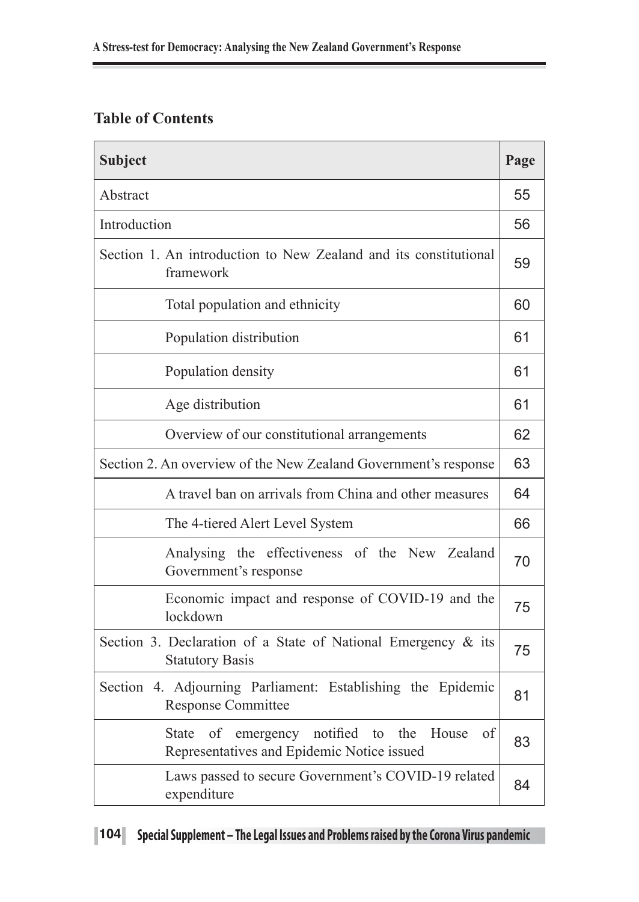## Table of Contents

| Subject | Page |
|---|---|
| Abstract | 55 |
| Introduction | 56 |
| Section 1. An introduction to New Zealand and its constitutional framework | 59 |
| Total population and ethnicity | 60 |
| Population distribution | 61 |
| Population density | 61 |
| Age distribution | 61 |
| Overview of our constitutional arrangements | 62 |
| Section 2. An overview of the New Zealand Government's response | 63 |
| A travel ban on arrivals from China and other measures | 64 |
| The 4-tiered Alert Level System | 66 |
| Analysing the effectiveness of the New Zealand Government's response | 70 |
| Economic impact and response of COVID-19 and the lockdown | 75 |
| Section 3. Declaration of a State of National Emergency & its Statutory Basis | 75 |
| Section 4. Adjourning Parliament: Establishing the Epidemic Response Committee | 81 |
| State of emergency notified to the House of Representatives and Epidemic Notice issued | 83 |
| Laws passed to secure Government's COVID-19 related expenditure | 84 |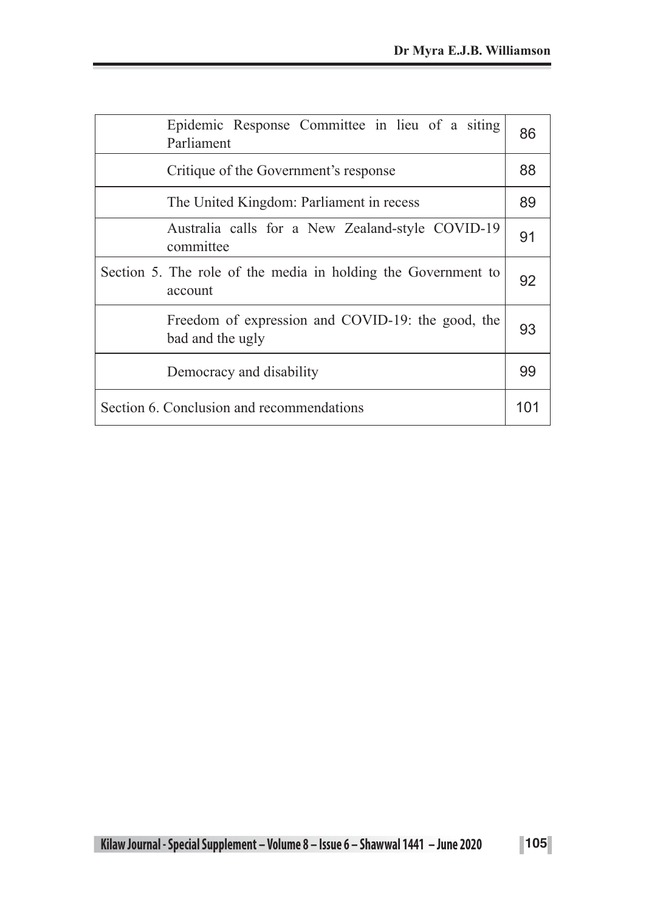| | |
|---|---|
| Epidemic Response Committee in lieu of a siting Parliament | 86 |
| Critique of the Government's response | 88 |
| The United Kingdom: Parliament in recess | 89 |
| Australia calls for a New Zealand-style COVID-19 committee | 91 |
| Section 5. The role of the media in holding the Government to account | 92 |
| Freedom of expression and COVID-19: the good, the bad and the ugly | 93 |
| Democracy and disability | 99 |
| Section 6. Conclusion and recommendations | 101 |